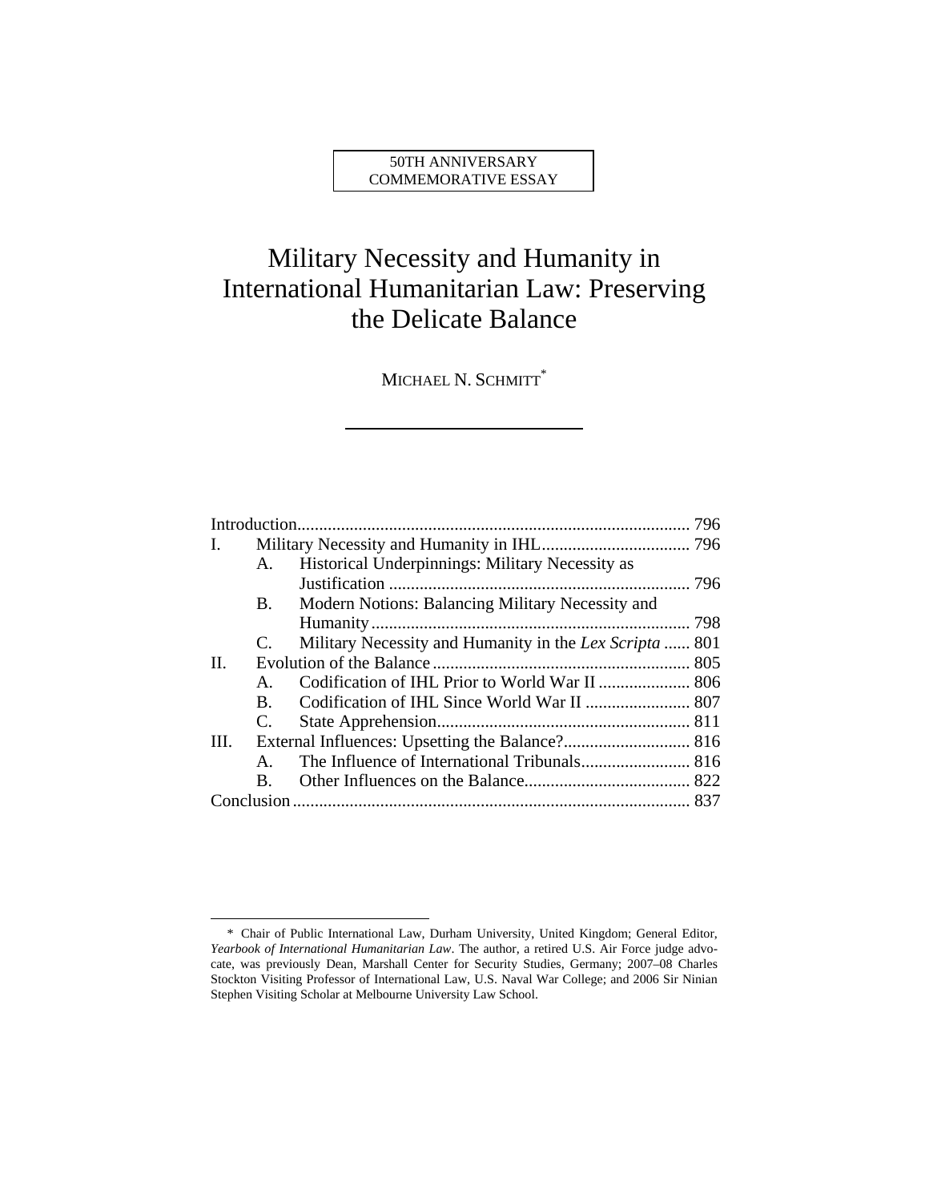50TH ANNIVERSARY
COMMEMORATIVE ESSAY

# Military Necessity and Humanity in International Humanitarian Law: Preserving the Delicate Balance

MICHAEL N. SCHMITT*

| | | | |
|---|---|---|---|
| Introduction | | | 796 |
| I. | Military Necessity and Humanity in IHL | | 796 |
| | A. | Historical Underpinnings: Military Necessity as Justification | 796 |
| | B. | Modern Notions: Balancing Military Necessity and Humanity | 798 |
| | C. | Military Necessity and Humanity in the *Lex Scripta* | 801 |
| II. | Evolution of the Balance | | 805 |
| | A. | Codification of IHL Prior to World War II | 806 |
| | B. | Codification of IHL Since World War II | 807 |
| | C. | State Apprehension | 811 |
| III. | External Influences: Upsetting the Balance? | | 816 |
| | A. | The Influence of International Tribunals | 816 |
| | B. | Other Influences on the Balance | 822 |
| Conclusion | | | 837 |

\* Chair of Public International Law, Durham University, United Kingdom; General Editor, *Yearbook of International Humanitarian Law*. The author, a retired U.S. Air Force judge advocate, was previously Dean, Marshall Center for Security Studies, Germany; 2007–08 Charles Stockton Visiting Professor of International Law, U.S. Naval War College; and 2006 Sir Ninian Stephen Visiting Scholar at Melbourne University Law School.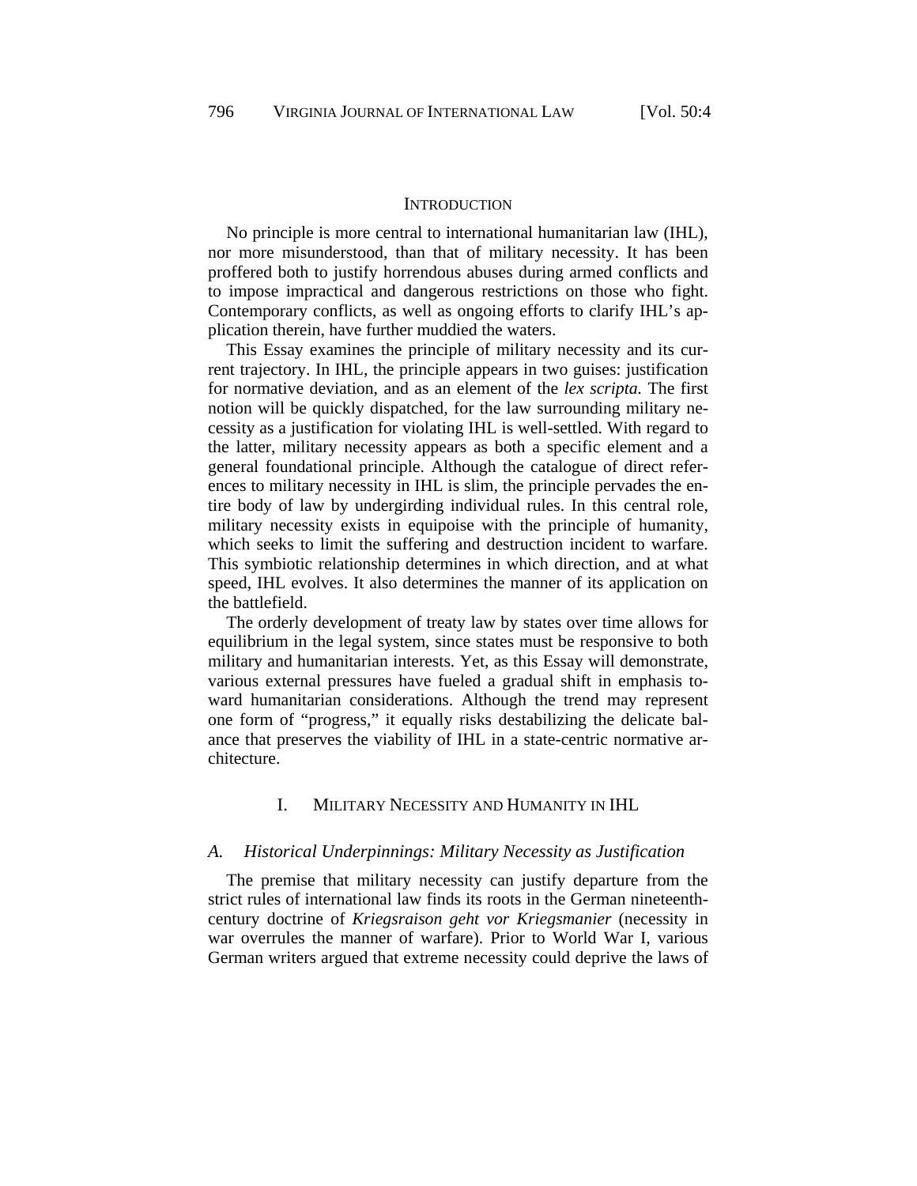## INTRODUCTION

No principle is more central to international humanitarian law (IHL), nor more misunderstood, than that of military necessity. It has been proffered both to justify horrendous abuses during armed conflicts and to impose impractical and dangerous restrictions on those who fight. Contemporary conflicts, as well as ongoing efforts to clarify IHL's application therein, have further muddied the waters.

This Essay examines the principle of military necessity and its current trajectory. In IHL, the principle appears in two guises: justification for normative deviation, and as an element of the *lex scripta.* The first notion will be quickly dispatched, for the law surrounding military necessity as a justification for violating IHL is well-settled. With regard to the latter, military necessity appears as both a specific element and a general foundational principle. Although the catalogue of direct references to military necessity in IHL is slim, the principle pervades the entire body of law by undergirding individual rules. In this central role, military necessity exists in equipoise with the principle of humanity, which seeks to limit the suffering and destruction incident to warfare. This symbiotic relationship determines in which direction, and at what speed, IHL evolves. It also determines the manner of its application on the battlefield.

The orderly development of treaty law by states over time allows for equilibrium in the legal system, since states must be responsive to both military and humanitarian interests. Yet, as this Essay will demonstrate, various external pressures have fueled a gradual shift in emphasis toward humanitarian considerations. Although the trend may represent one form of "progress," it equally risks destabilizing the delicate balance that preserves the viability of IHL in a state-centric normative architecture.

## I. MILITARY NECESSITY AND HUMANITY IN IHL

### A. *Historical Underpinnings: Military Necessity as Justification*

The premise that military necessity can justify departure from the strict rules of international law finds its roots in the German nineteenth-century doctrine of *Kriegsraison geht vor Kriegsmanier* (necessity in war overrules the manner of warfare). Prior to World War I, various German writers argued that extreme necessity could deprive the laws of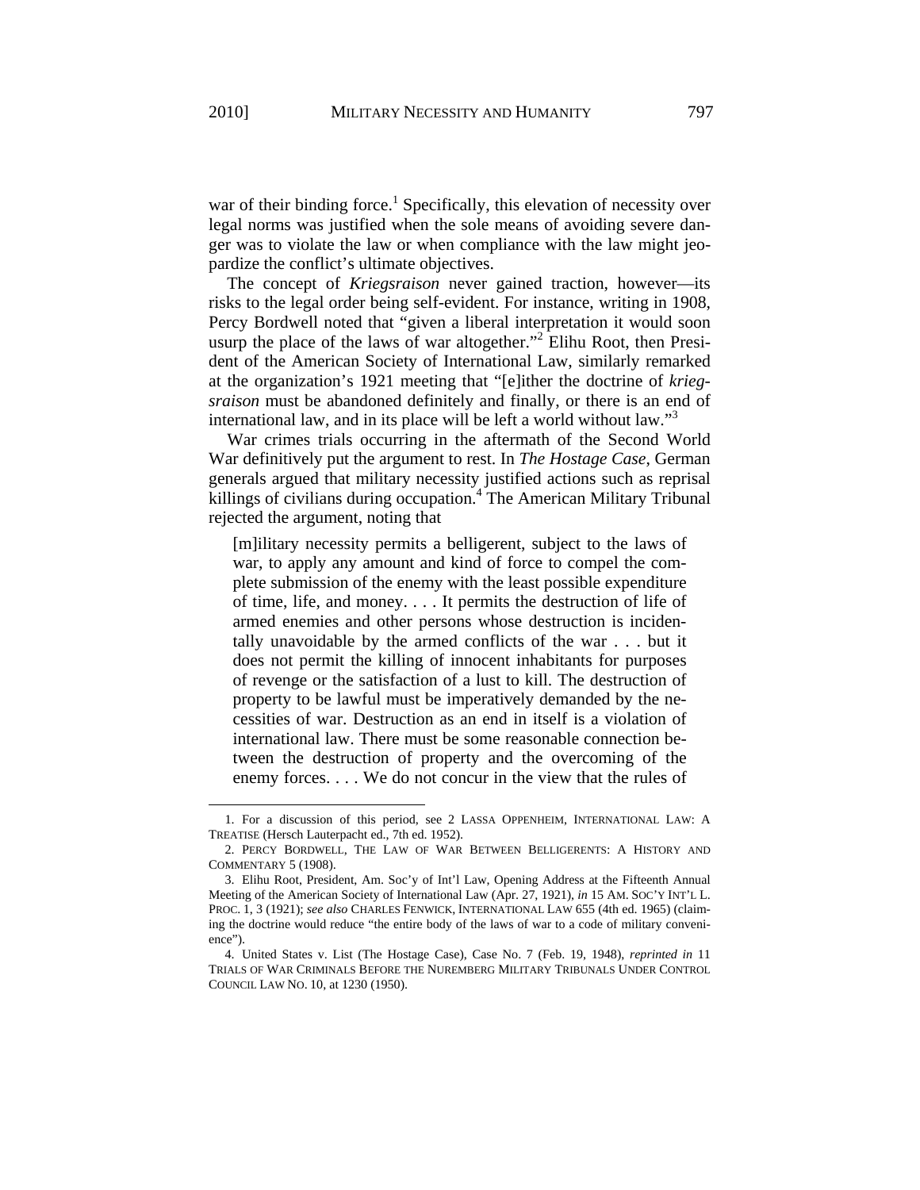war of their binding force.[1] Specifically, this elevation of necessity over legal norms was justified when the sole means of avoiding severe danger was to violate the law or when compliance with the law might jeopardize the conflict's ultimate objectives.

The concept of *Kriegsraison* never gained traction, however—its risks to the legal order being self-evident. For instance, writing in 1908, Percy Bordwell noted that "given a liberal interpretation it would soon usurp the place of the laws of war altogether."[2] Elihu Root, then President of the American Society of International Law, similarly remarked at the organization's 1921 meeting that "[e]ither the doctrine of *kriegsraison* must be abandoned definitely and finally, or there is an end of international law, and in its place will be left a world without law."[3]

War crimes trials occurring in the aftermath of the Second World War definitively put the argument to rest. In *The Hostage Case*, German generals argued that military necessity justified actions such as reprisal killings of civilians during occupation.[4] The American Military Tribunal rejected the argument, noting that

> [m]ilitary necessity permits a belligerent, subject to the laws of war, to apply any amount and kind of force to compel the complete submission of the enemy with the least possible expenditure of time, life, and money. . . . It permits the destruction of life of armed enemies and other persons whose destruction is incidentally unavoidable by the armed conflicts of the war . . . but it does not permit the killing of innocent inhabitants for purposes of revenge or the satisfaction of a lust to kill. The destruction of property to be lawful must be imperatively demanded by the necessities of war. Destruction as an end in itself is a violation of international law. There must be some reasonable connection between the destruction of property and the overcoming of the enemy forces. . . . We do not concur in the view that the rules of

---

1. For a discussion of this period, see 2 LASSA OPPENHEIM, INTERNATIONAL LAW: A TREATISE (Hersch Lauterpacht ed., 7th ed. 1952).

2. PERCY BORDWELL, THE LAW OF WAR BETWEEN BELLIGERENTS: A HISTORY AND COMMENTARY 5 (1908).

3. Elihu Root, President, Am. Soc'y of Int'l Law, Opening Address at the Fifteenth Annual Meeting of the American Society of International Law (Apr. 27, 1921), *in* 15 AM. SOC'Y INT'L L. PROC. 1, 3 (1921); *see also* CHARLES FENWICK, INTERNATIONAL LAW 655 (4th ed. 1965) (claiming the doctrine would reduce "the entire body of the laws of war to a code of military convenience").

4. United States v. List (The Hostage Case), Case No. 7 (Feb. 19, 1948), *reprinted in* 11 TRIALS OF WAR CRIMINALS BEFORE THE NUREMBERG MILITARY TRIBUNALS UNDER CONTROL COUNCIL LAW NO. 10, at 1230 (1950).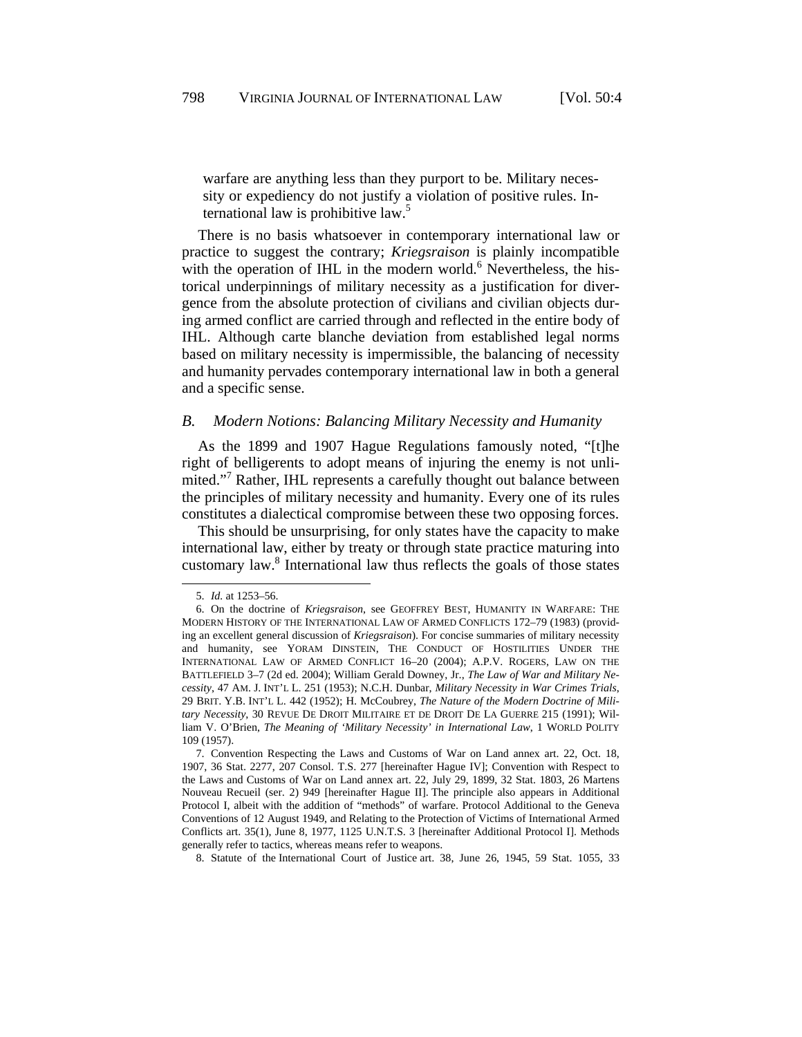warfare are anything less than they purport to be. Military necessity or expediency do not justify a violation of positive rules. International law is prohibitive law.[5]

There is no basis whatsoever in contemporary international law or practice to suggest the contrary; *Kriegsraison* is plainly incompatible with the operation of IHL in the modern world.[6] Nevertheless, the historical underpinnings of military necessity as a justification for divergence from the absolute protection of civilians and civilian objects during armed conflict are carried through and reflected in the entire body of IHL. Although carte blanche deviation from established legal norms based on military necessity is impermissible, the balancing of necessity and humanity pervades contemporary international law in both a general and a specific sense.

### *B. Modern Notions: Balancing Military Necessity and Humanity*

As the 1899 and 1907 Hague Regulations famously noted, "[t]he right of belligerents to adopt means of injuring the enemy is not unlimited."[7] Rather, IHL represents a carefully thought out balance between the principles of military necessity and humanity. Every one of its rules constitutes a dialectical compromise between these two opposing forces.

This should be unsurprising, for only states have the capacity to make international law, either by treaty or through state practice maturing into customary law.[8] International law thus reflects the goals of those states

---

5. *Id.* at 1253–56.

6. On the doctrine of *Kriegsraison*, see GEOFFREY BEST, HUMANITY IN WARFARE: THE MODERN HISTORY OF THE INTERNATIONAL LAW OF ARMED CONFLICTS 172–79 (1983) (providing an excellent general discussion of *Kriegsraison*). For concise summaries of military necessity and humanity, see YORAM DINSTEIN, THE CONDUCT OF HOSTILITIES UNDER THE INTERNATIONAL LAW OF ARMED CONFLICT 16–20 (2004); A.P.V. ROGERS, LAW ON THE BATTLEFIELD 3–7 (2d ed. 2004); William Gerald Downey, Jr., *The Law of War and Military Necessity*, 47 AM. J. INT'L L. 251 (1953); N.C.H. Dunbar, *Military Necessity in War Crimes Trials*, 29 BRIT. Y.B. INT'L L. 442 (1952); H. McCoubrey, *The Nature of the Modern Doctrine of Military Necessity*, 30 REVUE DE DROIT MILITAIRE ET DE DROIT DE LA GUERRE 215 (1991); William V. O'Brien, *The Meaning of 'Military Necessity' in International Law*, 1 WORLD POLITY 109 (1957).

7. Convention Respecting the Laws and Customs of War on Land annex art. 22, Oct. 18, 1907, 36 Stat. 2277, 207 Consol. T.S. 277 [hereinafter Hague IV]; Convention with Respect to the Laws and Customs of War on Land annex art. 22, July 29, 1899, 32 Stat. 1803, 26 Martens Nouveau Recueil (ser. 2) 949 [hereinafter Hague II]. The principle also appears in Additional Protocol I, albeit with the addition of "methods" of warfare. Protocol Additional to the Geneva Conventions of 12 August 1949, and Relating to the Protection of Victims of International Armed Conflicts art. 35(1), June 8, 1977, 1125 U.N.T.S. 3 [hereinafter Additional Protocol I]. Methods generally refer to tactics, whereas means refer to weapons.

8. Statute of the International Court of Justice art. 38, June 26, 1945, 59 Stat. 1055, 33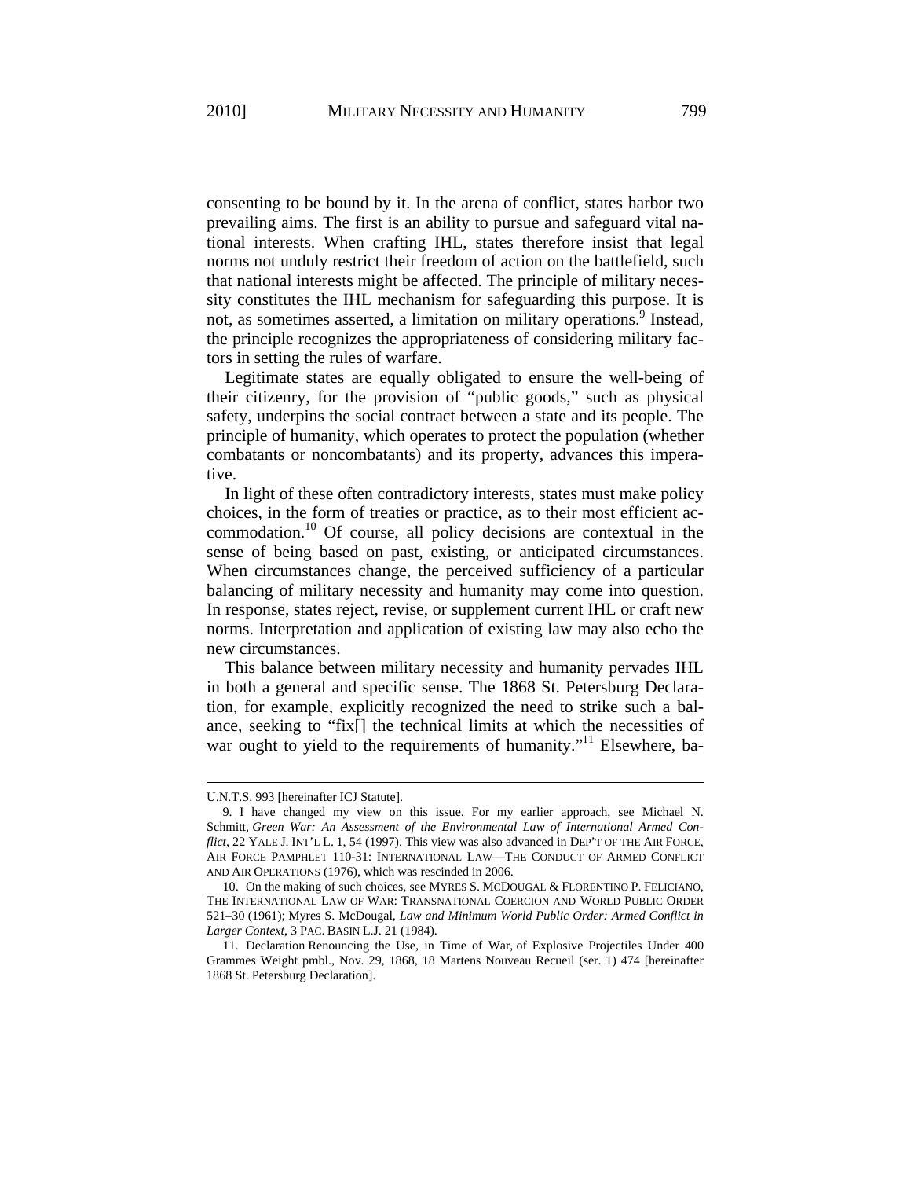consenting to be bound by it. In the arena of conflict, states harbor two prevailing aims. The first is an ability to pursue and safeguard vital national interests. When crafting IHL, states therefore insist that legal norms not unduly restrict their freedom of action on the battlefield, such that national interests might be affected. The principle of military necessity constitutes the IHL mechanism for safeguarding this purpose. It is not, as sometimes asserted, a limitation on military operations.[9] Instead, the principle recognizes the appropriateness of considering military factors in setting the rules of warfare.

Legitimate states are equally obligated to ensure the well-being of their citizenry, for the provision of "public goods," such as physical safety, underpins the social contract between a state and its people. The principle of humanity, which operates to protect the population (whether combatants or noncombatants) and its property, advances this imperative.

In light of these often contradictory interests, states must make policy choices, in the form of treaties or practice, as to their most efficient accommodation.[10] Of course, all policy decisions are contextual in the sense of being based on past, existing, or anticipated circumstances. When circumstances change, the perceived sufficiency of a particular balancing of military necessity and humanity may come into question. In response, states reject, revise, or supplement current IHL or craft new norms. Interpretation and application of existing law may also echo the new circumstances.

This balance between military necessity and humanity pervades IHL in both a general and specific sense. The 1868 St. Petersburg Declaration, for example, explicitly recognized the need to strike such a balance, seeking to "fix[] the technical limits at which the necessities of war ought to yield to the requirements of humanity."[11] Elsewhere, ba-

---

U.N.T.S. 993 [hereinafter ICJ Statute].

9. I have changed my view on this issue. For my earlier approach, see Michael N. Schmitt, *Green War: An Assessment of the Environmental Law of International Armed Conflict*, 22 YALE J. INT'L L. 1, 54 (1997). This view was also advanced in DEP'T OF THE AIR FORCE, AIR FORCE PAMPHLET 110-31: INTERNATIONAL LAW—THE CONDUCT OF ARMED CONFLICT AND AIR OPERATIONS (1976), which was rescinded in 2006.

10. On the making of such choices, see MYRES S. MCDOUGAL & FLORENTINO P. FELICIANO, THE INTERNATIONAL LAW OF WAR: TRANSNATIONAL COERCION AND WORLD PUBLIC ORDER 521–30 (1961); Myres S. McDougal, *Law and Minimum World Public Order: Armed Conflict in Larger Context*, 3 PAC. BASIN L.J. 21 (1984).

11. Declaration Renouncing the Use, in Time of War, of Explosive Projectiles Under 400 Grammes Weight pmbl., Nov. 29, 1868, 18 Martens Nouveau Recueil (ser. 1) 474 [hereinafter 1868 St. Petersburg Declaration].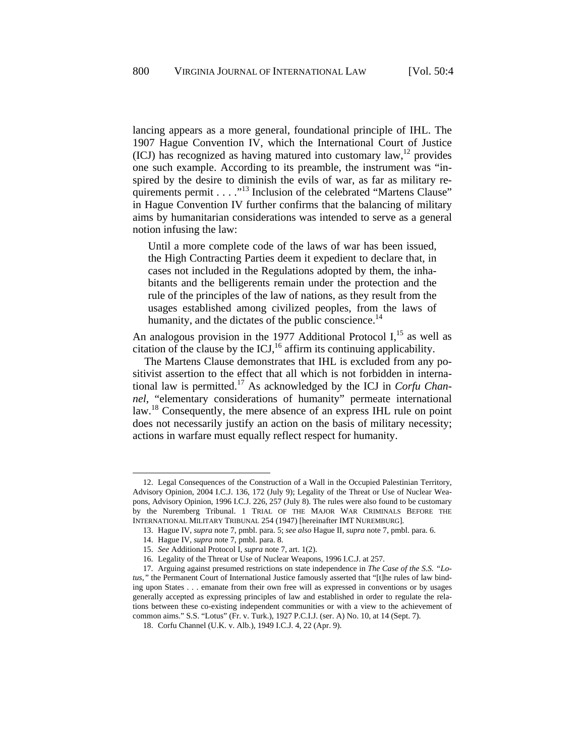lancing appears as a more general, foundational principle of IHL. The 1907 Hague Convention IV, which the International Court of Justice (ICJ) has recognized as having matured into customary law,[12] provides one such example. According to its preamble, the instrument was "inspired by the desire to diminish the evils of war, as far as military requirements permit . . . ."[13] Inclusion of the celebrated "Martens Clause" in Hague Convention IV further confirms that the balancing of military aims by humanitarian considerations was intended to serve as a general notion infusing the law:

> Until a more complete code of the laws of war has been issued, the High Contracting Parties deem it expedient to declare that, in cases not included in the Regulations adopted by them, the inhabitants and the belligerents remain under the protection and the rule of the principles of the law of nations, as they result from the usages established among civilized peoples, from the laws of humanity, and the dictates of the public conscience.[14]

An analogous provision in the 1977 Additional Protocol I,[15] as well as citation of the clause by the ICJ,[16] affirm its continuing applicability.

The Martens Clause demonstrates that IHL is excluded from any positivist assertion to the effect that all which is not forbidden in international law is permitted.[17] As acknowledged by the ICJ in *Corfu Channel*, "elementary considerations of humanity" permeate international law.[18] Consequently, the mere absence of an express IHL rule on point does not necessarily justify an action on the basis of military necessity; actions in warfare must equally reflect respect for humanity.

---

12. Legal Consequences of the Construction of a Wall in the Occupied Palestinian Territory, Advisory Opinion, 2004 I.C.J. 136, 172 (July 9); Legality of the Threat or Use of Nuclear Weapons, Advisory Opinion, 1996 I.C.J. 226, 257 (July 8). The rules were also found to be customary by the Nuremberg Tribunal. 1 TRIAL OF THE MAJOR WAR CRIMINALS BEFORE THE INTERNATIONAL MILITARY TRIBUNAL 254 (1947) [hereinafter IMT NUREMBURG].

13. Hague IV, *supra* note 7, pmbl. para. 5; *see also* Hague II, *supra* note 7, pmbl. para. 6.

14. Hague IV, *supra* note 7, pmbl. para. 8.

15. *See* Additional Protocol I, *supra* note 7, art. 1(2).

16. Legality of the Threat or Use of Nuclear Weapons, 1996 I.C.J. at 257.

17. Arguing against presumed restrictions on state independence in *The Case of the S.S. "Lotus,"* the Permanent Court of International Justice famously asserted that "[t]he rules of law binding upon States . . . emanate from their own free will as expressed in conventions or by usages generally accepted as expressing principles of law and established in order to regulate the relations between these co-existing independent communities or with a view to the achievement of common aims." S.S. "Lotus" (Fr. v. Turk.), 1927 P.C.I.J. (ser. A) No. 10, at 14 (Sept. 7).

18. Corfu Channel (U.K. v. Alb.), 1949 I.C.J. 4, 22 (Apr. 9).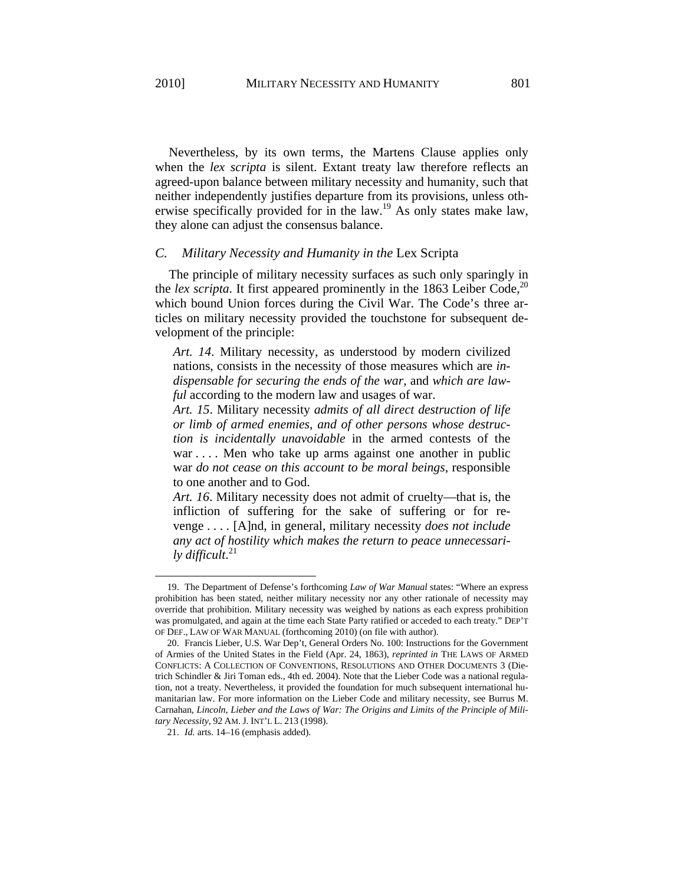Nevertheless, by its own terms, the Martens Clause applies only when the *lex scripta* is silent. Extant treaty law therefore reflects an agreed-upon balance between military necessity and humanity, such that neither independently justifies departure from its provisions, unless otherwise specifically provided for in the law.[19] As only states make law, they alone can adjust the consensus balance.

### C. *Military Necessity and Humanity in the* Lex Scripta

The principle of military necessity surfaces as such only sparingly in the *lex scripta*. It first appeared prominently in the 1863 Leiber Code,[20] which bound Union forces during the Civil War. The Code's three articles on military necessity provided the touchstone for subsequent development of the principle:

> *Art. 14*. Military necessity, as understood by modern civilized nations, consists in the necessity of those measures which are *indispensable for securing the ends of the war*, and *which are lawful* according to the modern law and usages of war.
>
> *Art. 15*. Military necessity *admits of all direct destruction of life or limb of armed enemies, and of other persons whose destruction is incidentally unavoidable* in the armed contests of the war . . . . Men who take up arms against one another in public war *do not cease on this account to be moral beings*, responsible to one another and to God.
>
> *Art. 16*. Military necessity does not admit of cruelty—that is, the infliction of suffering for the sake of suffering or for revenge . . . . [A]nd, in general, military necessity *does not include any act of hostility which makes the return to peace unnecessarily difficult*.[21]

---

19. The Department of Defense's forthcoming *Law of War Manual* states: "Where an express prohibition has been stated, neither military necessity nor any other rationale of necessity may override that prohibition. Military necessity was weighed by nations as each express prohibition was promulgated, and again at the time each State Party ratified or acceded to each treaty." DEP'T OF DEF., LAW OF WAR MANUAL (forthcoming 2010) (on file with author).

20. Francis Lieber, U.S. War Dep't, General Orders No. 100: Instructions for the Government of Armies of the United States in the Field (Apr. 24, 1863), *reprinted in* THE LAWS OF ARMED CONFLICTS: A COLLECTION OF CONVENTIONS, RESOLUTIONS AND OTHER DOCUMENTS 3 (Dietrich Schindler & Jiri Toman eds., 4th ed. 2004). Note that the Lieber Code was a national regulation, not a treaty. Nevertheless, it provided the foundation for much subsequent international humanitarian law. For more information on the Lieber Code and military necessity, see Burrus M. Carnahan, *Lincoln, Lieber and the Laws of War: The Origins and Limits of the Principle of Military Necessity*, 92 AM. J. INT'L L. 213 (1998).

21. *Id.* arts. 14–16 (emphasis added).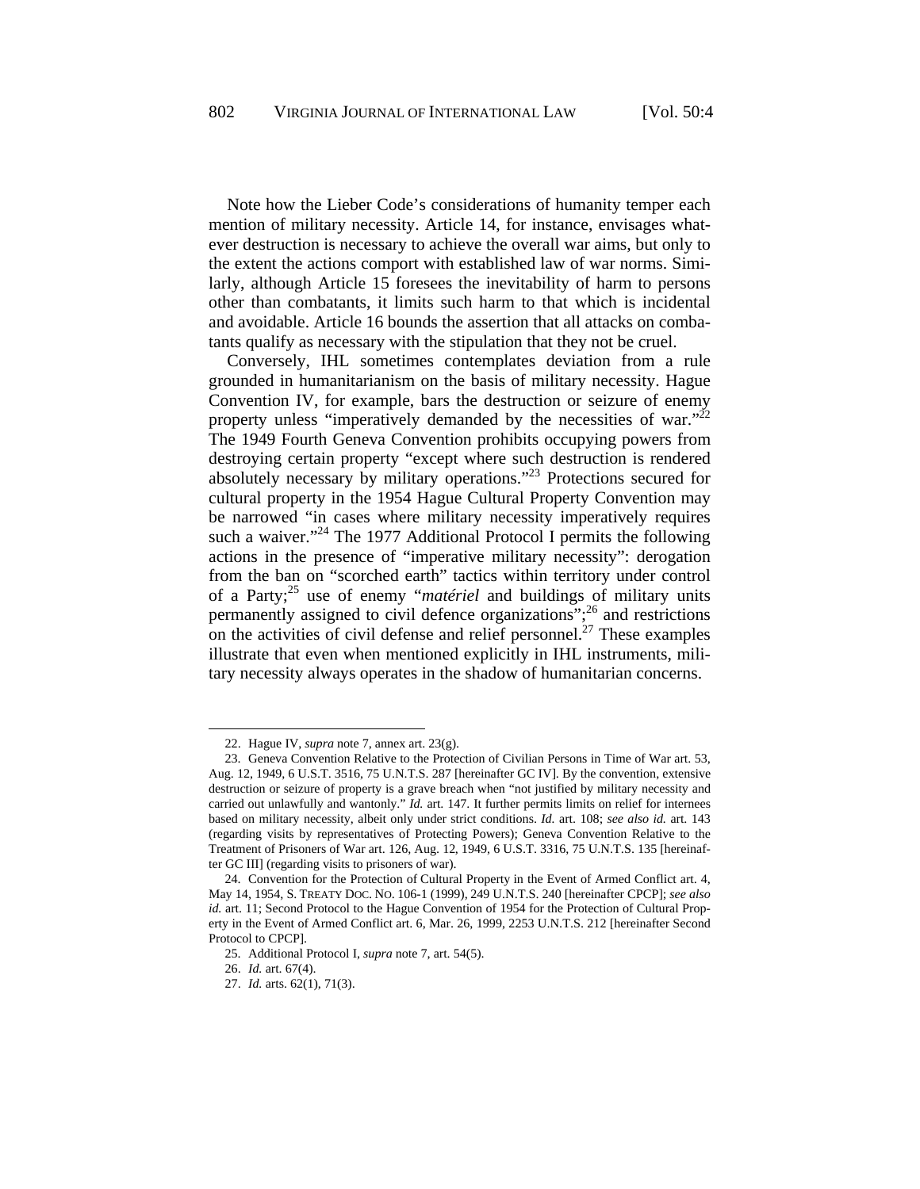Note how the Lieber Code's considerations of humanity temper each mention of military necessity. Article 14, for instance, envisages whatever destruction is necessary to achieve the overall war aims, but only to the extent the actions comport with established law of war norms. Similarly, although Article 15 foresees the inevitability of harm to persons other than combatants, it limits such harm to that which is incidental and avoidable. Article 16 bounds the assertion that all attacks on combatants qualify as necessary with the stipulation that they not be cruel.

Conversely, IHL sometimes contemplates deviation from a rule grounded in humanitarianism on the basis of military necessity. Hague Convention IV, for example, bars the destruction or seizure of enemy property unless "imperatively demanded by the necessities of war."[22] The 1949 Fourth Geneva Convention prohibits occupying powers from destroying certain property "except where such destruction is rendered absolutely necessary by military operations."[23] Protections secured for cultural property in the 1954 Hague Cultural Property Convention may be narrowed "in cases where military necessity imperatively requires such a waiver."[24] The 1977 Additional Protocol I permits the following actions in the presence of "imperative military necessity": derogation from the ban on "scorched earth" tactics within territory under control of a Party;[25] use of enemy "*matériel* and buildings of military units permanently assigned to civil defence organizations";[26] and restrictions on the activities of civil defense and relief personnel.[27] These examples illustrate that even when mentioned explicitly in IHL instruments, military necessity always operates in the shadow of humanitarian concerns.

---

22. Hague IV, *supra* note 7, annex art. 23(g).

23. Geneva Convention Relative to the Protection of Civilian Persons in Time of War art. 53, Aug. 12, 1949, 6 U.S.T. 3516, 75 U.N.T.S. 287 [hereinafter GC IV]. By the convention, extensive destruction or seizure of property is a grave breach when "not justified by military necessity and carried out unlawfully and wantonly." *Id.* art. 147. It further permits limits on relief for internees based on military necessity, albeit only under strict conditions. *Id.* art. 108; *see also id.* art. 143 (regarding visits by representatives of Protecting Powers); Geneva Convention Relative to the Treatment of Prisoners of War art. 126, Aug. 12, 1949, 6 U.S.T. 3316, 75 U.N.T.S. 135 [hereinafter GC III] (regarding visits to prisoners of war).

24. Convention for the Protection of Cultural Property in the Event of Armed Conflict art. 4, May 14, 1954, S. TREATY DOC. NO. 106-1 (1999), 249 U.N.T.S. 240 [hereinafter CPCP]; *see also id.* art. 11; Second Protocol to the Hague Convention of 1954 for the Protection of Cultural Property in the Event of Armed Conflict art. 6, Mar. 26, 1999, 2253 U.N.T.S. 212 [hereinafter Second Protocol to CPCP].

25. Additional Protocol I, *supra* note 7, art. 54(5).

26. *Id.* art. 67(4).

27. *Id.* arts. 62(1), 71(3).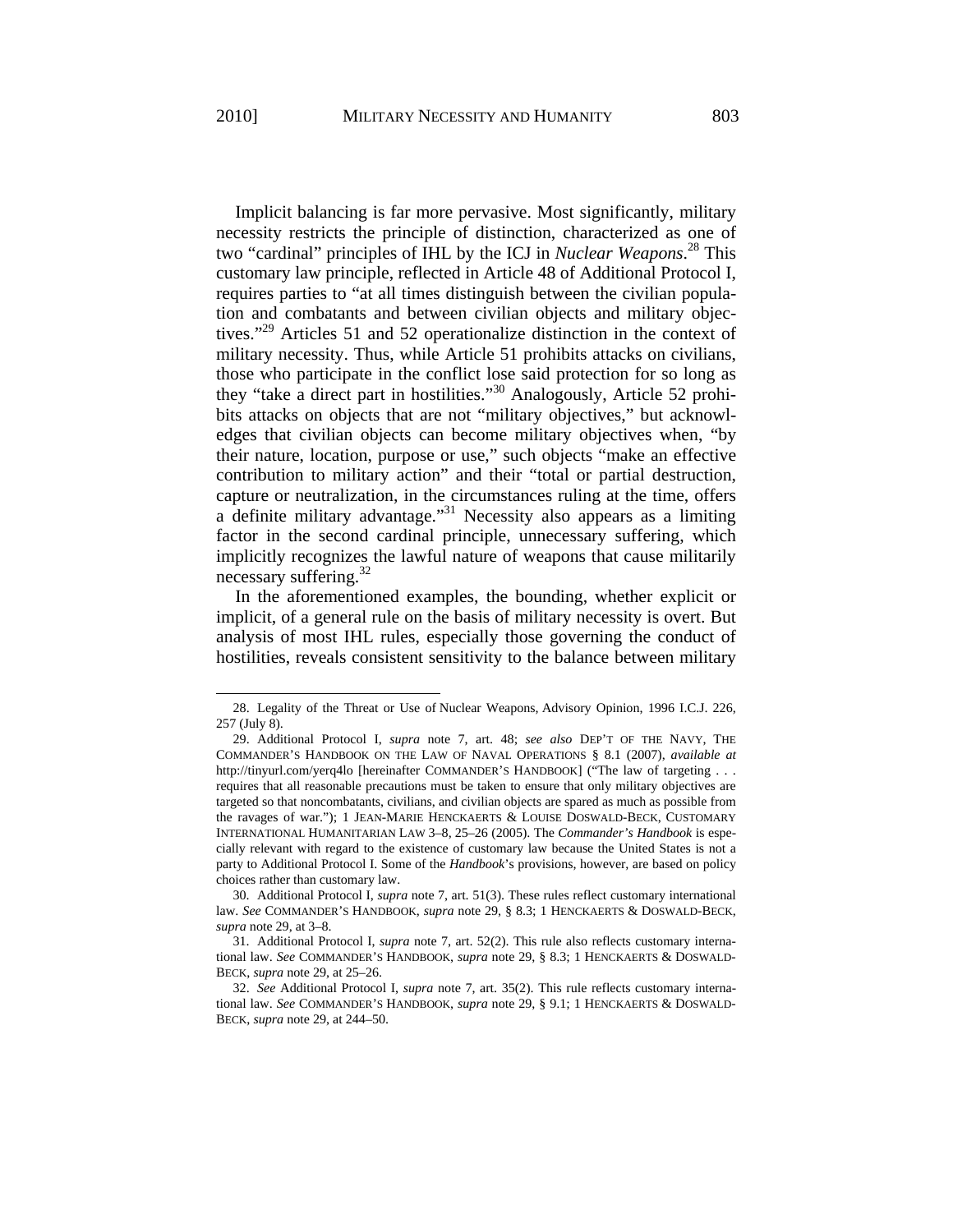Implicit balancing is far more pervasive. Most significantly, military necessity restricts the principle of distinction, characterized as one of two "cardinal" principles of IHL by the ICJ in *Nuclear Weapons*.[28] This customary law principle, reflected in Article 48 of Additional Protocol I, requires parties to "at all times distinguish between the civilian population and combatants and between civilian objects and military objectives."[29] Articles 51 and 52 operationalize distinction in the context of military necessity. Thus, while Article 51 prohibits attacks on civilians, those who participate in the conflict lose said protection for so long as they "take a direct part in hostilities."[30] Analogously, Article 52 prohibits attacks on objects that are not "military objectives," but acknowledges that civilian objects can become military objectives when, "by their nature, location, purpose or use," such objects "make an effective contribution to military action" and their "total or partial destruction, capture or neutralization, in the circumstances ruling at the time, offers a definite military advantage."[31] Necessity also appears as a limiting factor in the second cardinal principle, unnecessary suffering, which implicitly recognizes the lawful nature of weapons that cause militarily necessary suffering.[32]

In the aforementioned examples, the bounding, whether explicit or implicit, of a general rule on the basis of military necessity is overt. But analysis of most IHL rules, especially those governing the conduct of hostilities, reveals consistent sensitivity to the balance between military

---

28. Legality of the Threat or Use of Nuclear Weapons, Advisory Opinion, 1996 I.C.J. 226, 257 (July 8).

29. Additional Protocol I, *supra* note 7, art. 48; *see also* DEP'T OF THE NAVY, THE COMMANDER'S HANDBOOK ON THE LAW OF NAVAL OPERATIONS § 8.1 (2007), *available at* http://tinyurl.com/yerq4lo [hereinafter COMMANDER'S HANDBOOK] ("The law of targeting . . . requires that all reasonable precautions must be taken to ensure that only military objectives are targeted so that noncombatants, civilians, and civilian objects are spared as much as possible from the ravages of war."); 1 JEAN-MARIE HENCKAERTS & LOUISE DOSWALD-BECK, CUSTOMARY INTERNATIONAL HUMANITARIAN LAW 3–8, 25–26 (2005). The *Commander's Handbook* is especially relevant with regard to the existence of customary law because the United States is not a party to Additional Protocol I. Some of the *Handbook*'s provisions, however, are based on policy choices rather than customary law.

30. Additional Protocol I, *supra* note 7, art. 51(3). These rules reflect customary international law. *See* COMMANDER'S HANDBOOK, *supra* note 29, § 8.3; 1 HENCKAERTS & DOSWALD-BECK, *supra* note 29, at 3–8.

31. Additional Protocol I, *supra* note 7, art. 52(2). This rule also reflects customary international law. *See* COMMANDER'S HANDBOOK, *supra* note 29, § 8.3; 1 HENCKAERTS & DOSWALD-BECK, *supra* note 29, at 25–26.

32. *See* Additional Protocol I, *supra* note 7, art. 35(2). This rule reflects customary international law. *See* COMMANDER'S HANDBOOK, *supra* note 29, § 9.1; 1 HENCKAERTS & DOSWALD-BECK, *supra* note 29, at 244–50.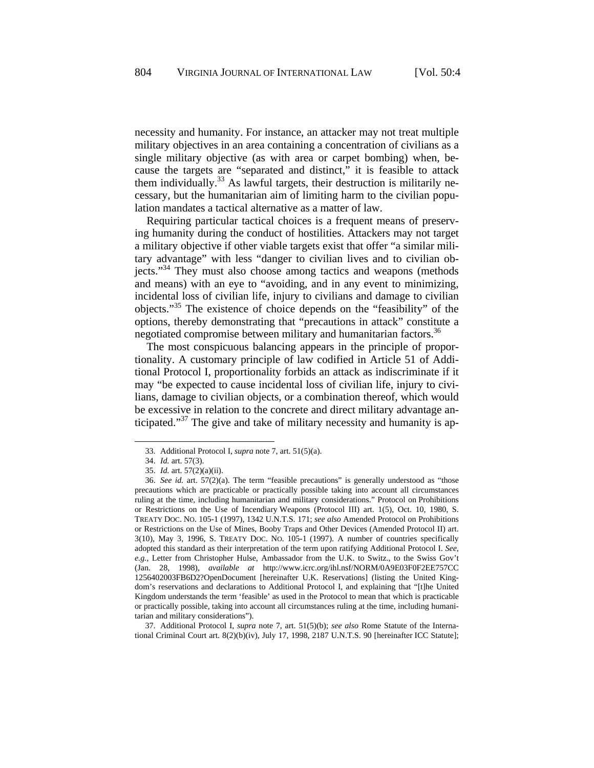necessity and humanity. For instance, an attacker may not treat multiple military objectives in an area containing a concentration of civilians as a single military objective (as with area or carpet bombing) when, because the targets are "separated and distinct," it is feasible to attack them individually.[33] As lawful targets, their destruction is militarily necessary, but the humanitarian aim of limiting harm to the civilian population mandates a tactical alternative as a matter of law.

Requiring particular tactical choices is a frequent means of preserving humanity during the conduct of hostilities. Attackers may not target a military objective if other viable targets exist that offer "a similar military advantage" with less "danger to civilian lives and to civilian objects."[34] They must also choose among tactics and weapons (methods and means) with an eye to "avoiding, and in any event to minimizing, incidental loss of civilian life, injury to civilians and damage to civilian objects."[35] The existence of choice depends on the "feasibility" of the options, thereby demonstrating that "precautions in attack" constitute a negotiated compromise between military and humanitarian factors.[36]

The most conspicuous balancing appears in the principle of proportionality. A customary principle of law codified in Article 51 of Additional Protocol I, proportionality forbids an attack as indiscriminate if it may "be expected to cause incidental loss of civilian life, injury to civilians, damage to civilian objects, or a combination thereof, which would be excessive in relation to the concrete and direct military advantage anticipated."[37] The give and take of military necessity and humanity is ap-

---

33. Additional Protocol I, *supra* note 7, art. 51(5)(a).

34. *Id.* art. 57(3).

35. *Id.* art. 57(2)(a)(ii).

36. *See id.* art. 57(2)(a). The term "feasible precautions" is generally understood as "those precautions which are practicable or practically possible taking into account all circumstances ruling at the time, including humanitarian and military considerations." Protocol on Prohibitions or Restrictions on the Use of Incendiary Weapons (Protocol III) art. 1(5), Oct. 10, 1980, S. TREATY DOC. NO. 105-1 (1997), 1342 U.N.T.S. 171; *see also* Amended Protocol on Prohibitions or Restrictions on the Use of Mines, Booby Traps and Other Devices (Amended Protocol II) art. 3(10), May 3, 1996, S. TREATY DOC. NO. 105-1 (1997). A number of countries specifically adopted this standard as their interpretation of the term upon ratifying Additional Protocol I. *See, e.g.*, Letter from Christopher Hulse, Ambassador from the U.K. to Switz., to the Swiss Gov't (Jan. 28, 1998), *available at* http://www.icrc.org/ihl.nsf/NORM/0A9E03F0F2EE757CC1256402003FB6D2?OpenDocument [hereinafter U.K. Reservations] (listing the United Kingdom's reservations and declarations to Additional Protocol I, and explaining that "[t]he United Kingdom understands the term 'feasible' as used in the Protocol to mean that which is practicable or practically possible, taking into account all circumstances ruling at the time, including humanitarian and military considerations").

37. Additional Protocol I, *supra* note 7, art. 51(5)(b); *see also* Rome Statute of the International Criminal Court art. 8(2)(b)(iv), July 17, 1998, 2187 U.N.T.S. 90 [hereinafter ICC Statute];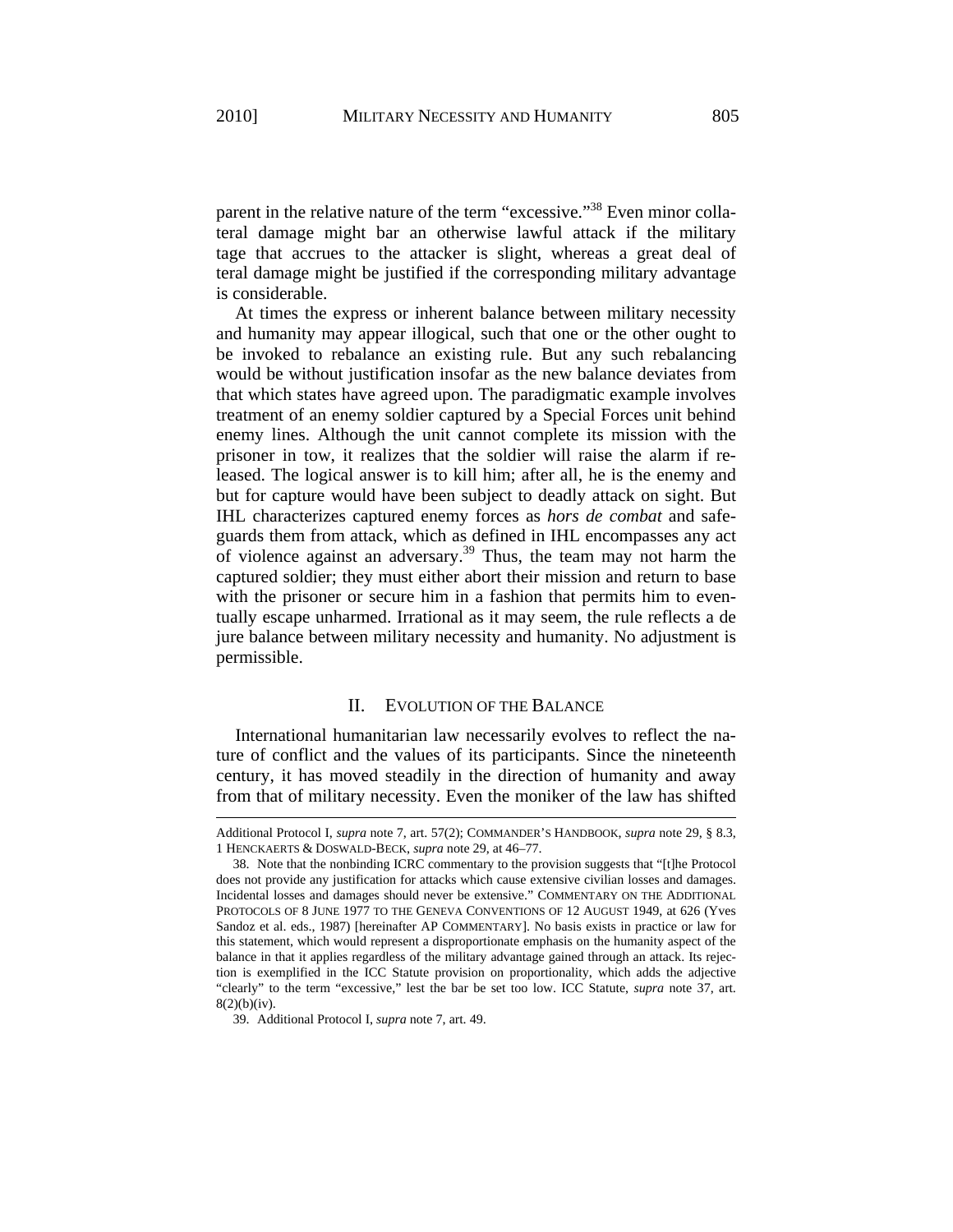parent in the relative nature of the term "excessive."[38] Even minor collateral damage might bar an otherwise lawful attack if the military tage that accrues to the attacker is slight, whereas a great deal of teral damage might be justified if the corresponding military advantage is considerable.

At times the express or inherent balance between military necessity and humanity may appear illogical, such that one or the other ought to be invoked to rebalance an existing rule. But any such rebalancing would be without justification insofar as the new balance deviates from that which states have agreed upon. The paradigmatic example involves treatment of an enemy soldier captured by a Special Forces unit behind enemy lines. Although the unit cannot complete its mission with the prisoner in tow, it realizes that the soldier will raise the alarm if released. The logical answer is to kill him; after all, he is the enemy and but for capture would have been subject to deadly attack on sight. But IHL characterizes captured enemy forces as *hors de combat* and safeguards them from attack, which as defined in IHL encompasses any act of violence against an adversary.[39] Thus, the team may not harm the captured soldier; they must either abort their mission and return to base with the prisoner or secure him in a fashion that permits him to eventually escape unharmed. Irrational as it may seem, the rule reflects a de jure balance between military necessity and humanity. No adjustment is permissible.

## II. EVOLUTION OF THE BALANCE

International humanitarian law necessarily evolves to reflect the nature of conflict and the values of its participants. Since the nineteenth century, it has moved steadily in the direction of humanity and away from that of military necessity. Even the moniker of the law has shifted

---

Additional Protocol I, *supra* note 7, art. 57(2); COMMANDER'S HANDBOOK, *supra* note 29, § 8.3, 1 HENCKAERTS & DOSWALD-BECK, *supra* note 29, at 46–77.

38. Note that the nonbinding ICRC commentary to the provision suggests that "[t]he Protocol does not provide any justification for attacks which cause extensive civilian losses and damages. Incidental losses and damages should never be extensive." COMMENTARY ON THE ADDITIONAL PROTOCOLS OF 8 JUNE 1977 TO THE GENEVA CONVENTIONS OF 12 AUGUST 1949, at 626 (Yves Sandoz et al. eds., 1987) [hereinafter AP COMMENTARY]. No basis exists in practice or law for this statement, which would represent a disproportionate emphasis on the humanity aspect of the balance in that it applies regardless of the military advantage gained through an attack. Its rejection is exemplified in the ICC Statute provision on proportionality, which adds the adjective "clearly" to the term "excessive," lest the bar be set too low. ICC Statute, *supra* note 37, art. 8(2)(b)(iv).

39. Additional Protocol I, *supra* note 7, art. 49.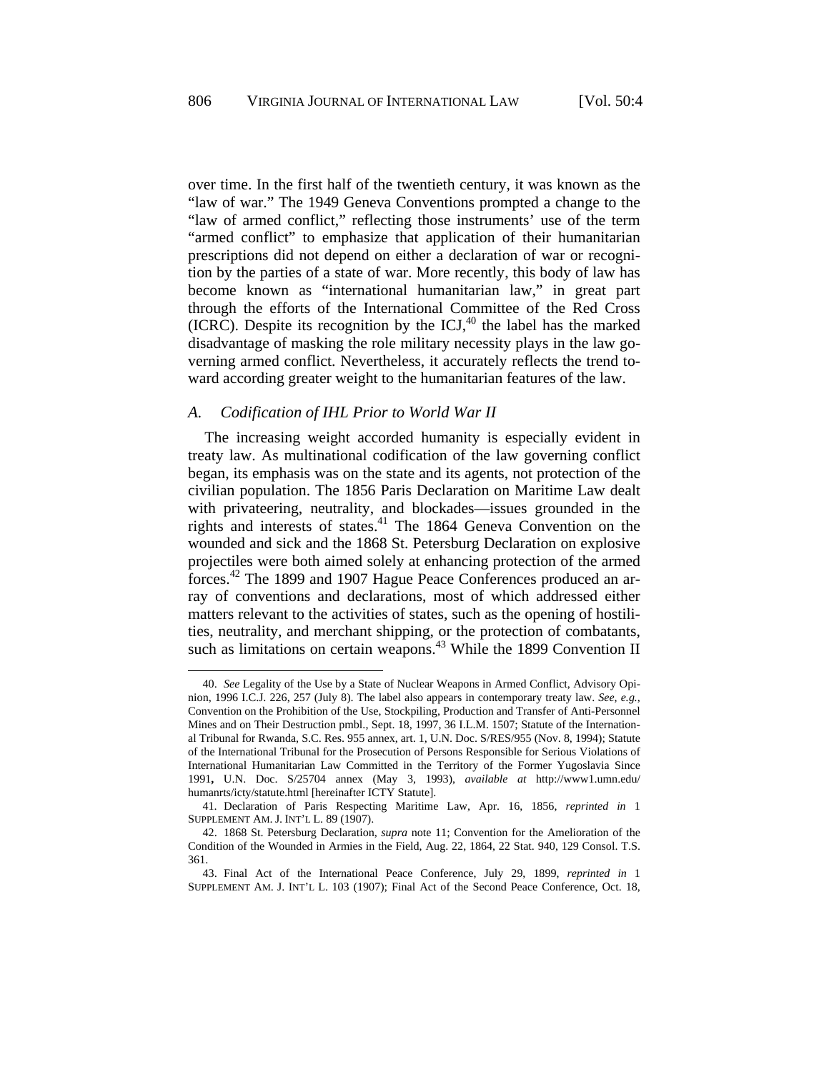over time. In the first half of the twentieth century, it was known as the "law of war." The 1949 Geneva Conventions prompted a change to the "law of armed conflict," reflecting those instruments' use of the term "armed conflict" to emphasize that application of their humanitarian prescriptions did not depend on either a declaration of war or recognition by the parties of a state of war. More recently, this body of law has become known as "international humanitarian law," in great part through the efforts of the International Committee of the Red Cross (ICRC). Despite its recognition by the ICJ,[40] the label has the marked disadvantage of masking the role military necessity plays in the law governing armed conflict. Nevertheless, it accurately reflects the trend toward according greater weight to the humanitarian features of the law.

### *A. Codification of IHL Prior to World War II*

The increasing weight accorded humanity is especially evident in treaty law. As multinational codification of the law governing conflict began, its emphasis was on the state and its agents, not protection of the civilian population. The 1856 Paris Declaration on Maritime Law dealt with privateering, neutrality, and blockades—issues grounded in the rights and interests of states.[41] The 1864 Geneva Convention on the wounded and sick and the 1868 St. Petersburg Declaration on explosive projectiles were both aimed solely at enhancing protection of the armed forces.[42] The 1899 and 1907 Hague Peace Conferences produced an array of conventions and declarations, most of which addressed either matters relevant to the activities of states, such as the opening of hostilities, neutrality, and merchant shipping, or the protection of combatants, such as limitations on certain weapons.[43] While the 1899 Convention II

---

40. *See* Legality of the Use by a State of Nuclear Weapons in Armed Conflict, Advisory Opinion, 1996 I.C.J. 226, 257 (July 8). The label also appears in contemporary treaty law. *See, e.g.*, Convention on the Prohibition of the Use, Stockpiling, Production and Transfer of Anti-Personnel Mines and on Their Destruction pmbl., Sept. 18, 1997, 36 I.L.M. 1507; Statute of the International Tribunal for Rwanda, S.C. Res. 955 annex, art. 1, U.N. Doc. S/RES/955 (Nov. 8, 1994); Statute of the International Tribunal for the Prosecution of Persons Responsible for Serious Violations of International Humanitarian Law Committed in the Territory of the Former Yugoslavia Since 1991, U.N. Doc. S/25704 annex (May 3, 1993), *available at* http://www1.umn.edu/humanrts/icty/statute.html [hereinafter ICTY Statute].

41. Declaration of Paris Respecting Maritime Law, Apr. 16, 1856, *reprinted in* 1 SUPPLEMENT AM. J. INT'L L. 89 (1907).

42. 1868 St. Petersburg Declaration, *supra* note 11; Convention for the Amelioration of the Condition of the Wounded in Armies in the Field, Aug. 22, 1864, 22 Stat. 940, 129 Consol. T.S. 361.

43. Final Act of the International Peace Conference, July 29, 1899, *reprinted in* 1 SUPPLEMENT AM. J. INT'L L. 103 (1907); Final Act of the Second Peace Conference, Oct. 18,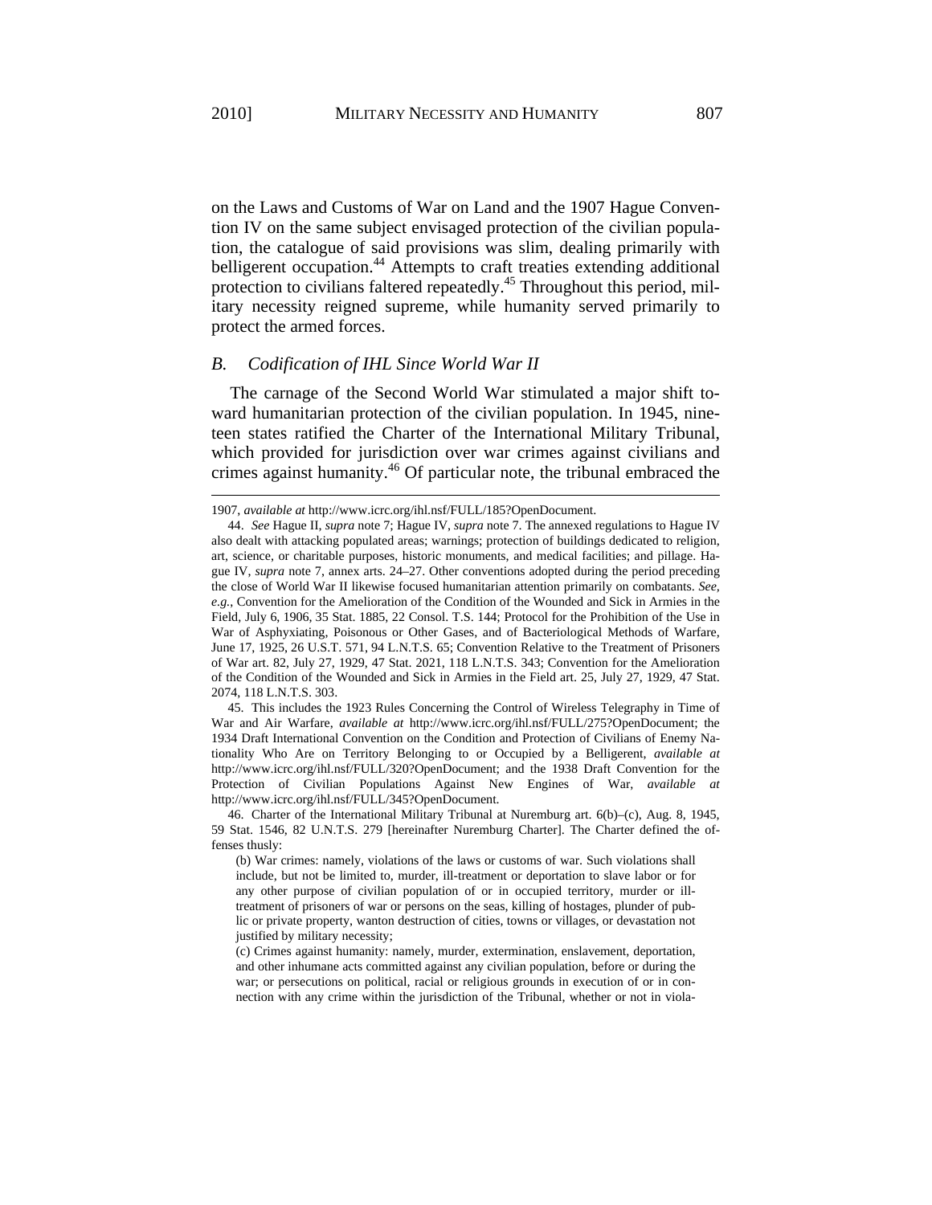on the Laws and Customs of War on Land and the 1907 Hague Convention IV on the same subject envisaged protection of the civilian population, the catalogue of said provisions was slim, dealing primarily with belligerent occupation.[44] Attempts to craft treaties extending additional protection to civilians faltered repeatedly.[45] Throughout this period, military necessity reigned supreme, while humanity served primarily to protect the armed forces.

### *B. Codification of IHL Since World War II*

The carnage of the Second World War stimulated a major shift toward humanitarian protection of the civilian population. In 1945, nineteen states ratified the Charter of the International Military Tribunal, which provided for jurisdiction over war crimes against civilians and crimes against humanity.[46] Of particular note, the tribunal embraced the

---

1907, *available at* http://www.icrc.org/ihl.nsf/FULL/185?OpenDocument.

44. *See* Hague II, *supra* note 7; Hague IV, *supra* note 7. The annexed regulations to Hague IV also dealt with attacking populated areas; warnings; protection of buildings dedicated to religion, art, science, or charitable purposes, historic monuments, and medical facilities; and pillage. Hague IV, *supra* note 7, annex arts. 24–27. Other conventions adopted during the period preceding the close of World War II likewise focused humanitarian attention primarily on combatants. *See, e.g.*, Convention for the Amelioration of the Condition of the Wounded and Sick in Armies in the Field, July 6, 1906, 35 Stat. 1885, 22 Consol. T.S. 144; Protocol for the Prohibition of the Use in War of Asphyxiating, Poisonous or Other Gases, and of Bacteriological Methods of Warfare, June 17, 1925, 26 U.S.T. 571, 94 L.N.T.S. 65; Convention Relative to the Treatment of Prisoners of War art. 82, July 27, 1929, 47 Stat. 2021, 118 L.N.T.S. 343; Convention for the Amelioration of the Condition of the Wounded and Sick in Armies in the Field art. 25, July 27, 1929, 47 Stat. 2074, 118 L.N.T.S. 303.

45. This includes the 1923 Rules Concerning the Control of Wireless Telegraphy in Time of War and Air Warfare, *available at* http://www.icrc.org/ihl.nsf/FULL/275?OpenDocument; the 1934 Draft International Convention on the Condition and Protection of Civilians of Enemy Nationality Who Are on Territory Belonging to or Occupied by a Belligerent, *available at* http://www.icrc.org/ihl.nsf/FULL/320?OpenDocument; and the 1938 Draft Convention for the Protection of Civilian Populations Against New Engines of War, *available at* http://www.icrc.org/ihl.nsf/FULL/345?OpenDocument.

46. Charter of the International Military Tribunal at Nuremburg art. 6(b)–(c), Aug. 8, 1945, 59 Stat. 1546, 82 U.N.T.S. 279 [hereinafter Nuremburg Charter]. The Charter defined the offenses thusly:

> (b) War crimes: namely, violations of the laws or customs of war. Such violations shall include, but not be limited to, murder, ill-treatment or deportation to slave labor or for any other purpose of civilian population of or in occupied territory, murder or ill-treatment of prisoners of war or persons on the seas, killing of hostages, plunder of public or private property, wanton destruction of cities, towns or villages, or devastation not justified by military necessity;
>
> (c) Crimes against humanity: namely, murder, extermination, enslavement, deportation, and other inhumane acts committed against any civilian population, before or during the war; or persecutions on political, racial or religious grounds in execution of or in connection with any crime within the jurisdiction of the Tribunal, whether or not in viola-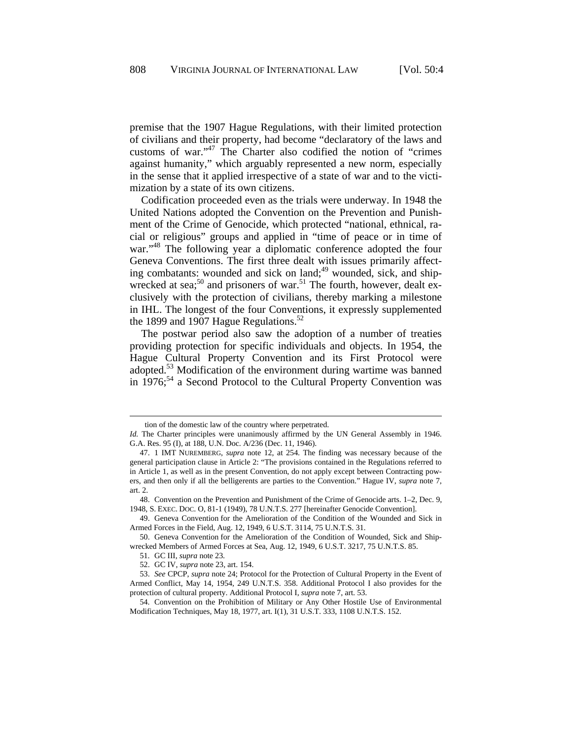premise that the 1907 Hague Regulations, with their limited protection of civilians and their property, had become "declaratory of the laws and customs of war."[47] The Charter also codified the notion of "crimes against humanity," which arguably represented a new norm, especially in the sense that it applied irrespective of a state of war and to the victimization by a state of its own citizens.

Codification proceeded even as the trials were underway. In 1948 the United Nations adopted the Convention on the Prevention and Punishment of the Crime of Genocide, which protected "national, ethnical, racial or religious" groups and applied in "time of peace or in time of war."[48] The following year a diplomatic conference adopted the four Geneva Conventions. The first three dealt with issues primarily affecting combatants: wounded and sick on land;[49] wounded, sick, and shipwrecked at sea;[50] and prisoners of war.[51] The fourth, however, dealt exclusively with the protection of civilians, thereby marking a milestone in IHL. The longest of the four Conventions, it expressly supplemented the 1899 and 1907 Hague Regulations.[52]

The postwar period also saw the adoption of a number of treaties providing protection for specific individuals and objects. In 1954, the Hague Cultural Property Convention and its First Protocol were adopted.[53] Modification of the environment during wartime was banned in 1976;[54] a Second Protocol to the Cultural Property Convention was

---

tion of the domestic law of the country where perpetrated.

*Id.* The Charter principles were unanimously affirmed by the UN General Assembly in 1946. G.A. Res. 95 (I), at 188, U.N. Doc. A/236 (Dec. 11, 1946).

47. 1 IMT NUREMBERG, *supra* note 12, at 254. The finding was necessary because of the general participation clause in Article 2: "The provisions contained in the Regulations referred to in Article 1, as well as in the present Convention, do not apply except between Contracting powers, and then only if all the belligerents are parties to the Convention." Hague IV, *supra* note 7, art. 2.

48. Convention on the Prevention and Punishment of the Crime of Genocide arts. 1–2, Dec. 9, 1948, S. EXEC. DOC. O, 81-1 (1949), 78 U.N.T.S. 277 [hereinafter Genocide Convention].

49. Geneva Convention for the Amelioration of the Condition of the Wounded and Sick in Armed Forces in the Field, Aug. 12, 1949, 6 U.S.T. 3114, 75 U.N.T.S. 31.

50. Geneva Convention for the Amelioration of the Condition of Wounded, Sick and Shipwrecked Members of Armed Forces at Sea, Aug. 12, 1949, 6 U.S.T. 3217, 75 U.N.T.S. 85.

51. GC III, *supra* note 23.

52. GC IV, *supra* note 23, art. 154.

53. *See* CPCP, *supra* note 24; Protocol for the Protection of Cultural Property in the Event of Armed Conflict, May 14, 1954, 249 U.N.T.S. 358. Additional Protocol I also provides for the protection of cultural property. Additional Protocol I, *supra* note 7, art. 53.

54. Convention on the Prohibition of Military or Any Other Hostile Use of Environmental Modification Techniques, May 18, 1977, art. I(1), 31 U.S.T. 333, 1108 U.N.T.S. 152.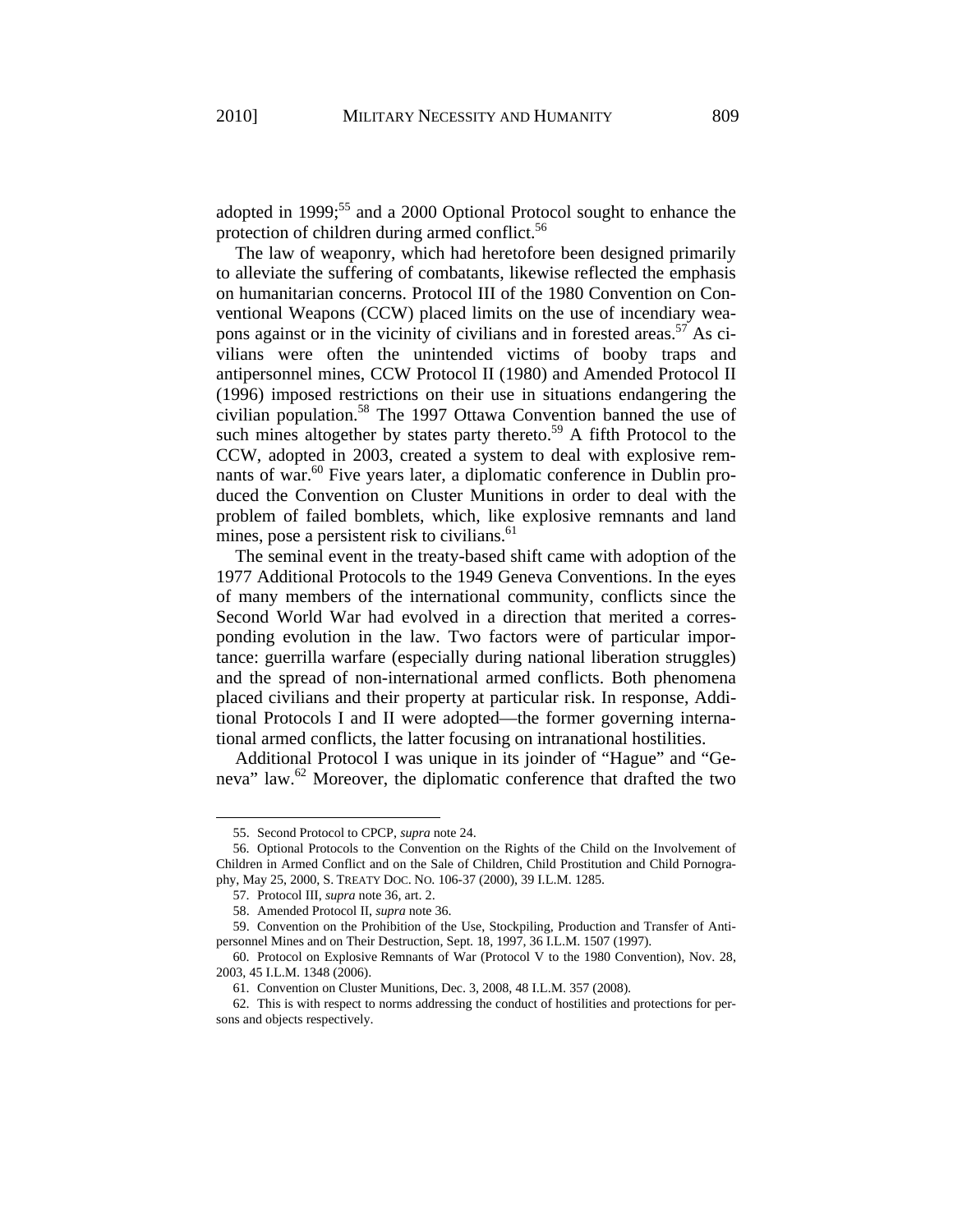adopted in 1999;[55] and a 2000 Optional Protocol sought to enhance the protection of children during armed conflict.[56]

The law of weaponry, which had heretofore been designed primarily to alleviate the suffering of combatants, likewise reflected the emphasis on humanitarian concerns. Protocol III of the 1980 Convention on Conventional Weapons (CCW) placed limits on the use of incendiary weapons against or in the vicinity of civilians and in forested areas.[57] As civilians were often the unintended victims of booby traps and antipersonnel mines, CCW Protocol II (1980) and Amended Protocol II (1996) imposed restrictions on their use in situations endangering the civilian population.[58] The 1997 Ottawa Convention banned the use of such mines altogether by states party thereto.[59] A fifth Protocol to the CCW, adopted in 2003, created a system to deal with explosive remnants of war.[60] Five years later, a diplomatic conference in Dublin produced the Convention on Cluster Munitions in order to deal with the problem of failed bomblets, which, like explosive remnants and land mines, pose a persistent risk to civilians.[61]

The seminal event in the treaty-based shift came with adoption of the 1977 Additional Protocols to the 1949 Geneva Conventions. In the eyes of many members of the international community, conflicts since the Second World War had evolved in a direction that merited a corresponding evolution in the law. Two factors were of particular importance: guerrilla warfare (especially during national liberation struggles) and the spread of non-international armed conflicts. Both phenomena placed civilians and their property at particular risk. In response, Additional Protocols I and II were adopted—the former governing international armed conflicts, the latter focusing on intranational hostilities.

Additional Protocol I was unique in its joinder of "Hague" and "Geneva" law.[62] Moreover, the diplomatic conference that drafted the two

---

55. Second Protocol to CPCP, *supra* note 24.

56. Optional Protocols to the Convention on the Rights of the Child on the Involvement of Children in Armed Conflict and on the Sale of Children, Child Prostitution and Child Pornography, May 25, 2000, S. TREATY DOC. NO. 106-37 (2000), 39 I.L.M. 1285.

57. Protocol III, *supra* note 36, art. 2.

58. Amended Protocol II, *supra* note 36.

59. Convention on the Prohibition of the Use, Stockpiling, Production and Transfer of Antipersonnel Mines and on Their Destruction, Sept. 18, 1997, 36 I.L.M. 1507 (1997).

60. Protocol on Explosive Remnants of War (Protocol V to the 1980 Convention), Nov. 28, 2003, 45 I.L.M. 1348 (2006).

61. Convention on Cluster Munitions, Dec. 3, 2008, 48 I.L.M. 357 (2008).

62. This is with respect to norms addressing the conduct of hostilities and protections for persons and objects respectively.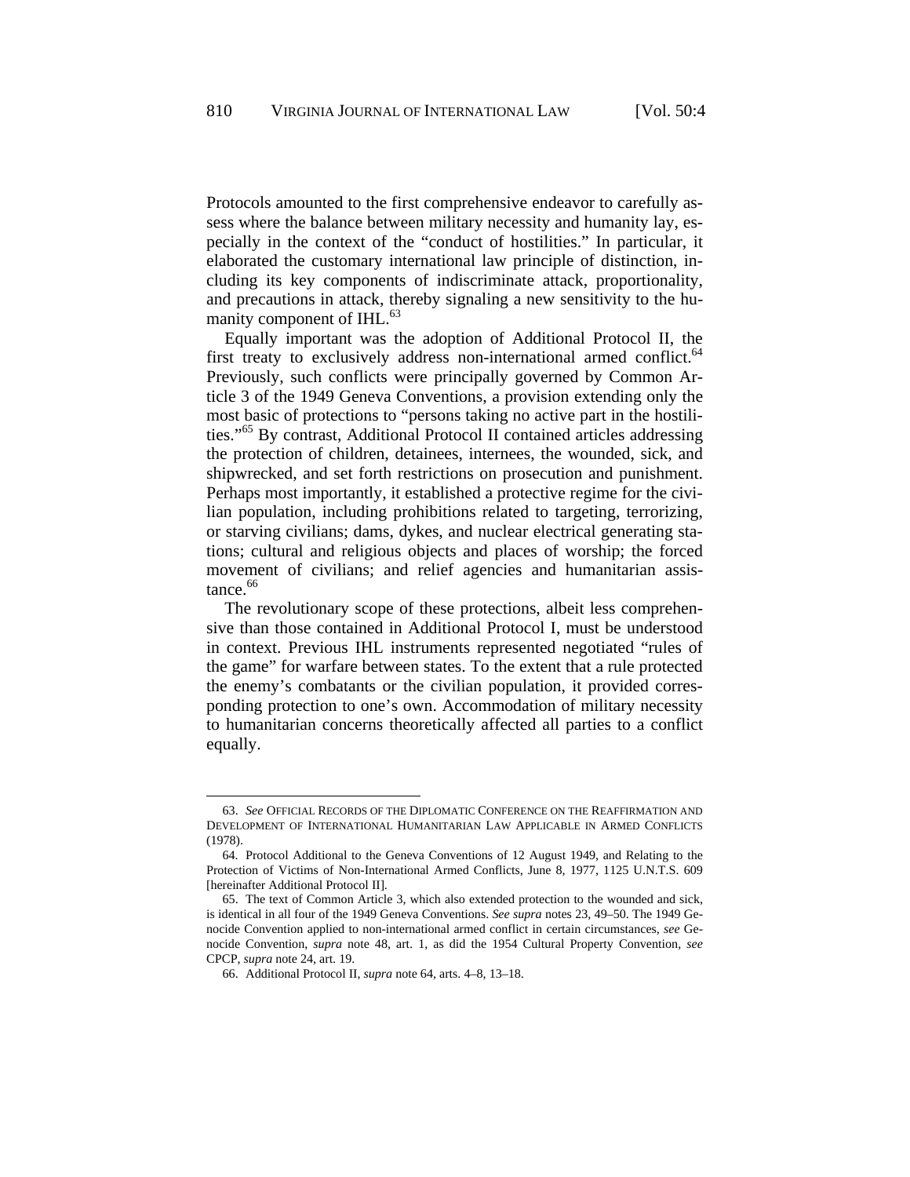Protocols amounted to the first comprehensive endeavor to carefully assess where the balance between military necessity and humanity lay, especially in the context of the "conduct of hostilities." In particular, it elaborated the customary international law principle of distinction, including its key components of indiscriminate attack, proportionality, and precautions in attack, thereby signaling a new sensitivity to the humanity component of IHL.[63]

Equally important was the adoption of Additional Protocol II, the first treaty to exclusively address non-international armed conflict.[64] Previously, such conflicts were principally governed by Common Article 3 of the 1949 Geneva Conventions, a provision extending only the most basic of protections to "persons taking no active part in the hostilities."[65] By contrast, Additional Protocol II contained articles addressing the protection of children, detainees, internees, the wounded, sick, and shipwrecked, and set forth restrictions on prosecution and punishment. Perhaps most importantly, it established a protective regime for the civilian population, including prohibitions related to targeting, terrorizing, or starving civilians; dams, dykes, and nuclear electrical generating stations; cultural and religious objects and places of worship; the forced movement of civilians; and relief agencies and humanitarian assistance.[66]

The revolutionary scope of these protections, albeit less comprehensive than those contained in Additional Protocol I, must be understood in context. Previous IHL instruments represented negotiated "rules of the game" for warfare between states. To the extent that a rule protected the enemy's combatants or the civilian population, it provided corresponding protection to one's own. Accommodation of military necessity to humanitarian concerns theoretically affected all parties to a conflict equally.

---

63. *See* OFFICIAL RECORDS OF THE DIPLOMATIC CONFERENCE ON THE REAFFIRMATION AND DEVELOPMENT OF INTERNATIONAL HUMANITARIAN LAW APPLICABLE IN ARMED CONFLICTS (1978).

64. Protocol Additional to the Geneva Conventions of 12 August 1949, and Relating to the Protection of Victims of Non-International Armed Conflicts, June 8, 1977, 1125 U.N.T.S. 609 [hereinafter Additional Protocol II].

65. The text of Common Article 3, which also extended protection to the wounded and sick, is identical in all four of the 1949 Geneva Conventions. *See supra* notes 23, 49–50. The 1949 Genocide Convention applied to non-international armed conflict in certain circumstances, *see* Genocide Convention, *supra* note 48, art. 1, as did the 1954 Cultural Property Convention, *see* CPCP, *supra* note 24, art. 19.

66. Additional Protocol II, *supra* note 64, arts. 4–8, 13–18.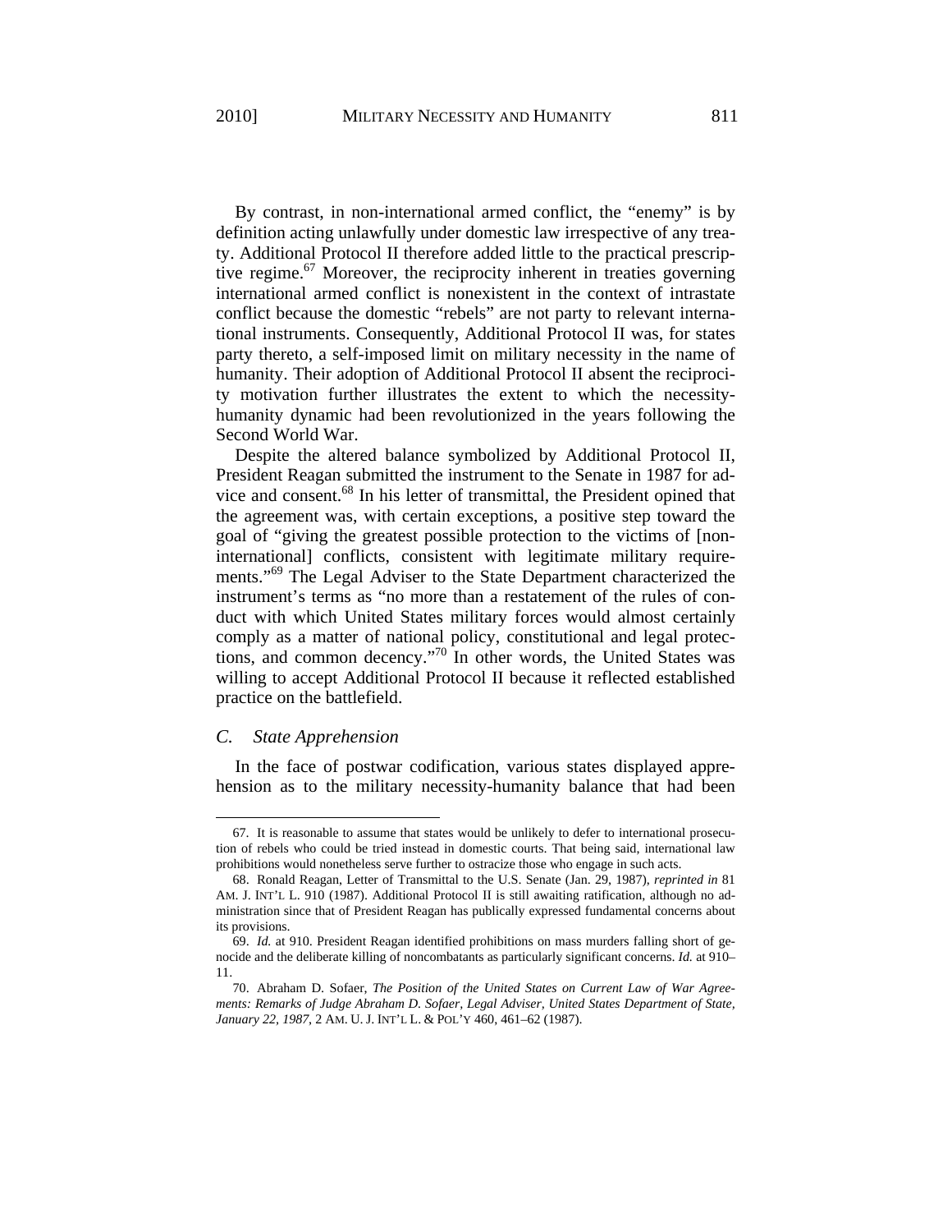By contrast, in non-international armed conflict, the "enemy" is by definition acting unlawfully under domestic law irrespective of any treaty. Additional Protocol II therefore added little to the practical prescriptive regime.[67] Moreover, the reciprocity inherent in treaties governing international armed conflict is nonexistent in the context of intrastate conflict because the domestic "rebels" are not party to relevant international instruments. Consequently, Additional Protocol II was, for states party thereto, a self-imposed limit on military necessity in the name of humanity. Their adoption of Additional Protocol II absent the reciprocity motivation further illustrates the extent to which the necessity-humanity dynamic had been revolutionized in the years following the Second World War.

Despite the altered balance symbolized by Additional Protocol II, President Reagan submitted the instrument to the Senate in 1987 for advice and consent.[68] In his letter of transmittal, the President opined that the agreement was, with certain exceptions, a positive step toward the goal of "giving the greatest possible protection to the victims of [non-international] conflicts, consistent with legitimate military requirements."[69] The Legal Adviser to the State Department characterized the instrument's terms as "no more than a restatement of the rules of conduct with which United States military forces would almost certainly comply as a matter of national policy, constitutional and legal protections, and common decency."[70] In other words, the United States was willing to accept Additional Protocol II because it reflected established practice on the battlefield.

### *C. State Apprehension*

In the face of postwar codification, various states displayed apprehension as to the military necessity-humanity balance that had been

---

67. It is reasonable to assume that states would be unlikely to defer to international prosecution of rebels who could be tried instead in domestic courts. That being said, international law prohibitions would nonetheless serve further to ostracize those who engage in such acts.

68. Ronald Reagan, Letter of Transmittal to the U.S. Senate (Jan. 29, 1987), *reprinted in* 81 AM. J. INT'L L. 910 (1987). Additional Protocol II is still awaiting ratification, although no administration since that of President Reagan has publically expressed fundamental concerns about its provisions.

69. *Id.* at 910. President Reagan identified prohibitions on mass murders falling short of genocide and the deliberate killing of noncombatants as particularly significant concerns. *Id.* at 910–11.

70. Abraham D. Sofaer, *The Position of the United States on Current Law of War Agreements: Remarks of Judge Abraham D. Sofaer, Legal Adviser, United States Department of State, January 22, 1987*, 2 AM. U. J. INT'L L. & POL'Y 460, 461–62 (1987).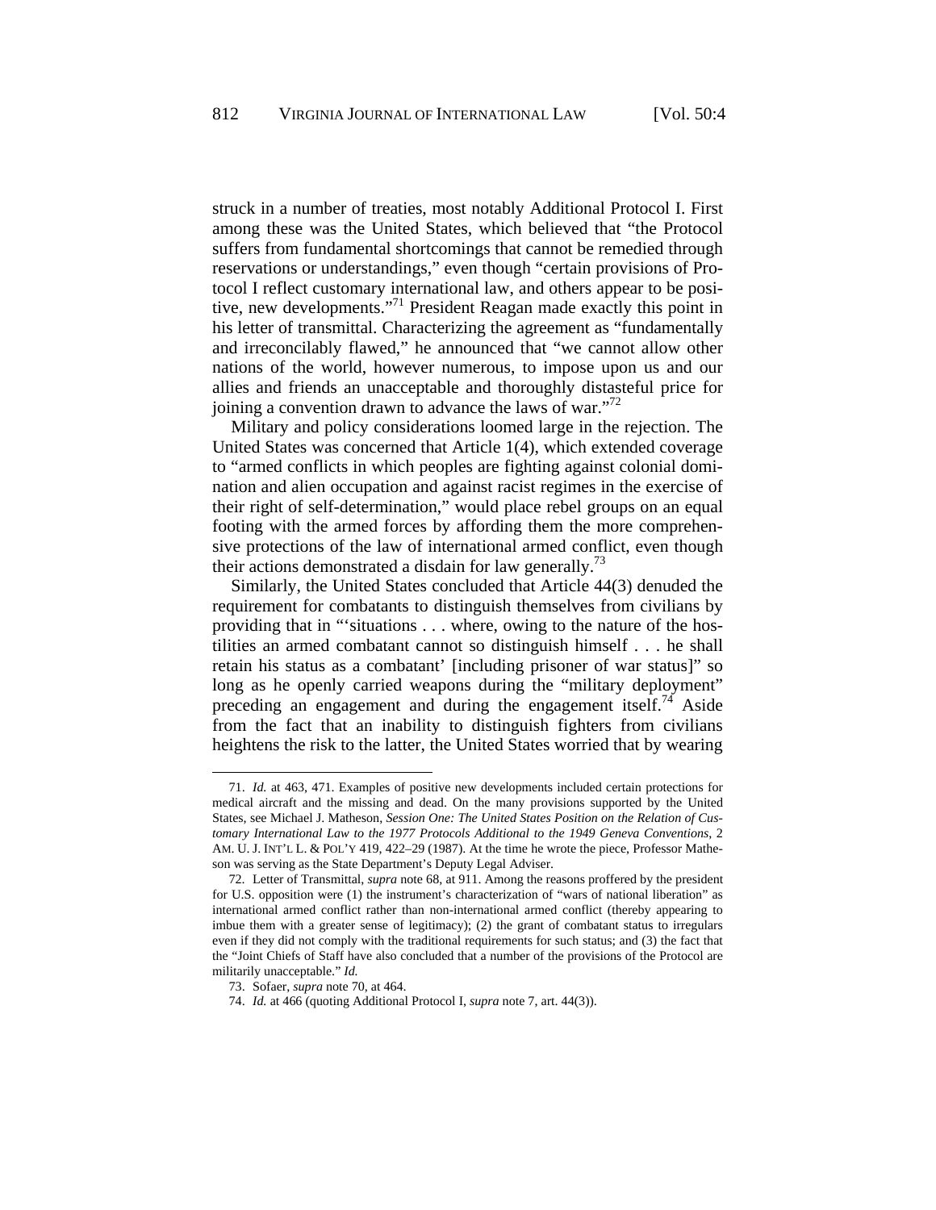struck in a number of treaties, most notably Additional Protocol I. First among these was the United States, which believed that "the Protocol suffers from fundamental shortcomings that cannot be remedied through reservations or understandings," even though "certain provisions of Protocol I reflect customary international law, and others appear to be positive, new developments."[71] President Reagan made exactly this point in his letter of transmittal. Characterizing the agreement as "fundamentally and irreconcilably flawed," he announced that "we cannot allow other nations of the world, however numerous, to impose upon us and our allies and friends an unacceptable and thoroughly distasteful price for joining a convention drawn to advance the laws of war."[72]

Military and policy considerations loomed large in the rejection. The United States was concerned that Article 1(4), which extended coverage to "armed conflicts in which peoples are fighting against colonial domination and alien occupation and against racist regimes in the exercise of their right of self-determination," would place rebel groups on an equal footing with the armed forces by affording them the more comprehensive protections of the law of international armed conflict, even though their actions demonstrated a disdain for law generally.[73]

Similarly, the United States concluded that Article 44(3) denuded the requirement for combatants to distinguish themselves from civilians by providing that in "'situations . . . where, owing to the nature of the hostilities an armed combatant cannot so distinguish himself . . . he shall retain his status as a combatant' [including prisoner of war status]" so long as he openly carried weapons during the "military deployment" preceding an engagement and during the engagement itself.[74] Aside from the fact that an inability to distinguish fighters from civilians heightens the risk to the latter, the United States worried that by wearing

---

71. *Id.* at 463, 471. Examples of positive new developments included certain protections for medical aircraft and the missing and dead. On the many provisions supported by the United States, see Michael J. Matheson, *Session One: The United States Position on the Relation of Customary International Law to the 1977 Protocols Additional to the 1949 Geneva Conventions*, 2 AM. U. J. INT'L L. & POL'Y 419, 422–29 (1987). At the time he wrote the piece, Professor Matheson was serving as the State Department's Deputy Legal Adviser.

72. Letter of Transmittal, *supra* note 68, at 911. Among the reasons proffered by the president for U.S. opposition were (1) the instrument's characterization of "wars of national liberation" as international armed conflict rather than non-international armed conflict (thereby appearing to imbue them with a greater sense of legitimacy); (2) the grant of combatant status to irregulars even if they did not comply with the traditional requirements for such status; and (3) the fact that the "Joint Chiefs of Staff have also concluded that a number of the provisions of the Protocol are militarily unacceptable." *Id.*

73. Sofaer, *supra* note 70, at 464.

74. *Id.* at 466 (quoting Additional Protocol I, *supra* note 7, art. 44(3)).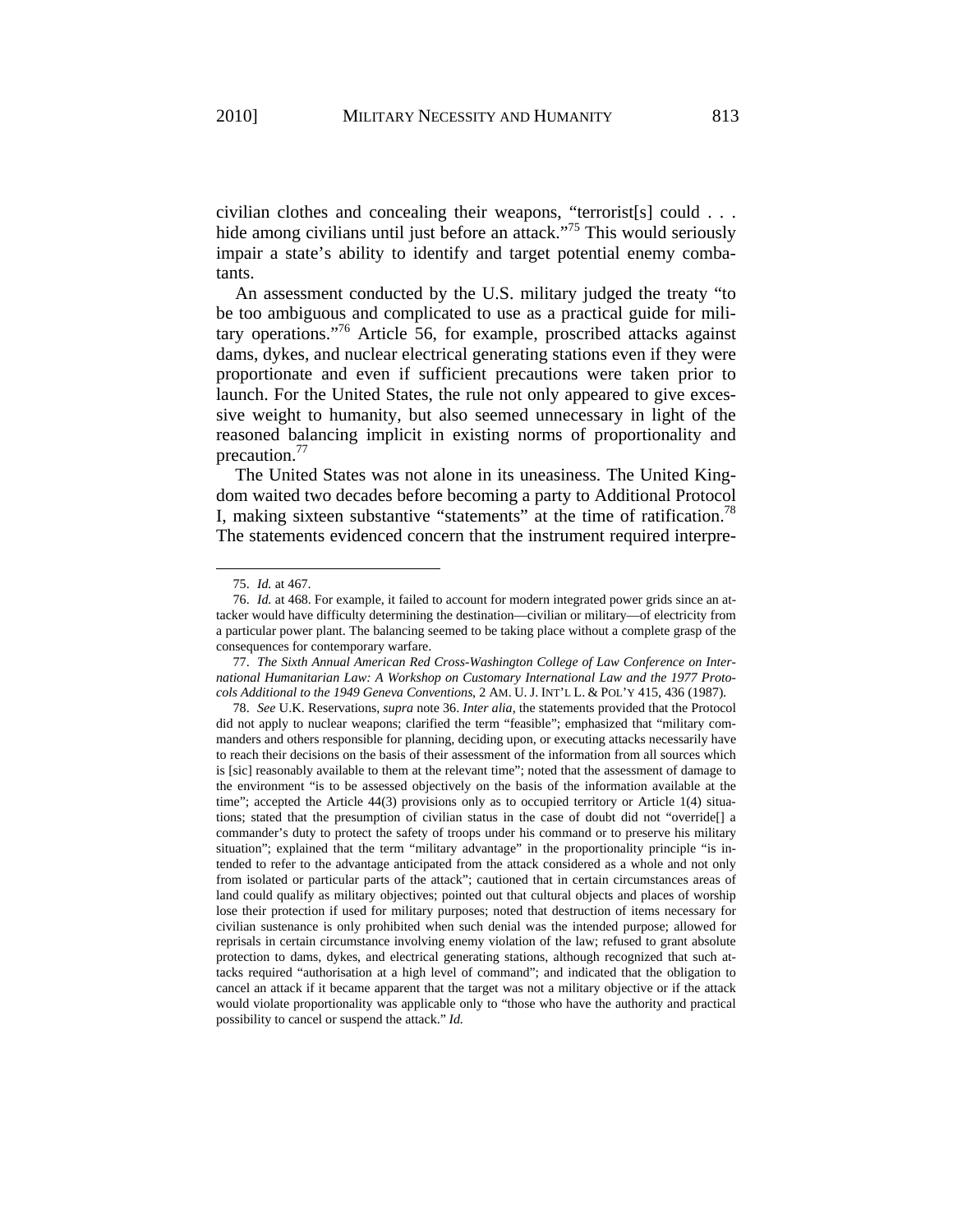civilian clothes and concealing their weapons, "terrorist[s] could . . . hide among civilians until just before an attack."[75] This would seriously impair a state's ability to identify and target potential enemy combatants.

An assessment conducted by the U.S. military judged the treaty "to be too ambiguous and complicated to use as a practical guide for military operations."[76] Article 56, for example, proscribed attacks against dams, dykes, and nuclear electrical generating stations even if they were proportionate and even if sufficient precautions were taken prior to launch. For the United States, the rule not only appeared to give excessive weight to humanity, but also seemed unnecessary in light of the reasoned balancing implicit in existing norms of proportionality and precaution.[77]

The United States was not alone in its uneasiness. The United Kingdom waited two decades before becoming a party to Additional Protocol I, making sixteen substantive "statements" at the time of ratification.[78] The statements evidenced concern that the instrument required interpre-

---

75. *Id.* at 467.

76. *Id.* at 468. For example, it failed to account for modern integrated power grids since an attacker would have difficulty determining the destination—civilian or military—of electricity from a particular power plant. The balancing seemed to be taking place without a complete grasp of the consequences for contemporary warfare.

77. *The Sixth Annual American Red Cross-Washington College of Law Conference on International Humanitarian Law: A Workshop on Customary International Law and the 1977 Protocols Additional to the 1949 Geneva Conventions*, 2 AM. U. J. INT'L L. & POL'Y 415, 436 (1987).

78. *See* U.K. Reservations, *supra* note 36. *Inter alia*, the statements provided that the Protocol did not apply to nuclear weapons; clarified the term "feasible"; emphasized that "military commanders and others responsible for planning, deciding upon, or executing attacks necessarily have to reach their decisions on the basis of their assessment of the information from all sources which is [sic] reasonably available to them at the relevant time"; noted that the assessment of damage to the environment "is to be assessed objectively on the basis of the information available at the time"; accepted the Article 44(3) provisions only as to occupied territory or Article 1(4) situations; stated that the presumption of civilian status in the case of doubt did not "override[] a commander's duty to protect the safety of troops under his command or to preserve his military situation"; explained that the term "military advantage" in the proportionality principle "is intended to refer to the advantage anticipated from the attack considered as a whole and not only from isolated or particular parts of the attack"; cautioned that in certain circumstances areas of land could qualify as military objectives; pointed out that cultural objects and places of worship lose their protection if used for military purposes; noted that destruction of items necessary for civilian sustenance is only prohibited when such denial was the intended purpose; allowed for reprisals in certain circumstance involving enemy violation of the law; refused to grant absolute protection to dams, dykes, and electrical generating stations, although recognized that such attacks required "authorisation at a high level of command"; and indicated that the obligation to cancel an attack if it became apparent that the target was not a military objective or if the attack would violate proportionality was applicable only to "those who have the authority and practical possibility to cancel or suspend the attack." *Id.*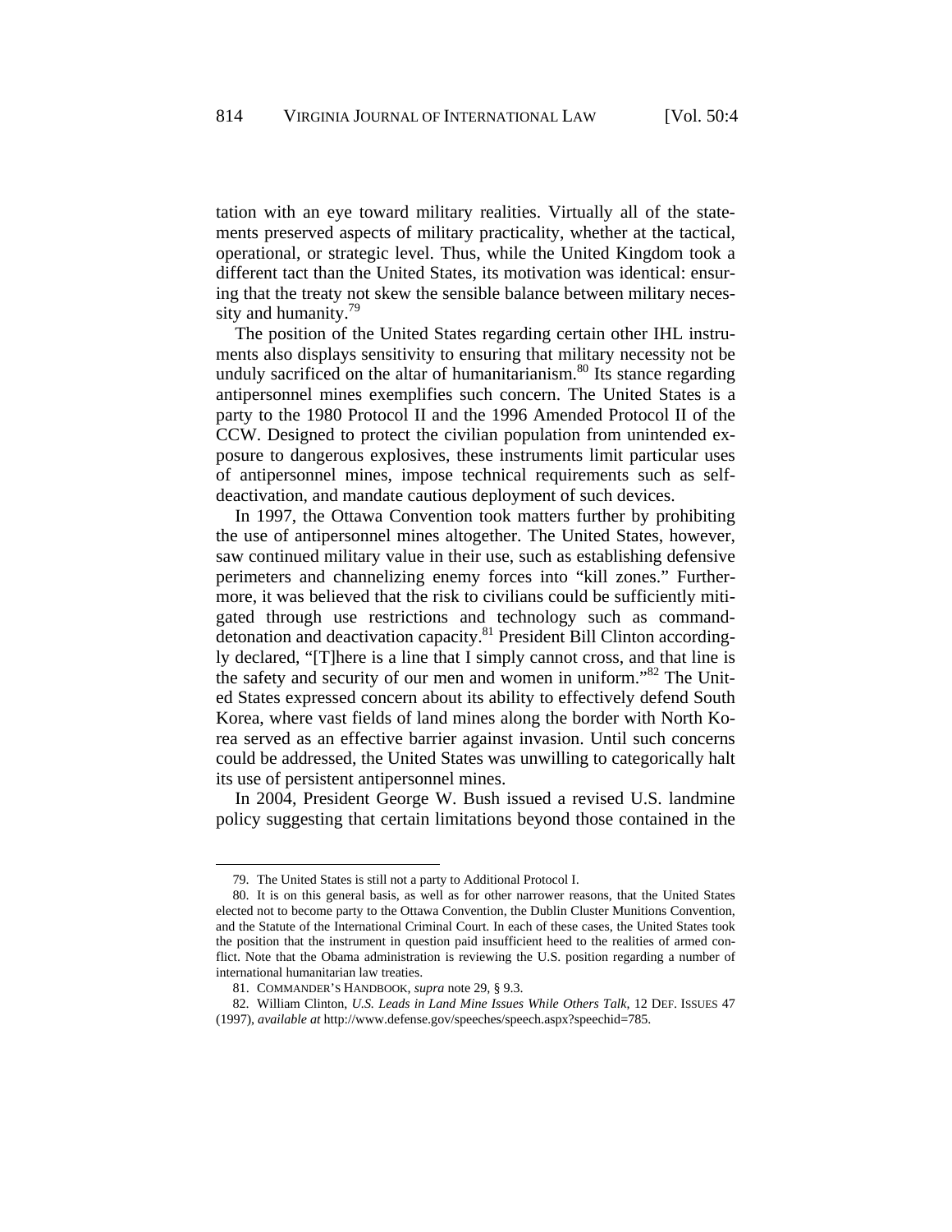tation with an eye toward military realities. Virtually all of the statements preserved aspects of military practicality, whether at the tactical, operational, or strategic level. Thus, while the United Kingdom took a different tact than the United States, its motivation was identical: ensuring that the treaty not skew the sensible balance between military necessity and humanity.[79]

The position of the United States regarding certain other IHL instruments also displays sensitivity to ensuring that military necessity not be unduly sacrificed on the altar of humanitarianism.[80] Its stance regarding antipersonnel mines exemplifies such concern. The United States is a party to the 1980 Protocol II and the 1996 Amended Protocol II of the CCW. Designed to protect the civilian population from unintended exposure to dangerous explosives, these instruments limit particular uses of antipersonnel mines, impose technical requirements such as self-deactivation, and mandate cautious deployment of such devices.

In 1997, the Ottawa Convention took matters further by prohibiting the use of antipersonnel mines altogether. The United States, however, saw continued military value in their use, such as establishing defensive perimeters and channelizing enemy forces into "kill zones." Furthermore, it was believed that the risk to civilians could be sufficiently mitigated through use restrictions and technology such as command-detonation and deactivation capacity.[81] President Bill Clinton accordingly declared, "[T]here is a line that I simply cannot cross, and that line is the safety and security of our men and women in uniform."[82] The United States expressed concern about its ability to effectively defend South Korea, where vast fields of land mines along the border with North Korea served as an effective barrier against invasion. Until such concerns could be addressed, the United States was unwilling to categorically halt its use of persistent antipersonnel mines.

In 2004, President George W. Bush issued a revised U.S. landmine policy suggesting that certain limitations beyond those contained in the

---

79. The United States is still not a party to Additional Protocol I.

80. It is on this general basis, as well as for other narrower reasons, that the United States elected not to become party to the Ottawa Convention, the Dublin Cluster Munitions Convention, and the Statute of the International Criminal Court. In each of these cases, the United States took the position that the instrument in question paid insufficient heed to the realities of armed conflict. Note that the Obama administration is reviewing the U.S. position regarding a number of international humanitarian law treaties.

81. COMMANDER'S HANDBOOK, *supra* note 29, § 9.3.

82. William Clinton, *U.S. Leads in Land Mine Issues While Others Talk*, 12 DEF. ISSUES 47 (1997), *available at* http://www.defense.gov/speeches/speech.aspx?speechid=785.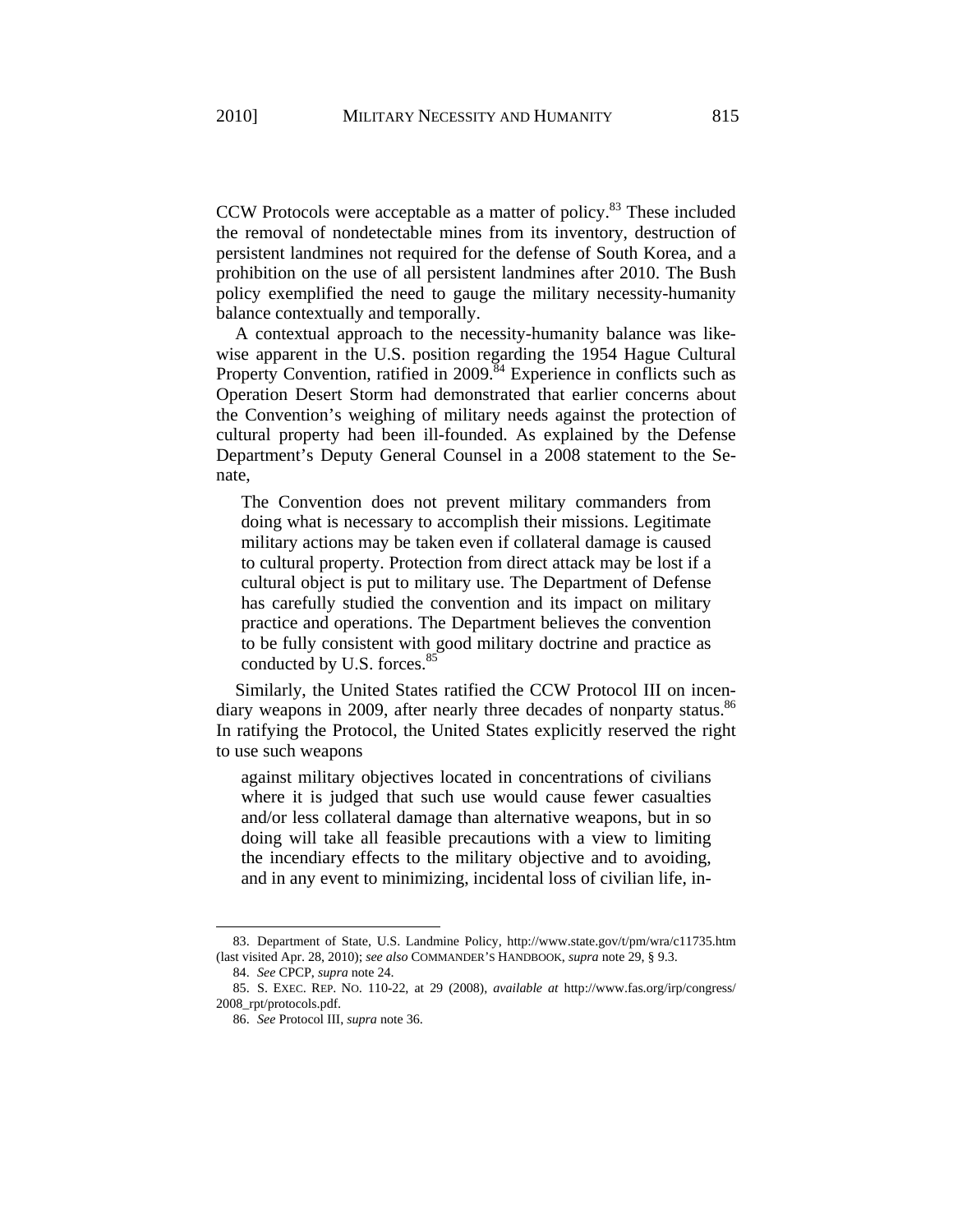CCW Protocols were acceptable as a matter of policy.[83] These included the removal of nondetectable mines from its inventory, destruction of persistent landmines not required for the defense of South Korea, and a prohibition on the use of all persistent landmines after 2010. The Bush policy exemplified the need to gauge the military necessity-humanity balance contextually and temporally.

A contextual approach to the necessity-humanity balance was likewise apparent in the U.S. position regarding the 1954 Hague Cultural Property Convention, ratified in 2009.[84] Experience in conflicts such as Operation Desert Storm had demonstrated that earlier concerns about the Convention's weighing of military needs against the protection of cultural property had been ill-founded. As explained by the Defense Department's Deputy General Counsel in a 2008 statement to the Senate,

> The Convention does not prevent military commanders from doing what is necessary to accomplish their missions. Legitimate military actions may be taken even if collateral damage is caused to cultural property. Protection from direct attack may be lost if a cultural object is put to military use. The Department of Defense has carefully studied the convention and its impact on military practice and operations. The Department believes the convention to be fully consistent with good military doctrine and practice as conducted by U.S. forces.[85]

Similarly, the United States ratified the CCW Protocol III on incendiary weapons in 2009, after nearly three decades of nonparty status.[86] In ratifying the Protocol, the United States explicitly reserved the right to use such weapons

> against military objectives located in concentrations of civilians where it is judged that such use would cause fewer casualties and/or less collateral damage than alternative weapons, but in so doing will take all feasible precautions with a view to limiting the incendiary effects to the military objective and to avoiding, and in any event to minimizing, incidental loss of civilian life, in-

---

83. Department of State, U.S. Landmine Policy, http://www.state.gov/t/pm/wra/c11735.htm (last visited Apr. 28, 2010); *see also* COMMANDER'S HANDBOOK, *supra* note 29, § 9.3.

84. *See* CPCP, *supra* note 24.

85. S. EXEC. REP. NO. 110-22, at 29 (2008), *available at* http://www.fas.org/irp/congress/2008_rpt/protocols.pdf.

86. *See* Protocol III, *supra* note 36.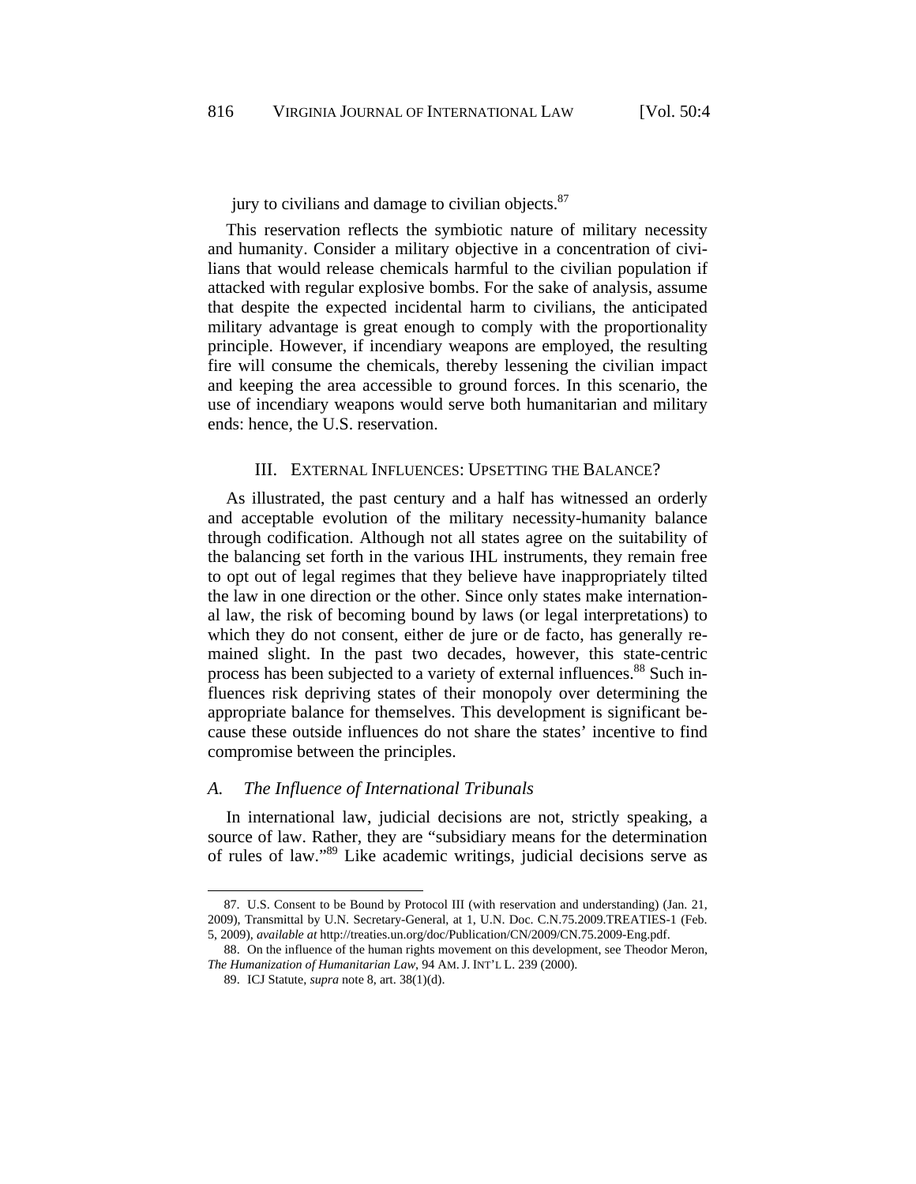jury to civilians and damage to civilian objects.[87]

This reservation reflects the symbiotic nature of military necessity and humanity. Consider a military objective in a concentration of civilians that would release chemicals harmful to the civilian population if attacked with regular explosive bombs. For the sake of analysis, assume that despite the expected incidental harm to civilians, the anticipated military advantage is great enough to comply with the proportionality principle. However, if incendiary weapons are employed, the resulting fire will consume the chemicals, thereby lessening the civilian impact and keeping the area accessible to ground forces. In this scenario, the use of incendiary weapons would serve both humanitarian and military ends: hence, the U.S. reservation.

## III. External Influences: Upsetting the Balance?

As illustrated, the past century and a half has witnessed an orderly and acceptable evolution of the military necessity-humanity balance through codification. Although not all states agree on the suitability of the balancing set forth in the various IHL instruments, they remain free to opt out of legal regimes that they believe have inappropriately tilted the law in one direction or the other. Since only states make international law, the risk of becoming bound by laws (or legal interpretations) to which they do not consent, either de jure or de facto, has generally remained slight. In the past two decades, however, this state-centric process has been subjected to a variety of external influences.[88] Such influences risk depriving states of their monopoly over determining the appropriate balance for themselves. This development is significant because these outside influences do not share the states' incentive to find compromise between the principles.

### *A. The Influence of International Tribunals*

In international law, judicial decisions are not, strictly speaking, a source of law. Rather, they are "subsidiary means for the determination of rules of law."[89] Like academic writings, judicial decisions serve as

---

87. U.S. Consent to be Bound by Protocol III (with reservation and understanding) (Jan. 21, 2009), Transmittal by U.N. Secretary-General, at 1, U.N. Doc. C.N.75.2009.TREATIES-1 (Feb. 5, 2009), *available at* http://treaties.un.org/doc/Publication/CN/2009/CN.75.2009-Eng.pdf.

88. On the influence of the human rights movement on this development, see Theodor Meron, *The Humanization of Humanitarian Law*, 94 AM. J. INT'L L. 239 (2000).

89. ICJ Statute, *supra* note 8, art. 38(1)(d).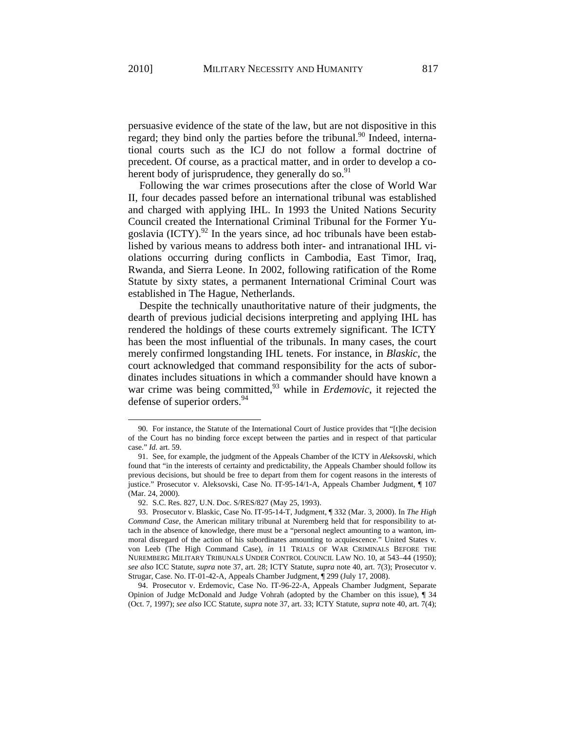persuasive evidence of the state of the law, but are not dispositive in this regard; they bind only the parties before the tribunal.[90] Indeed, international courts such as the ICJ do not follow a formal doctrine of precedent. Of course, as a practical matter, and in order to develop a coherent body of jurisprudence, they generally do so.[91]

Following the war crimes prosecutions after the close of World War II, four decades passed before an international tribunal was established and charged with applying IHL. In 1993 the United Nations Security Council created the International Criminal Tribunal for the Former Yugoslavia (ICTY).[92] In the years since, ad hoc tribunals have been established by various means to address both inter- and intranational IHL violations occurring during conflicts in Cambodia, East Timor, Iraq, Rwanda, and Sierra Leone. In 2002, following ratification of the Rome Statute by sixty states, a permanent International Criminal Court was established in The Hague, Netherlands.

Despite the technically unauthoritative nature of their judgments, the dearth of previous judicial decisions interpreting and applying IHL has rendered the holdings of these courts extremely significant. The ICTY has been the most influential of the tribunals. In many cases, the court merely confirmed longstanding IHL tenets. For instance, in *Blaskic*, the court acknowledged that command responsibility for the acts of subordinates includes situations in which a commander should have known a war crime was being committed,[93] while in *Erdemovic*, it rejected the defense of superior orders.[94]

---

90. For instance, the Statute of the International Court of Justice provides that "[t]he decision of the Court has no binding force except between the parties and in respect of that particular case." *Id.* art. 59.

91. See, for example, the judgment of the Appeals Chamber of the ICTY in *Aleksovski*, which found that "in the interests of certainty and predictability, the Appeals Chamber should follow its previous decisions, but should be free to depart from them for cogent reasons in the interests of justice." Prosecutor v. Aleksovski, Case No. IT-95-14/1-A, Appeals Chamber Judgment, ¶ 107 (Mar. 24, 2000).

92. S.C. Res. 827, U.N. Doc. S/RES/827 (May 25, 1993).

93. Prosecutor v. Blaskic, Case No. IT-95-14-T, Judgment, ¶ 332 (Mar. 3, 2000). In *The High Command Case*, the American military tribunal at Nuremberg held that for responsibility to attach in the absence of knowledge, there must be a "personal neglect amounting to a wanton, immoral disregard of the action of his subordinates amounting to acquiescence." United States v. von Leeb (The High Command Case), *in* 11 TRIALS OF WAR CRIMINALS BEFORE THE NUREMBERG MILITARY TRIBUNALS UNDER CONTROL COUNCIL LAW NO. 10, at 543–44 (1950); *see also* ICC Statute, *supra* note 37, art. 28; ICTY Statute, *supra* note 40, art. 7(3); Prosecutor v. Strugar, Case. No. IT-01-42-A, Appeals Chamber Judgment, ¶ 299 (July 17, 2008).

94. Prosecutor v. Erdemovic, Case No. IT-96-22-A, Appeals Chamber Judgment, Separate Opinion of Judge McDonald and Judge Vohrah (adopted by the Chamber on this issue), ¶ 34 (Oct. 7, 1997); *see also* ICC Statute, *supra* note 37, art. 33; ICTY Statute, *supra* note 40, art. 7(4);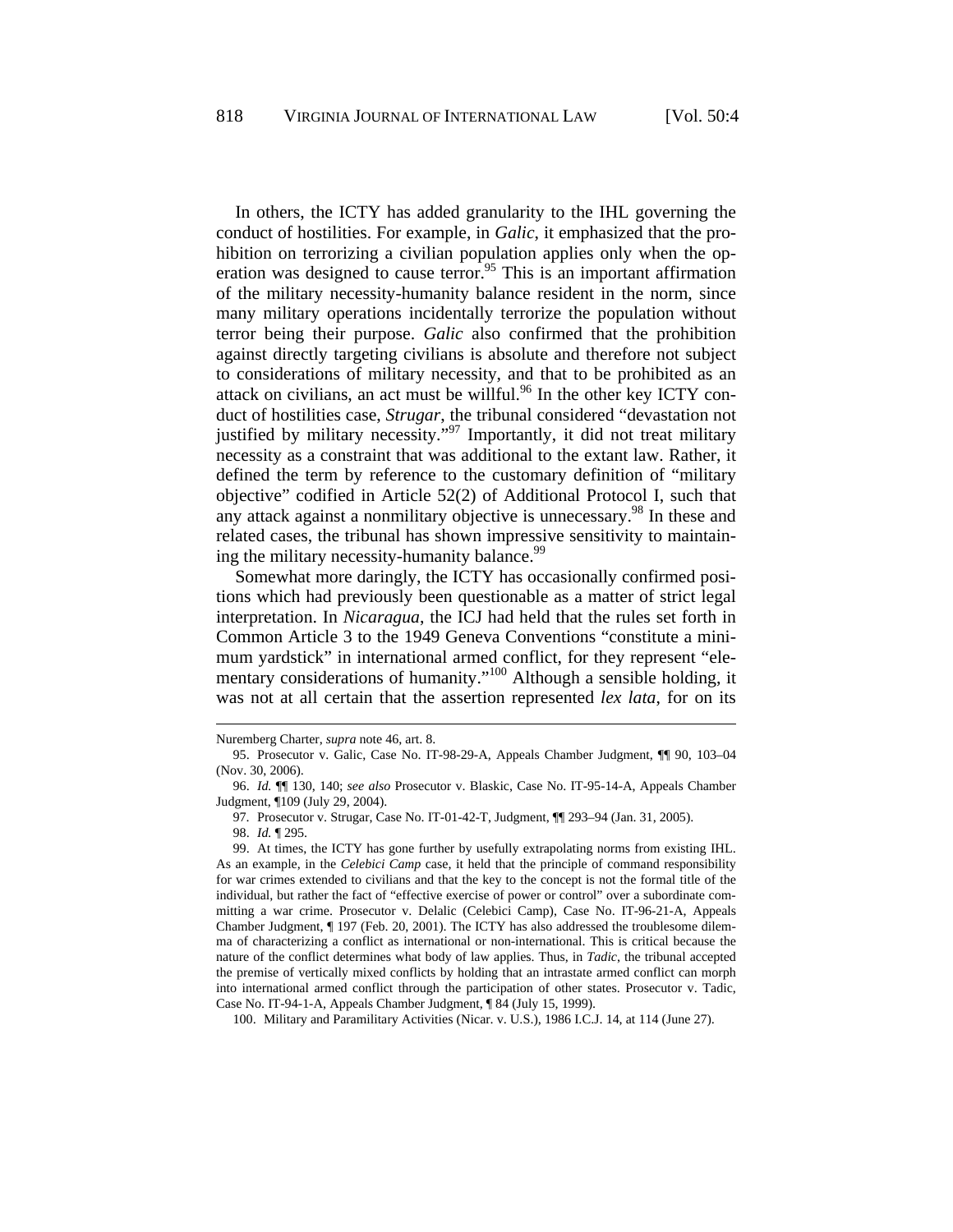In others, the ICTY has added granularity to the IHL governing the conduct of hostilities. For example, in *Galic*, it emphasized that the prohibition on terrorizing a civilian population applies only when the operation was designed to cause terror.[95] This is an important affirmation of the military necessity-humanity balance resident in the norm, since many military operations incidentally terrorize the population without terror being their purpose. *Galic* also confirmed that the prohibition against directly targeting civilians is absolute and therefore not subject to considerations of military necessity, and that to be prohibited as an attack on civilians, an act must be willful.[96] In the other key ICTY conduct of hostilities case, *Strugar*, the tribunal considered "devastation not justified by military necessity."[97] Importantly, it did not treat military necessity as a constraint that was additional to the extant law. Rather, it defined the term by reference to the customary definition of "military objective" codified in Article 52(2) of Additional Protocol I, such that any attack against a nonmilitary objective is unnecessary.[98] In these and related cases, the tribunal has shown impressive sensitivity to maintaining the military necessity-humanity balance.[99]

Somewhat more daringly, the ICTY has occasionally confirmed positions which had previously been questionable as a matter of strict legal interpretation. In *Nicaragua*, the ICJ had held that the rules set forth in Common Article 3 to the 1949 Geneva Conventions "constitute a minimum yardstick" in international armed conflict, for they represent "elementary considerations of humanity."[100] Although a sensible holding, it was not at all certain that the assertion represented *lex lata*, for on its

---

Nuremberg Charter, *supra* note 46, art. 8.

95. Prosecutor v. Galic, Case No. IT-98-29-A, Appeals Chamber Judgment, ¶¶ 90, 103–04 (Nov. 30, 2006).

96. *Id.* ¶¶ 130, 140; *see also* Prosecutor v. Blaskic, Case No. IT-95-14-A, Appeals Chamber Judgment, ¶109 (July 29, 2004).

97. Prosecutor v. Strugar, Case No. IT-01-42-T, Judgment, ¶¶ 293–94 (Jan. 31, 2005).

98. *Id.* ¶ 295.

99. At times, the ICTY has gone further by usefully extrapolating norms from existing IHL. As an example, in the *Celebici Camp* case, it held that the principle of command responsibility for war crimes extended to civilians and that the key to the concept is not the formal title of the individual, but rather the fact of "effective exercise of power or control" over a subordinate committing a war crime. Prosecutor v. Delalic (Celebici Camp), Case No. IT-96-21-A, Appeals Chamber Judgment, ¶ 197 (Feb. 20, 2001). The ICTY has also addressed the troublesome dilemma of characterizing a conflict as international or non-international. This is critical because the nature of the conflict determines what body of law applies. Thus, in *Tadic*, the tribunal accepted the premise of vertically mixed conflicts by holding that an intrastate armed conflict can morph into international armed conflict through the participation of other states. Prosecutor v. Tadic, Case No. IT-94-1-A, Appeals Chamber Judgment, ¶ 84 (July 15, 1999).

100. Military and Paramilitary Activities (Nicar. v. U.S.), 1986 I.C.J. 14, at 114 (June 27).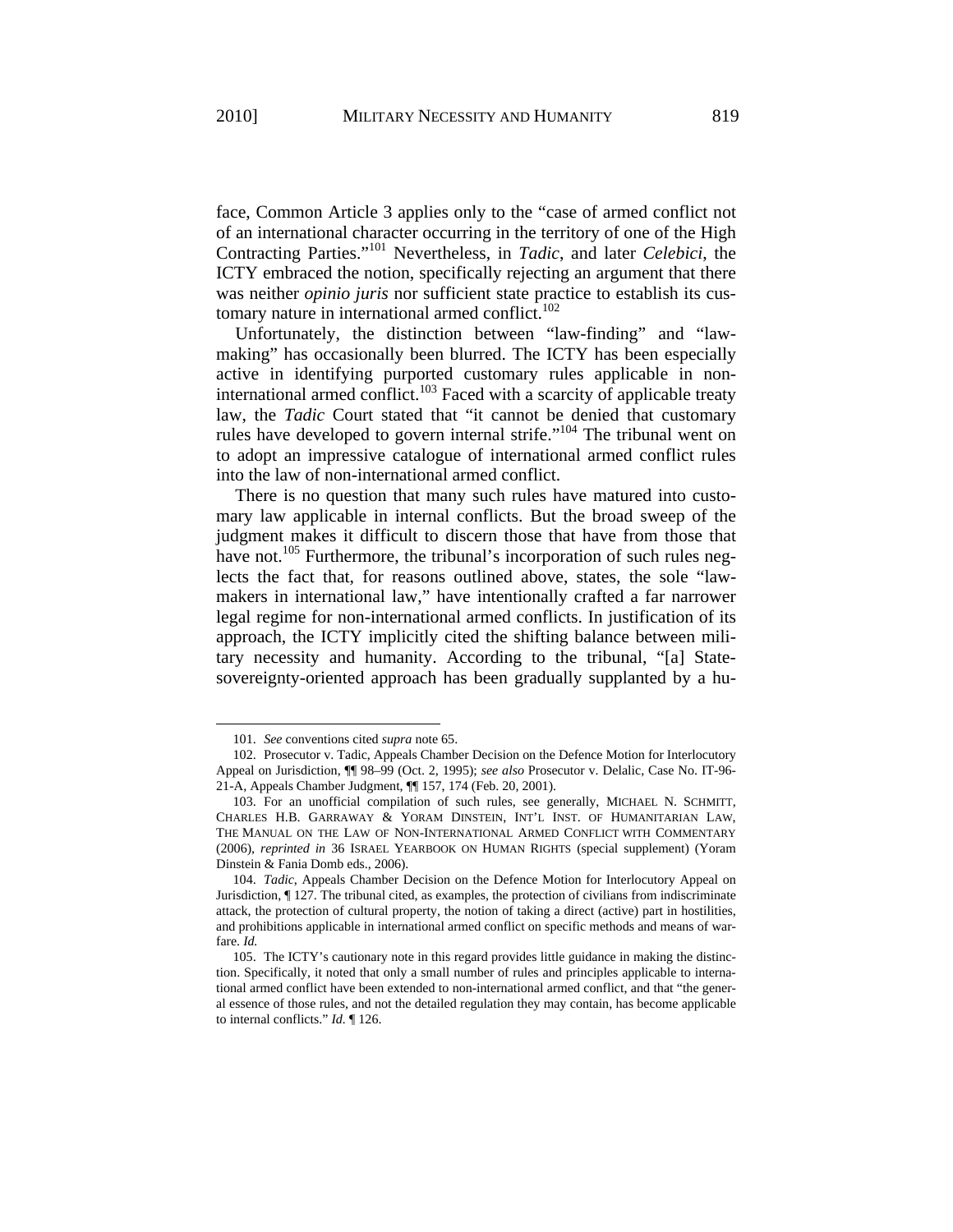face, Common Article 3 applies only to the "case of armed conflict not of an international character occurring in the territory of one of the High Contracting Parties."[101] Nevertheless, in *Tadic*, and later *Celebici*, the ICTY embraced the notion, specifically rejecting an argument that there was neither *opinio juris* nor sufficient state practice to establish its customary nature in international armed conflict.[102]

Unfortunately, the distinction between "law-finding" and "law-making" has occasionally been blurred. The ICTY has been especially active in identifying purported customary rules applicable in non-international armed conflict.[103] Faced with a scarcity of applicable treaty law, the *Tadic* Court stated that "it cannot be denied that customary rules have developed to govern internal strife."[104] The tribunal went on to adopt an impressive catalogue of international armed conflict rules into the law of non-international armed conflict.

There is no question that many such rules have matured into customary law applicable in internal conflicts. But the broad sweep of the judgment makes it difficult to discern those that have from those that have not.[105] Furthermore, the tribunal's incorporation of such rules neglects the fact that, for reasons outlined above, states, the sole "lawmakers in international law," have intentionally crafted a far narrower legal regime for non-international armed conflicts. In justification of its approach, the ICTY implicitly cited the shifting balance between military necessity and humanity. According to the tribunal, "[a] State-sovereignty-oriented approach has been gradually supplanted by a hu-

---

101. *See* conventions cited *supra* note 65.

102. Prosecutor v. Tadic, Appeals Chamber Decision on the Defence Motion for Interlocutory Appeal on Jurisdiction, ¶¶ 98–99 (Oct. 2, 1995); *see also* Prosecutor v. Delalic, Case No. IT-96-21-A, Appeals Chamber Judgment, ¶¶ 157, 174 (Feb. 20, 2001).

103. For an unofficial compilation of such rules, see generally, MICHAEL N. SCHMITT, CHARLES H.B. GARRAWAY & YORAM DINSTEIN, INT'L INST. OF HUMANITARIAN LAW, THE MANUAL ON THE LAW OF NON-INTERNATIONAL ARMED CONFLICT WITH COMMENTARY (2006), *reprinted in* 36 ISRAEL YEARBOOK ON HUMAN RIGHTS (special supplement) (Yoram Dinstein & Fania Domb eds., 2006).

104. *Tadic*, Appeals Chamber Decision on the Defence Motion for Interlocutory Appeal on Jurisdiction, ¶ 127. The tribunal cited, as examples, the protection of civilians from indiscriminate attack, the protection of cultural property, the notion of taking a direct (active) part in hostilities, and prohibitions applicable in international armed conflict on specific methods and means of warfare. *Id.*

105. The ICTY's cautionary note in this regard provides little guidance in making the distinction. Specifically, it noted that only a small number of rules and principles applicable to international armed conflict have been extended to non-international armed conflict, and that "the general essence of those rules, and not the detailed regulation they may contain, has become applicable to internal conflicts." *Id.* ¶ 126.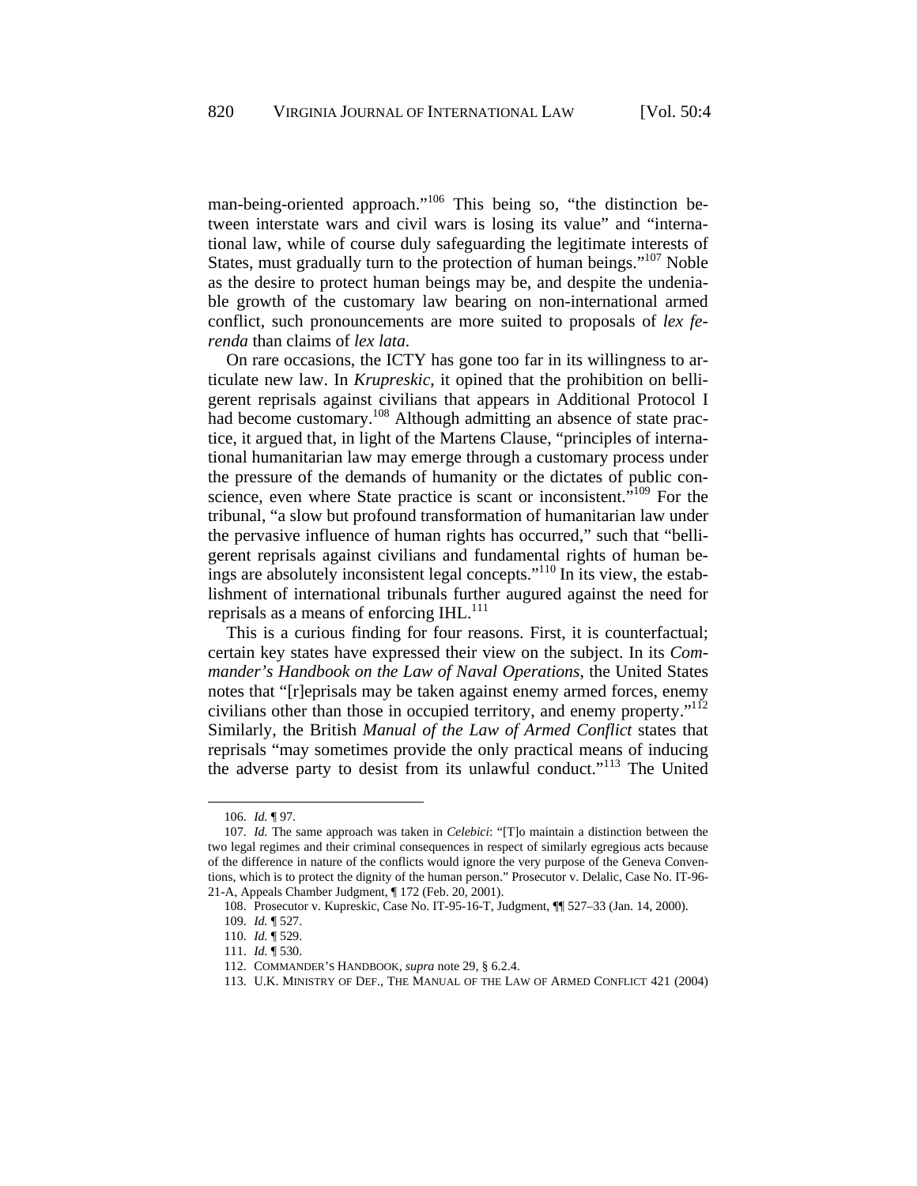man-being-oriented approach."[106] This being so, "the distinction between interstate wars and civil wars is losing its value" and "international law, while of course duly safeguarding the legitimate interests of States, must gradually turn to the protection of human beings."[107] Noble as the desire to protect human beings may be, and despite the undeniable growth of the customary law bearing on non-international armed conflict, such pronouncements are more suited to proposals of *lex ferenda* than claims of *lex lata*.

On rare occasions, the ICTY has gone too far in its willingness to articulate new law. In *Krupreskic*, it opined that the prohibition on belligerent reprisals against civilians that appears in Additional Protocol I had become customary.[108] Although admitting an absence of state practice, it argued that, in light of the Martens Clause, "principles of international humanitarian law may emerge through a customary process under the pressure of the demands of humanity or the dictates of public conscience, even where State practice is scant or inconsistent."[109] For the tribunal, "a slow but profound transformation of humanitarian law under the pervasive influence of human rights has occurred," such that "belligerent reprisals against civilians and fundamental rights of human beings are absolutely inconsistent legal concepts."[110] In its view, the establishment of international tribunals further augured against the need for reprisals as a means of enforcing IHL.[111]

This is a curious finding for four reasons. First, it is counterfactual; certain key states have expressed their view on the subject. In its *Commander's Handbook on the Law of Naval Operations*, the United States notes that "[r]eprisals may be taken against enemy armed forces, enemy civilians other than those in occupied territory, and enemy property."[112] Similarly, the British *Manual of the Law of Armed Conflict* states that reprisals "may sometimes provide the only practical means of inducing the adverse party to desist from its unlawful conduct."[113] The United

---

106. *Id.* ¶ 97.

107. *Id.* The same approach was taken in *Celebici*: "[T]o maintain a distinction between the two legal regimes and their criminal consequences in respect of similarly egregious acts because of the difference in nature of the conflicts would ignore the very purpose of the Geneva Conventions, which is to protect the dignity of the human person." Prosecutor v. Delalic, Case No. IT-96-21-A, Appeals Chamber Judgment, ¶ 172 (Feb. 20, 2001).

108. Prosecutor v. Kupreskic, Case No. IT-95-16-T, Judgment, ¶¶ 527–33 (Jan. 14, 2000).

109. *Id.* ¶ 527.

110. *Id.* ¶ 529.

111. *Id.* ¶ 530.

112. COMMANDER'S HANDBOOK, *supra* note 29, § 6.2.4.

113. U.K. MINISTRY OF DEF., THE MANUAL OF THE LAW OF ARMED CONFLICT 421 (2004)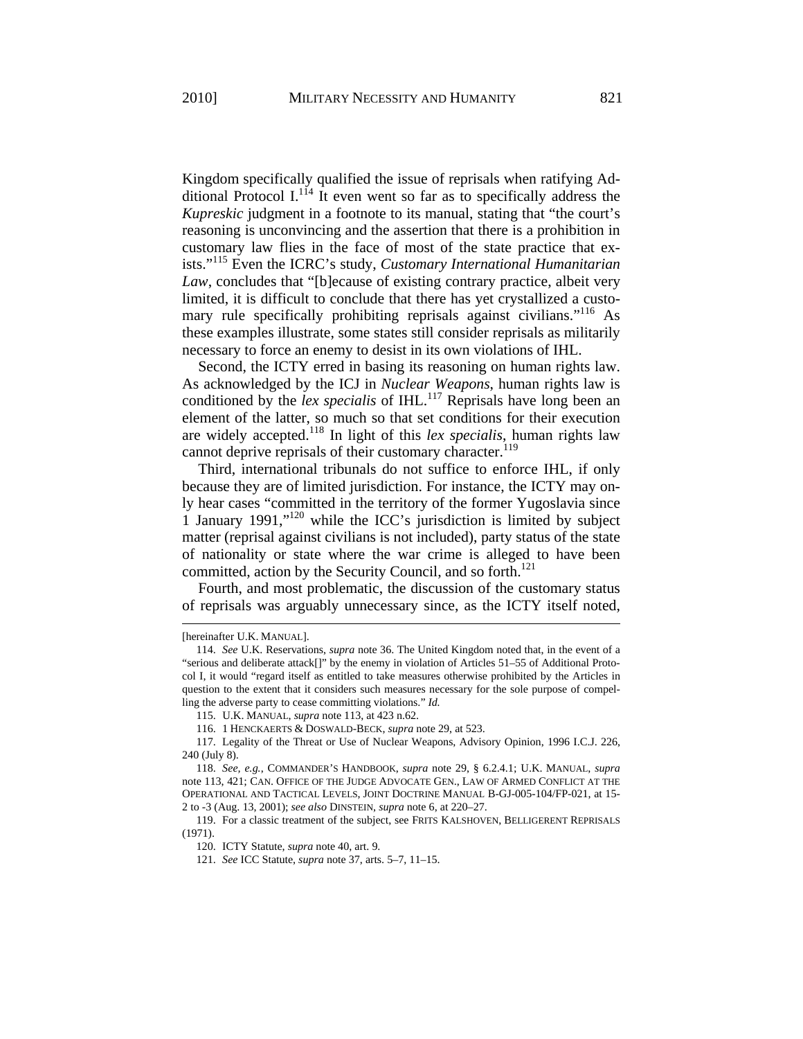Kingdom specifically qualified the issue of reprisals when ratifying Additional Protocol I.[114] It even went so far as to specifically address the *Kupreskic* judgment in a footnote to its manual, stating that "the court's reasoning is unconvincing and the assertion that there is a prohibition in customary law flies in the face of most of the state practice that exists."[115] Even the ICRC's study, *Customary International Humanitarian Law*, concludes that "[b]ecause of existing contrary practice, albeit very limited, it is difficult to conclude that there has yet crystallized a customary rule specifically prohibiting reprisals against civilians."[116] As these examples illustrate, some states still consider reprisals as militarily necessary to force an enemy to desist in its own violations of IHL.

Second, the ICTY erred in basing its reasoning on human rights law. As acknowledged by the ICJ in *Nuclear Weapons*, human rights law is conditioned by the *lex specialis* of IHL.[117] Reprisals have long been an element of the latter, so much so that set conditions for their execution are widely accepted.[118] In light of this *lex specialis*, human rights law cannot deprive reprisals of their customary character.[119]

Third, international tribunals do not suffice to enforce IHL, if only because they are of limited jurisdiction. For instance, the ICTY may only hear cases "committed in the territory of the former Yugoslavia since 1 January 1991,"[120] while the ICC's jurisdiction is limited by subject matter (reprisal against civilians is not included), party status of the state of nationality or state where the war crime is alleged to have been committed, action by the Security Council, and so forth.[121]

Fourth, and most problematic, the discussion of the customary status of reprisals was arguably unnecessary since, as the ICTY itself noted,

---

[hereinafter U.K. MANUAL].

114. *See* U.K. Reservations, *supra* note 36. The United Kingdom noted that, in the event of a "serious and deliberate attack[]" by the enemy in violation of Articles 51–55 of Additional Protocol I, it would "regard itself as entitled to take measures otherwise prohibited by the Articles in question to the extent that it considers such measures necessary for the sole purpose of compelling the adverse party to cease committing violations." *Id.*

115. U.K. MANUAL, *supra* note 113, at 423 n.62.

116. 1 HENCKAERTS & DOSWALD-BECK, *supra* note 29, at 523.

117. Legality of the Threat or Use of Nuclear Weapons, Advisory Opinion, 1996 I.C.J. 226, 240 (July 8).

118. *See, e.g.*, COMMANDER'S HANDBOOK, *supra* note 29, § 6.2.4.1; U.K. MANUAL, *supra* note 113, 421; CAN. OFFICE OF THE JUDGE ADVOCATE GEN., LAW OF ARMED CONFLICT AT THE OPERATIONAL AND TACTICAL LEVELS, JOINT DOCTRINE MANUAL B-GJ-005-104/FP-021, at 15-2 to -3 (Aug. 13, 2001); *see also* DINSTEIN, *supra* note 6, at 220–27.

119. For a classic treatment of the subject, see FRITS KALSHOVEN, BELLIGERENT REPRISALS (1971).

120. ICTY Statute, *supra* note 40, art. 9.

121. *See* ICC Statute, *supra* note 37, arts. 5–7, 11–15.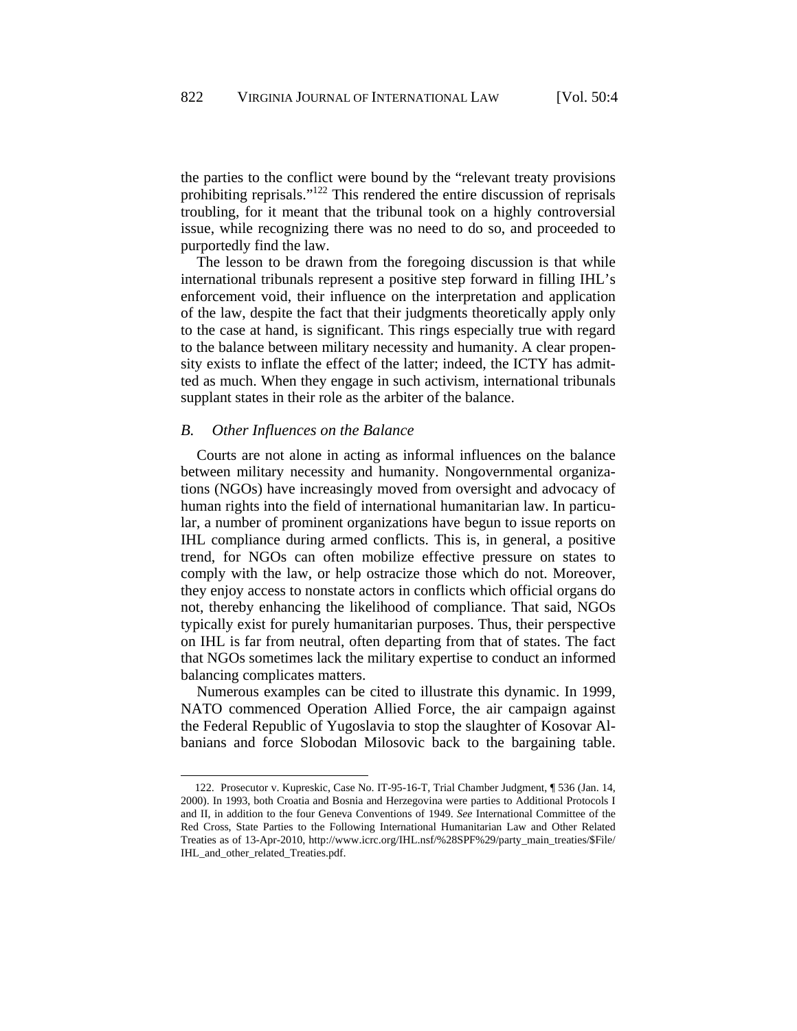the parties to the conflict were bound by the "relevant treaty provisions prohibiting reprisals."[122] This rendered the entire discussion of reprisals troubling, for it meant that the tribunal took on a highly controversial issue, while recognizing there was no need to do so, and proceeded to purportedly find the law.

The lesson to be drawn from the foregoing discussion is that while international tribunals represent a positive step forward in filling IHL's enforcement void, their influence on the interpretation and application of the law, despite the fact that their judgments theoretically apply only to the case at hand, is significant. This rings especially true with regard to the balance between military necessity and humanity. A clear propensity exists to inflate the effect of the latter; indeed, the ICTY has admitted as much. When they engage in such activism, international tribunals supplant states in their role as the arbiter of the balance.

### *B. Other Influences on the Balance*

Courts are not alone in acting as informal influences on the balance between military necessity and humanity. Nongovernmental organizations (NGOs) have increasingly moved from oversight and advocacy of human rights into the field of international humanitarian law. In particular, a number of prominent organizations have begun to issue reports on IHL compliance during armed conflicts. This is, in general, a positive trend, for NGOs can often mobilize effective pressure on states to comply with the law, or help ostracize those which do not. Moreover, they enjoy access to nonstate actors in conflicts which official organs do not, thereby enhancing the likelihood of compliance. That said, NGOs typically exist for purely humanitarian purposes. Thus, their perspective on IHL is far from neutral, often departing from that of states. The fact that NGOs sometimes lack the military expertise to conduct an informed balancing complicates matters.

Numerous examples can be cited to illustrate this dynamic. In 1999, NATO commenced Operation Allied Force, the air campaign against the Federal Republic of Yugoslavia to stop the slaughter of Kosovar Albanians and force Slobodan Milosovic back to the bargaining table.

---

122. Prosecutor v. Kupreskic, Case No. IT-95-16-T, Trial Chamber Judgment, ¶ 536 (Jan. 14, 2000). In 1993, both Croatia and Bosnia and Herzegovina were parties to Additional Protocols I and II, in addition to the four Geneva Conventions of 1949. *See* International Committee of the Red Cross, State Parties to the Following International Humanitarian Law and Other Related Treaties as of 13-Apr-2010, http://www.icrc.org/IHL.nsf/%28SPF%29/party_main_treaties/$File/IHL_and_other_related_Treaties.pdf.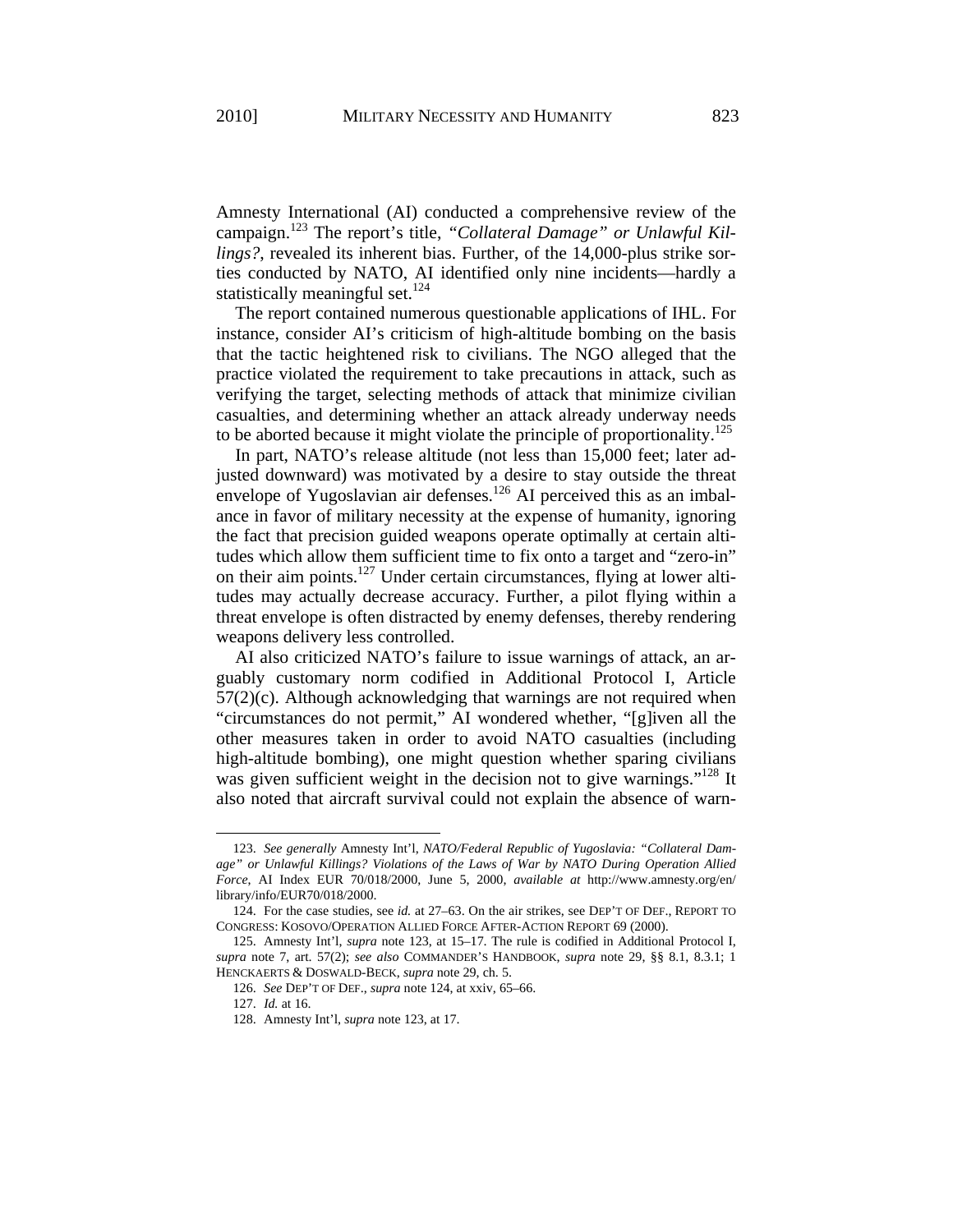Amnesty International (AI) conducted a comprehensive review of the campaign.[123] The report's title, *"Collateral Damage" or Unlawful Killings?*, revealed its inherent bias. Further, of the 14,000-plus strike sorties conducted by NATO, AI identified only nine incidents—hardly a statistically meaningful set.[124]

The report contained numerous questionable applications of IHL. For instance, consider AI's criticism of high-altitude bombing on the basis that the tactic heightened risk to civilians. The NGO alleged that the practice violated the requirement to take precautions in attack, such as verifying the target, selecting methods of attack that minimize civilian casualties, and determining whether an attack already underway needs to be aborted because it might violate the principle of proportionality.[125]

In part, NATO's release altitude (not less than 15,000 feet; later adjusted downward) was motivated by a desire to stay outside the threat envelope of Yugoslavian air defenses.[126] AI perceived this as an imbalance in favor of military necessity at the expense of humanity, ignoring the fact that precision guided weapons operate optimally at certain altitudes which allow them sufficient time to fix onto a target and "zero-in" on their aim points.[127] Under certain circumstances, flying at lower altitudes may actually decrease accuracy. Further, a pilot flying within a threat envelope is often distracted by enemy defenses, thereby rendering weapons delivery less controlled.

AI also criticized NATO's failure to issue warnings of attack, an arguably customary norm codified in Additional Protocol I, Article 57(2)(c). Although acknowledging that warnings are not required when "circumstances do not permit," AI wondered whether, "[g]iven all the other measures taken in order to avoid NATO casualties (including high-altitude bombing), one might question whether sparing civilians was given sufficient weight in the decision not to give warnings."[128] It also noted that aircraft survival could not explain the absence of warn-

---

123. *See generally* Amnesty Int'l, *NATO/Federal Republic of Yugoslavia: "Collateral Damage" or Unlawful Killings? Violations of the Laws of War by NATO During Operation Allied Force*, AI Index EUR 70/018/2000, June 5, 2000, *available at* http://www.amnesty.org/en/library/info/EUR70/018/2000.

124. For the case studies, see *id.* at 27–63. On the air strikes, see DEP'T OF DEF., REPORT TO CONGRESS: KOSOVO/OPERATION ALLIED FORCE AFTER-ACTION REPORT 69 (2000).

125. Amnesty Int'l, *supra* note 123, at 15–17. The rule is codified in Additional Protocol I, *supra* note 7, art. 57(2); *see also* COMMANDER'S HANDBOOK, *supra* note 29, §§ 8.1, 8.3.1; 1 HENCKAERTS & DOSWALD-BECK, *supra* note 29, ch. 5.

126. *See* DEP'T OF DEF., *supra* note 124, at xxiv, 65–66.

127. *Id.* at 16.

128. Amnesty Int'l, *supra* note 123, at 17.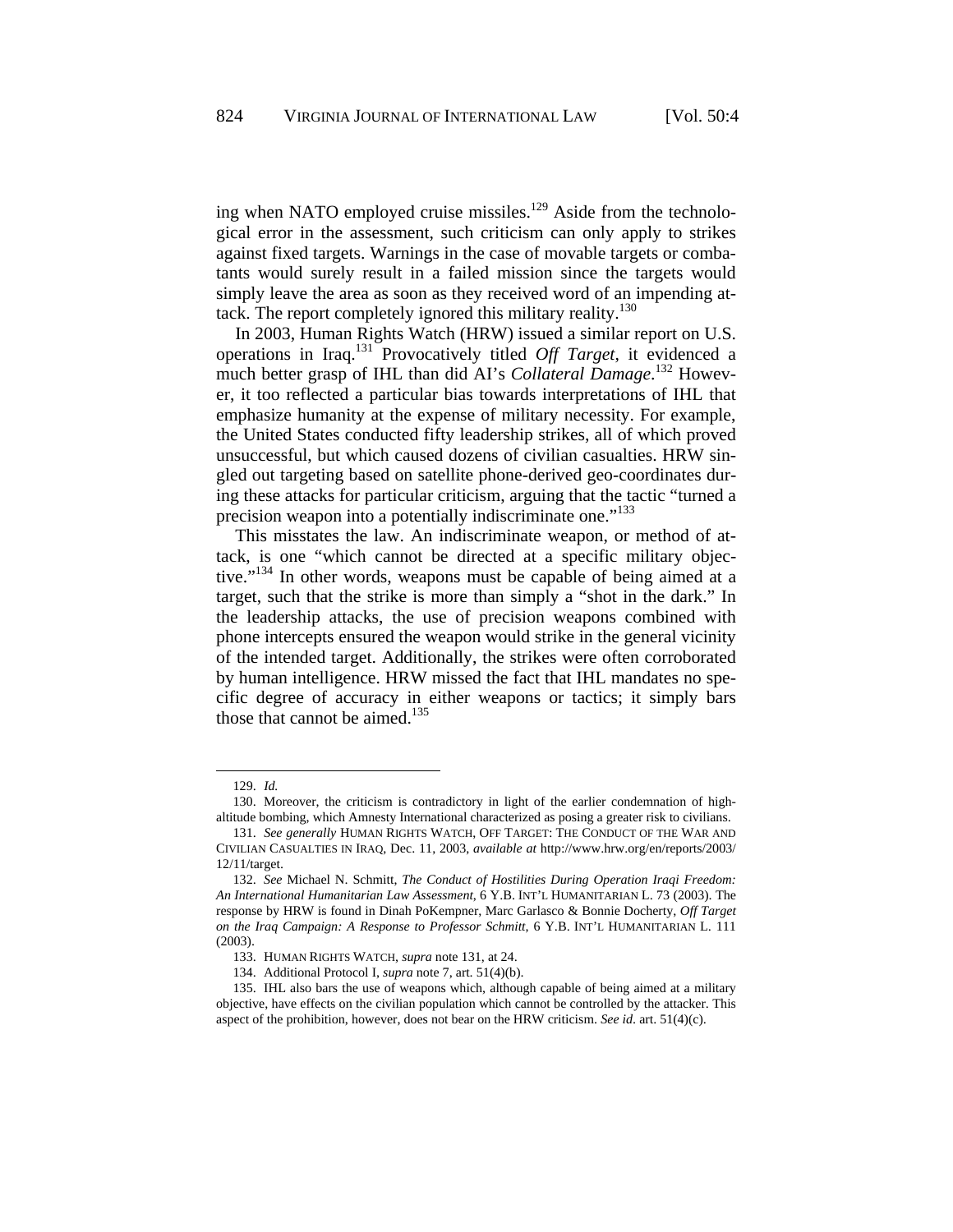ing when NATO employed cruise missiles.[129] Aside from the technological error in the assessment, such criticism can only apply to strikes against fixed targets. Warnings in the case of movable targets or combatants would surely result in a failed mission since the targets would simply leave the area as soon as they received word of an impending attack. The report completely ignored this military reality.[130]

In 2003, Human Rights Watch (HRW) issued a similar report on U.S. operations in Iraq.[131] Provocatively titled *Off Target*, it evidenced a much better grasp of IHL than did AI's *Collateral Damage*.[132] However, it too reflected a particular bias towards interpretations of IHL that emphasize humanity at the expense of military necessity. For example, the United States conducted fifty leadership strikes, all of which proved unsuccessful, but which caused dozens of civilian casualties. HRW singled out targeting based on satellite phone-derived geo-coordinates during these attacks for particular criticism, arguing that the tactic "turned a precision weapon into a potentially indiscriminate one."[133]

This misstates the law. An indiscriminate weapon, or method of attack, is one "which cannot be directed at a specific military objective."[134] In other words, weapons must be capable of being aimed at a target, such that the strike is more than simply a "shot in the dark." In the leadership attacks, the use of precision weapons combined with phone intercepts ensured the weapon would strike in the general vicinity of the intended target. Additionally, the strikes were often corroborated by human intelligence. HRW missed the fact that IHL mandates no specific degree of accuracy in either weapons or tactics; it simply bars those that cannot be aimed.[135]

---

129. *Id.*

130. Moreover, the criticism is contradictory in light of the earlier condemnation of high-altitude bombing, which Amnesty International characterized as posing a greater risk to civilians.

131. *See generally* HUMAN RIGHTS WATCH, OFF TARGET: THE CONDUCT OF THE WAR AND CIVILIAN CASUALTIES IN IRAQ, Dec. 11, 2003, *available at* http://www.hrw.org/en/reports/2003/12/11/target.

132. *See* Michael N. Schmitt, *The Conduct of Hostilities During Operation Iraqi Freedom: An International Humanitarian Law Assessment*, 6 Y.B. INT'L HUMANITARIAN L. 73 (2003). The response by HRW is found in Dinah PoKempner, Marc Garlasco & Bonnie Docherty, *Off Target on the Iraq Campaign: A Response to Professor Schmitt*, 6 Y.B. INT'L HUMANITARIAN L. 111 (2003).

133. HUMAN RIGHTS WATCH, *supra* note 131, at 24.

134. Additional Protocol I, *supra* note 7, art. 51(4)(b).

135. IHL also bars the use of weapons which, although capable of being aimed at a military objective, have effects on the civilian population which cannot be controlled by the attacker. This aspect of the prohibition, however, does not bear on the HRW criticism. *See id.* art. 51(4)(c).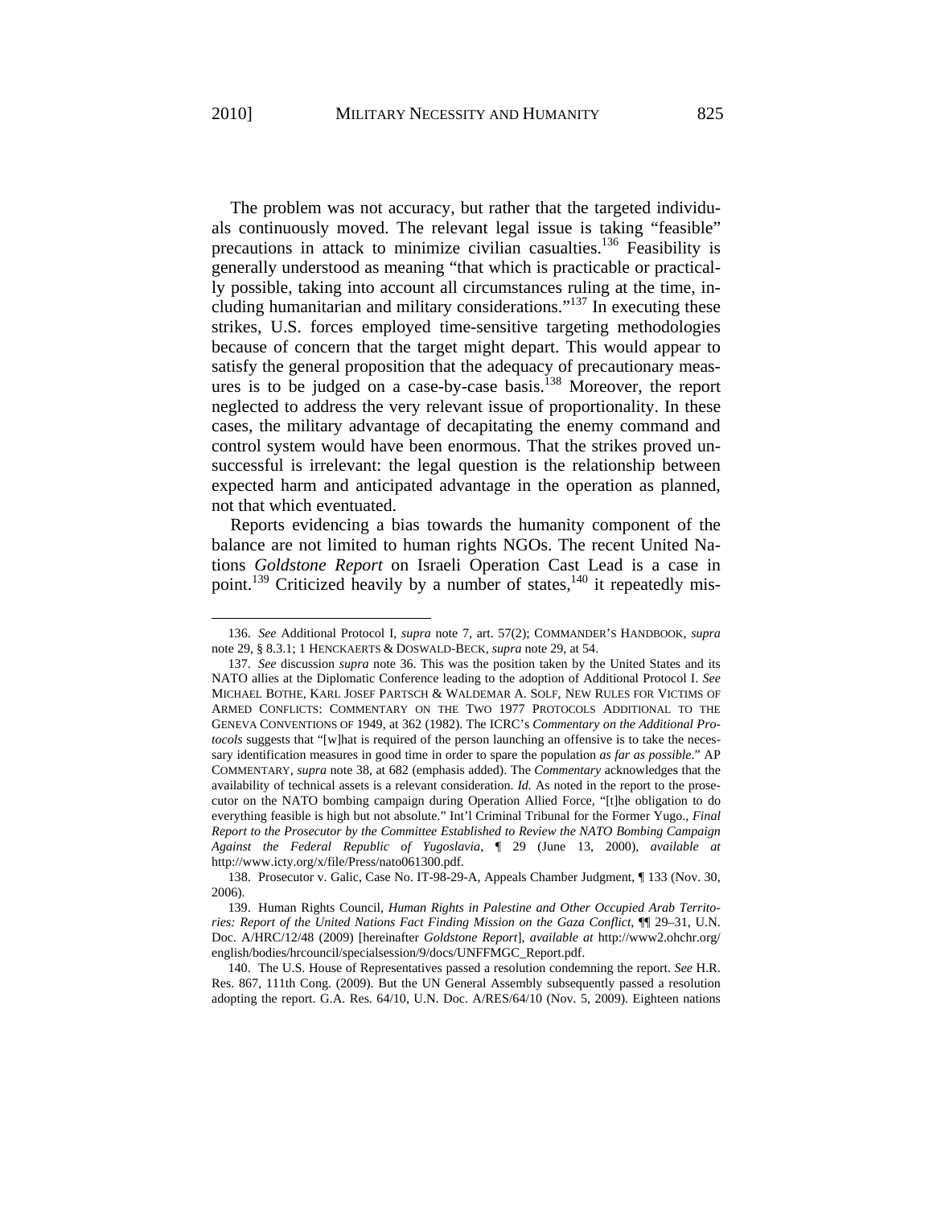The problem was not accuracy, but rather that the targeted individuals continuously moved. The relevant legal issue is taking "feasible" precautions in attack to minimize civilian casualties.[136] Feasibility is generally understood as meaning "that which is practicable or practically possible, taking into account all circumstances ruling at the time, including humanitarian and military considerations."[137] In executing these strikes, U.S. forces employed time-sensitive targeting methodologies because of concern that the target might depart. This would appear to satisfy the general proposition that the adequacy of precautionary measures is to be judged on a case-by-case basis.[138] Moreover, the report neglected to address the very relevant issue of proportionality. In these cases, the military advantage of decapitating the enemy command and control system would have been enormous. That the strikes proved unsuccessful is irrelevant: the legal question is the relationship between expected harm and anticipated advantage in the operation as planned, not that which eventuated.

Reports evidencing a bias towards the humanity component of the balance are not limited to human rights NGOs. The recent United Nations *Goldstone Report* on Israeli Operation Cast Lead is a case in point.[139] Criticized heavily by a number of states,[140] it repeatedly mis-

---

136. *See* Additional Protocol I, *supra* note 7, art. 57(2); COMMANDER'S HANDBOOK, *supra* note 29, § 8.3.1; 1 HENCKAERTS & DOSWALD-BECK, *supra* note 29, at 54.

137. *See* discussion *supra* note 36. This was the position taken by the United States and its NATO allies at the Diplomatic Conference leading to the adoption of Additional Protocol I. *See* MICHAEL BOTHE, KARL JOSEF PARTSCH & WALDEMAR A. SOLF, NEW RULES FOR VICTIMS OF ARMED CONFLICTS: COMMENTARY ON THE TWO 1977 PROTOCOLS ADDITIONAL TO THE GENEVA CONVENTIONS OF 1949, at 362 (1982). The ICRC's *Commentary on the Additional Protocols* suggests that "[w]hat is required of the person launching an offensive is to take the necessary identification measures in good time in order to spare the population *as far as possible*." AP COMMENTARY, *supra* note 38, at 682 (emphasis added). The *Commentary* acknowledges that the availability of technical assets is a relevant consideration. *Id.* As noted in the report to the prosecutor on the NATO bombing campaign during Operation Allied Force, "[t]he obligation to do everything feasible is high but not absolute." Int'l Criminal Tribunal for the Former Yugo., *Final Report to the Prosecutor by the Committee Established to Review the NATO Bombing Campaign Against the Federal Republic of Yugoslavia*, ¶ 29 (June 13, 2000), *available at* http://www.icty.org/x/file/Press/nato061300.pdf.

138. Prosecutor v. Galic, Case No. IT-98-29-A, Appeals Chamber Judgment, ¶ 133 (Nov. 30, 2006).

139. Human Rights Council, *Human Rights in Palestine and Other Occupied Arab Territories: Report of the United Nations Fact Finding Mission on the Gaza Conflict*, ¶¶ 29–31, U.N. Doc. A/HRC/12/48 (2009) [hereinafter *Goldstone Report*], *available at* http://www2.ohchr.org/english/bodies/hrcouncil/specialsession/9/docs/UNFFMGC_Report.pdf.

140. The U.S. House of Representatives passed a resolution condemning the report. *See* H.R. Res. 867, 111th Cong. (2009). But the UN General Assembly subsequently passed a resolution adopting the report. G.A. Res. 64/10, U.N. Doc. A/RES/64/10 (Nov. 5, 2009). Eighteen nations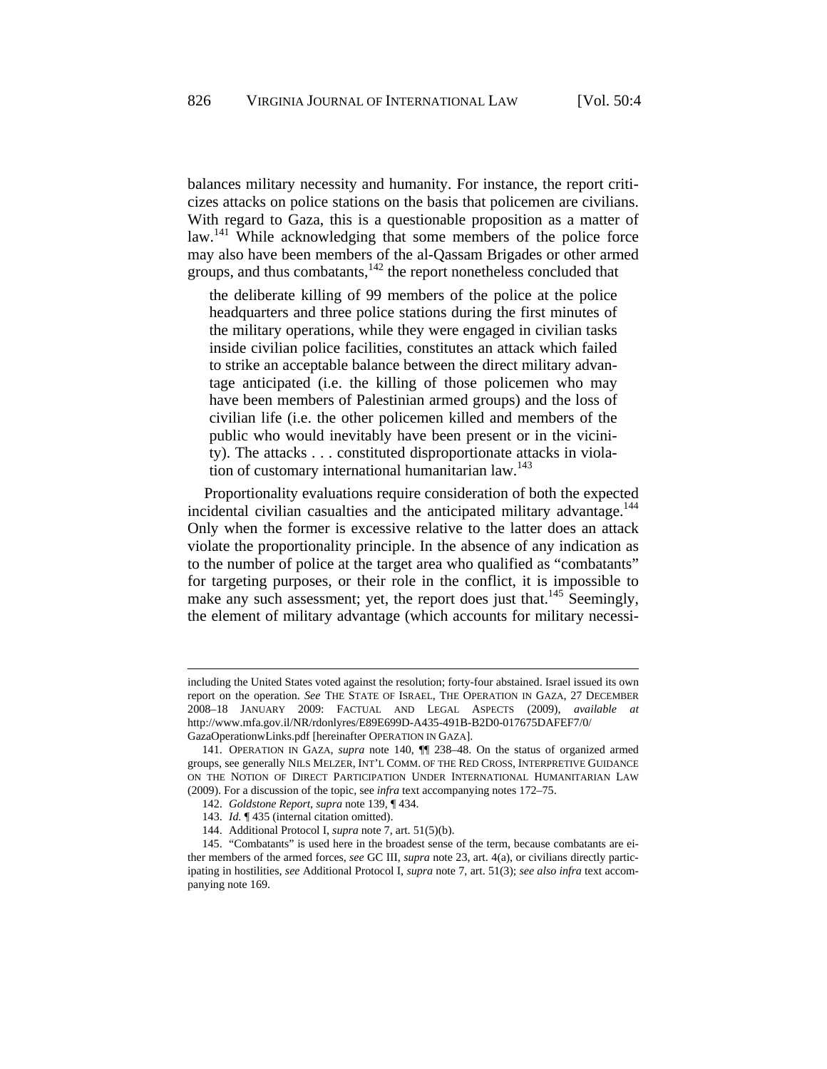balances military necessity and humanity. For instance, the report criticizes attacks on police stations on the basis that policemen are civilians. With regard to Gaza, this is a questionable proposition as a matter of law.[141] While acknowledging that some members of the police force may also have been members of the al-Qassam Brigades or other armed groups, and thus combatants,[142] the report nonetheless concluded that

> the deliberate killing of 99 members of the police at the police headquarters and three police stations during the first minutes of the military operations, while they were engaged in civilian tasks inside civilian police facilities, constitutes an attack which failed to strike an acceptable balance between the direct military advantage anticipated (i.e. the killing of those policemen who may have been members of Palestinian armed groups) and the loss of civilian life (i.e. the other policemen killed and members of the public who would inevitably have been present or in the vicinity). The attacks . . . constituted disproportionate attacks in violation of customary international humanitarian law.[143]

Proportionality evaluations require consideration of both the expected incidental civilian casualties and the anticipated military advantage.[144] Only when the former is excessive relative to the latter does an attack violate the proportionality principle. In the absence of any indication as to the number of police at the target area who qualified as "combatants" for targeting purposes, or their role in the conflict, it is impossible to make any such assessment; yet, the report does just that.[145] Seemingly, the element of military advantage (which accounts for military necessi-

---

including the United States voted against the resolution; forty-four abstained. Israel issued its own report on the operation. *See* THE STATE OF ISRAEL, THE OPERATION IN GAZA, 27 DECEMBER 2008–18 JANUARY 2009: FACTUAL AND LEGAL ASPECTS (2009), *available at* http://www.mfa.gov.il/NR/rdonlyres/E89E699D-A435-491B-B2D0-017675DAFEF7/0/GazaOperationwLinks.pdf [hereinafter OPERATION IN GAZA].

141. OPERATION IN GAZA, *supra* note 140, ¶¶ 238–48. On the status of organized armed groups, see generally NILS MELZER, INT'L COMM. OF THE RED CROSS, INTERPRETIVE GUIDANCE ON THE NOTION OF DIRECT PARTICIPATION UNDER INTERNATIONAL HUMANITARIAN LAW (2009). For a discussion of the topic, see *infra* text accompanying notes 172–75.

142. *Goldstone Report*, *supra* note 139, ¶ 434.

143. *Id.* ¶ 435 (internal citation omitted).

144. Additional Protocol I, *supra* note 7, art. 51(5)(b).

145. "Combatants" is used here in the broadest sense of the term, because combatants are either members of the armed forces, *see* GC III, *supra* note 23, art. 4(a), or civilians directly participating in hostilities, *see* Additional Protocol I, *supra* note 7, art. 51(3); *see also infra* text accompanying note 169.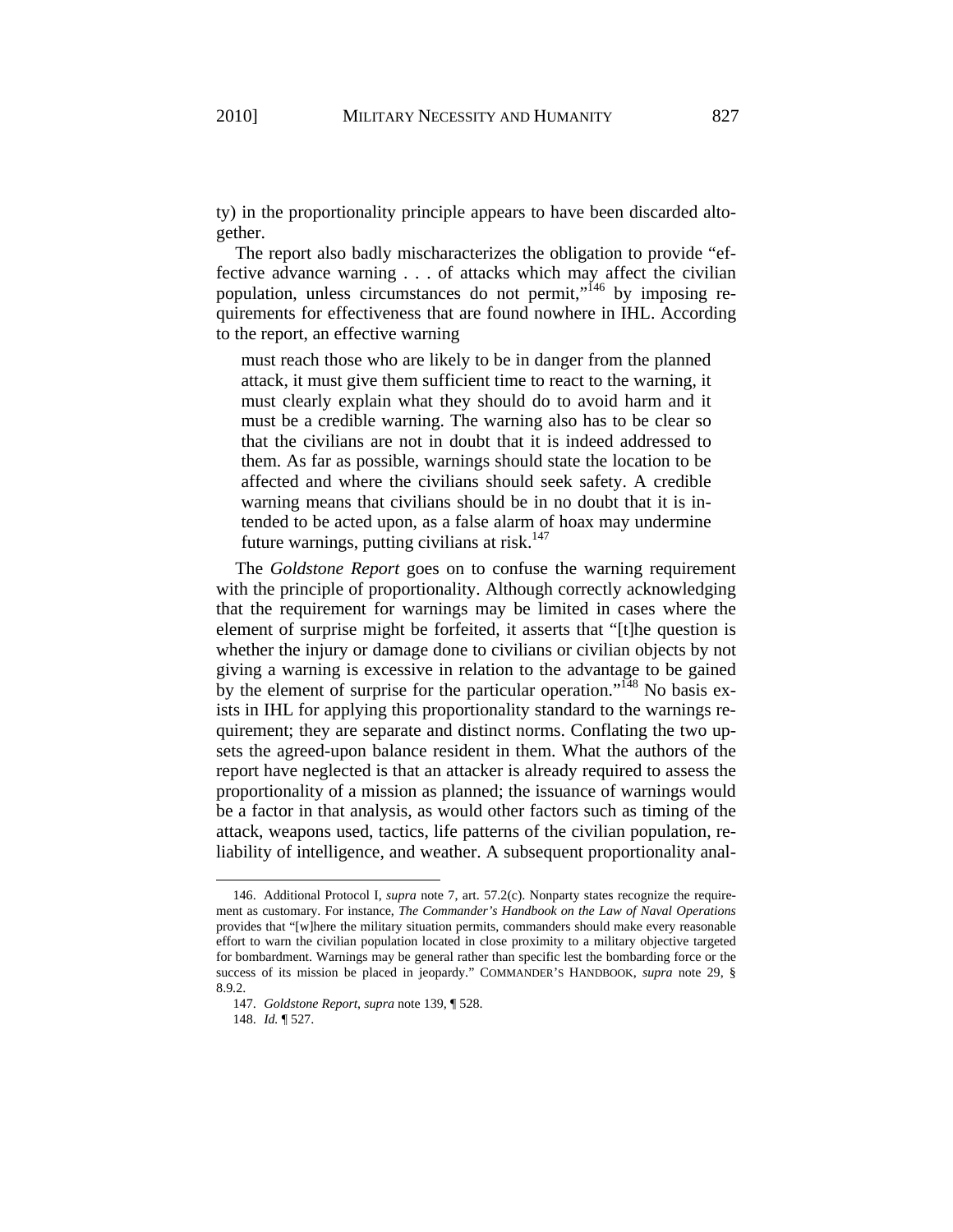ty) in the proportionality principle appears to have been discarded altogether.

The report also badly mischaracterizes the obligation to provide "effective advance warning . . . of attacks which may affect the civilian population, unless circumstances do not permit,"[146] by imposing requirements for effectiveness that are found nowhere in IHL. According to the report, an effective warning

> must reach those who are likely to be in danger from the planned attack, it must give them sufficient time to react to the warning, it must clearly explain what they should do to avoid harm and it must be a credible warning. The warning also has to be clear so that the civilians are not in doubt that it is indeed addressed to them. As far as possible, warnings should state the location to be affected and where the civilians should seek safety. A credible warning means that civilians should be in no doubt that it is intended to be acted upon, as a false alarm of hoax may undermine future warnings, putting civilians at risk.[147]

The *Goldstone Report* goes on to confuse the warning requirement with the principle of proportionality. Although correctly acknowledging that the requirement for warnings may be limited in cases where the element of surprise might be forfeited, it asserts that "[t]he question is whether the injury or damage done to civilians or civilian objects by not giving a warning is excessive in relation to the advantage to be gained by the element of surprise for the particular operation."[148] No basis exists in IHL for applying this proportionality standard to the warnings requirement; they are separate and distinct norms. Conflating the two upsets the agreed-upon balance resident in them. What the authors of the report have neglected is that an attacker is already required to assess the proportionality of a mission as planned; the issuance of warnings would be a factor in that analysis, as would other factors such as timing of the attack, weapons used, tactics, life patterns of the civilian population, reliability of intelligence, and weather. A subsequent proportionality anal-

---

146. Additional Protocol I, *supra* note 7, art. 57.2(c). Nonparty states recognize the requirement as customary. For instance, *The Commander's Handbook on the Law of Naval Operations* provides that "[w]here the military situation permits, commanders should make every reasonable effort to warn the civilian population located in close proximity to a military objective targeted for bombardment. Warnings may be general rather than specific lest the bombarding force or the success of its mission be placed in jeopardy." COMMANDER'S HANDBOOK, *supra* note 29, § 8.9.2.

147. *Goldstone Report*, *supra* note 139, ¶ 528.

148. *Id.* ¶ 527.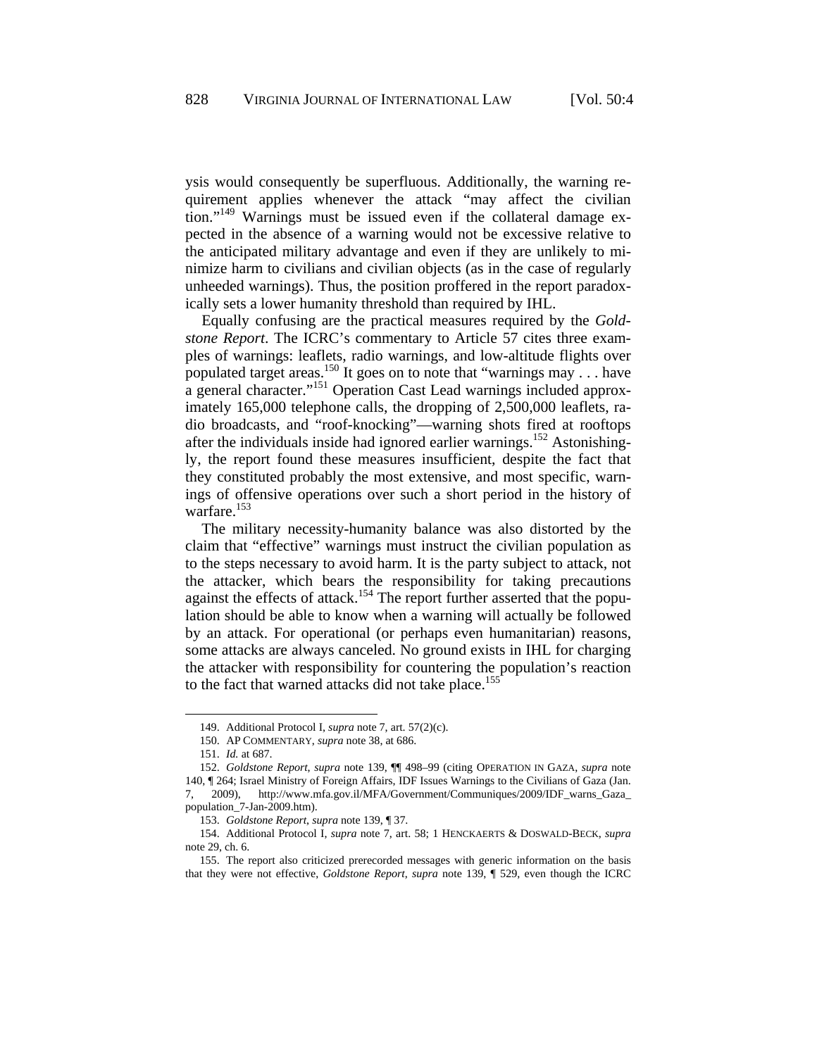ysis would consequently be superfluous. Additionally, the warning requirement applies whenever the attack "may affect the civilian tion."[149] Warnings must be issued even if the collateral damage expected in the absence of a warning would not be excessive relative to the anticipated military advantage and even if they are unlikely to minimize harm to civilians and civilian objects (as in the case of regularly unheeded warnings). Thus, the position proffered in the report paradoxically sets a lower humanity threshold than required by IHL.

Equally confusing are the practical measures required by the *Goldstone Report*. The ICRC's commentary to Article 57 cites three examples of warnings: leaflets, radio warnings, and low-altitude flights over populated target areas.[150] It goes on to note that "warnings may . . . have a general character."[151] Operation Cast Lead warnings included approximately 165,000 telephone calls, the dropping of 2,500,000 leaflets, radio broadcasts, and "roof-knocking"—warning shots fired at rooftops after the individuals inside had ignored earlier warnings.[152] Astonishingly, the report found these measures insufficient, despite the fact that they constituted probably the most extensive, and most specific, warnings of offensive operations over such a short period in the history of warfare.[153]

The military necessity-humanity balance was also distorted by the claim that "effective" warnings must instruct the civilian population as to the steps necessary to avoid harm. It is the party subject to attack, not the attacker, which bears the responsibility for taking precautions against the effects of attack.[154] The report further asserted that the population should be able to know when a warning will actually be followed by an attack. For operational (or perhaps even humanitarian) reasons, some attacks are always canceled. No ground exists in IHL for charging the attacker with responsibility for countering the population's reaction to the fact that warned attacks did not take place.[155]

---

149. Additional Protocol I, *supra* note 7, art. 57(2)(c).

150. AP COMMENTARY, *supra* note 38, at 686.

151. *Id.* at 687.

152. *Goldstone Report*, *supra* note 139, ¶¶ 498–99 (citing OPERATION IN GAZA, *supra* note 140, ¶ 264; Israel Ministry of Foreign Affairs, IDF Issues Warnings to the Civilians of Gaza (Jan. 7, 2009), http://www.mfa.gov.il/MFA/Government/Communiques/2009/IDF_warns_Gaza_population_7-Jan-2009.htm).

153. *Goldstone Report*, *supra* note 139, ¶ 37.

154. Additional Protocol I, *supra* note 7, art. 58; 1 HENCKAERTS & DOSWALD-BECK, *supra* note 29, ch. 6.

155. The report also criticized prerecorded messages with generic information on the basis that they were not effective, *Goldstone Report*, *supra* note 139, ¶ 529, even though the ICRC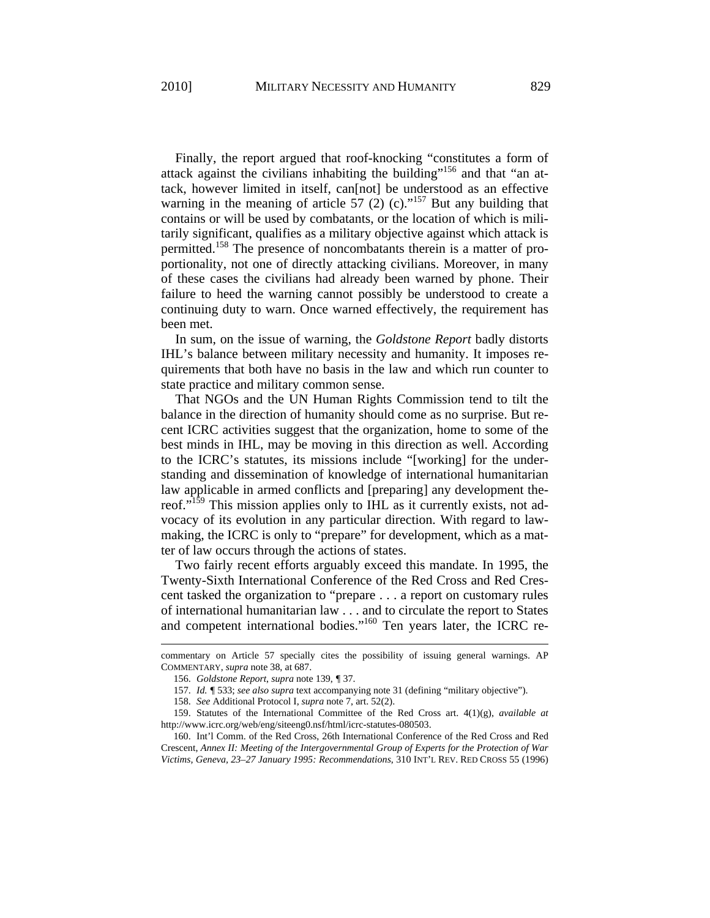Finally, the report argued that roof-knocking "constitutes a form of attack against the civilians inhabiting the building"[156] and that "an attack, however limited in itself, can[not] be understood as an effective warning in the meaning of article 57 (2) (c)."[157] But any building that contains or will be used by combatants, or the location of which is militarily significant, qualifies as a military objective against which attack is permitted.[158] The presence of noncombatants therein is a matter of proportionality, not one of directly attacking civilians. Moreover, in many of these cases the civilians had already been warned by phone. Their failure to heed the warning cannot possibly be understood to create a continuing duty to warn. Once warned effectively, the requirement has been met.

In sum, on the issue of warning, the *Goldstone Report* badly distorts IHL's balance between military necessity and humanity. It imposes requirements that both have no basis in the law and which run counter to state practice and military common sense.

That NGOs and the UN Human Rights Commission tend to tilt the balance in the direction of humanity should come as no surprise. But recent ICRC activities suggest that the organization, home to some of the best minds in IHL, may be moving in this direction as well. According to the ICRC's statutes, its missions include "[working] for the understanding and dissemination of knowledge of international humanitarian law applicable in armed conflicts and [preparing] any development thereof."[159] This mission applies only to IHL as it currently exists, not advocacy of its evolution in any particular direction. With regard to law-making, the ICRC is only to "prepare" for development, which as a matter of law occurs through the actions of states.

Two fairly recent efforts arguably exceed this mandate. In 1995, the Twenty-Sixth International Conference of the Red Cross and Red Crescent tasked the organization to "prepare . . . a report on customary rules of international humanitarian law . . . and to circulate the report to States and competent international bodies."[160] Ten years later, the ICRC re-

---

commentary on Article 57 specially cites the possibility of issuing general warnings. AP COMMENTARY, *supra* note 38, at 687.

156. *Goldstone Report*, *supra* note 139, ¶ 37.

157. *Id.* ¶ 533; *see also supra* text accompanying note 31 (defining "military objective").

158. *See* Additional Protocol I, *supra* note 7, art. 52(2).

159. Statutes of the International Committee of the Red Cross art. 4(1)(g), *available at* http://www.icrc.org/web/eng/siteeng0.nsf/html/icrc-statutes-080503.

160. Int'l Comm. of the Red Cross, 26th International Conference of the Red Cross and Red Crescent, *Annex II: Meeting of the Intergovernmental Group of Experts for the Protection of War Victims, Geneva, 23–27 January 1995: Recommendations*, 310 INT'L REV. RED CROSS 55 (1996)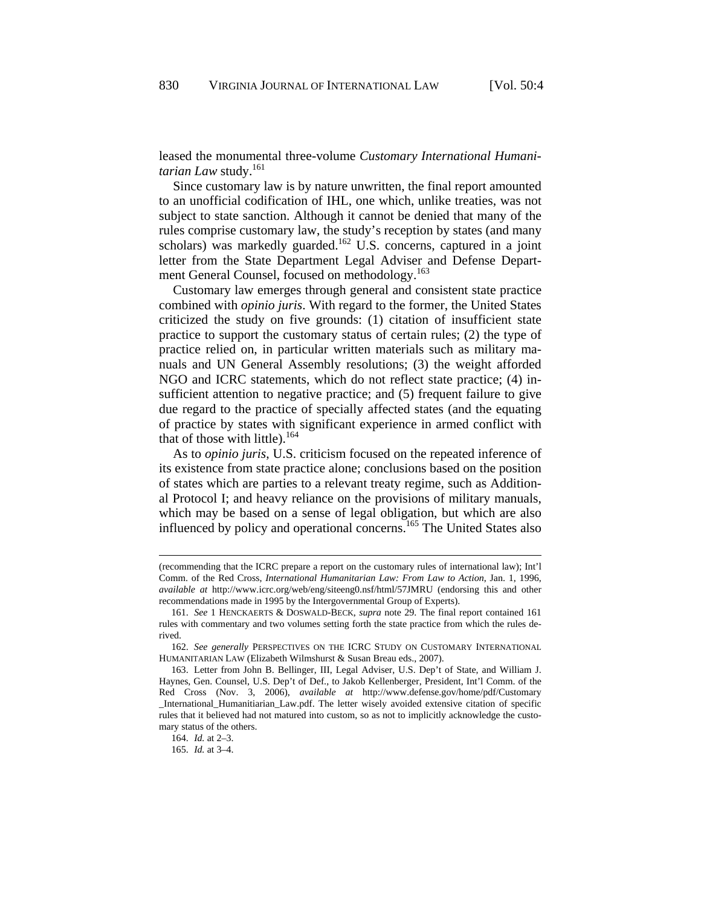leased the monumental three-volume *Customary International Humanitarian Law* study.[161]

Since customary law is by nature unwritten, the final report amounted to an unofficial codification of IHL, one which, unlike treaties, was not subject to state sanction. Although it cannot be denied that many of the rules comprise customary law, the study's reception by states (and many scholars) was markedly guarded.[162] U.S. concerns, captured in a joint letter from the State Department Legal Adviser and Defense Department General Counsel, focused on methodology.[163]

Customary law emerges through general and consistent state practice combined with *opinio juris*. With regard to the former, the United States criticized the study on five grounds: (1) citation of insufficient state practice to support the customary status of certain rules; (2) the type of practice relied on, in particular written materials such as military manuals and UN General Assembly resolutions; (3) the weight afforded NGO and ICRC statements, which do not reflect state practice; (4) insufficient attention to negative practice; and (5) frequent failure to give due regard to the practice of specially affected states (and the equating of practice by states with significant experience in armed conflict with that of those with little).[164]

As to *opinio juris*, U.S. criticism focused on the repeated inference of its existence from state practice alone; conclusions based on the position of states which are parties to a relevant treaty regime, such as Additional Protocol I; and heavy reliance on the provisions of military manuals, which may be based on a sense of legal obligation, but which are also influenced by policy and operational concerns.[165] The United States also

---

(recommending that the ICRC prepare a report on the customary rules of international law); Int'l Comm. of the Red Cross, *International Humanitarian Law: From Law to Action*, Jan. 1, 1996, *available at* http://www.icrc.org/web/eng/siteeng0.nsf/html/57JMRU (endorsing this and other recommendations made in 1995 by the Intergovernmental Group of Experts).

161. *See* 1 HENCKAERTS & DOSWALD-BECK, *supra* note 29. The final report contained 161 rules with commentary and two volumes setting forth the state practice from which the rules derived.

162. *See generally* PERSPECTIVES ON THE ICRC STUDY ON CUSTOMARY INTERNATIONAL HUMANITARIAN LAW (Elizabeth Wilmshurst & Susan Breau eds., 2007).

163. Letter from John B. Bellinger, III, Legal Adviser, U.S. Dep't of State, and William J. Haynes, Gen. Counsel, U.S. Dep't of Def., to Jakob Kellenberger, President, Int'l Comm. of the Red Cross (Nov. 3, 2006), *available at* http://www.defense.gov/home/pdf/Customary_International_Humanitiarian_Law.pdf. The letter wisely avoided extensive citation of specific rules that it believed had not matured into custom, so as not to implicitly acknowledge the customary status of the others.

164. *Id.* at 2–3.

165. *Id.* at 3–4.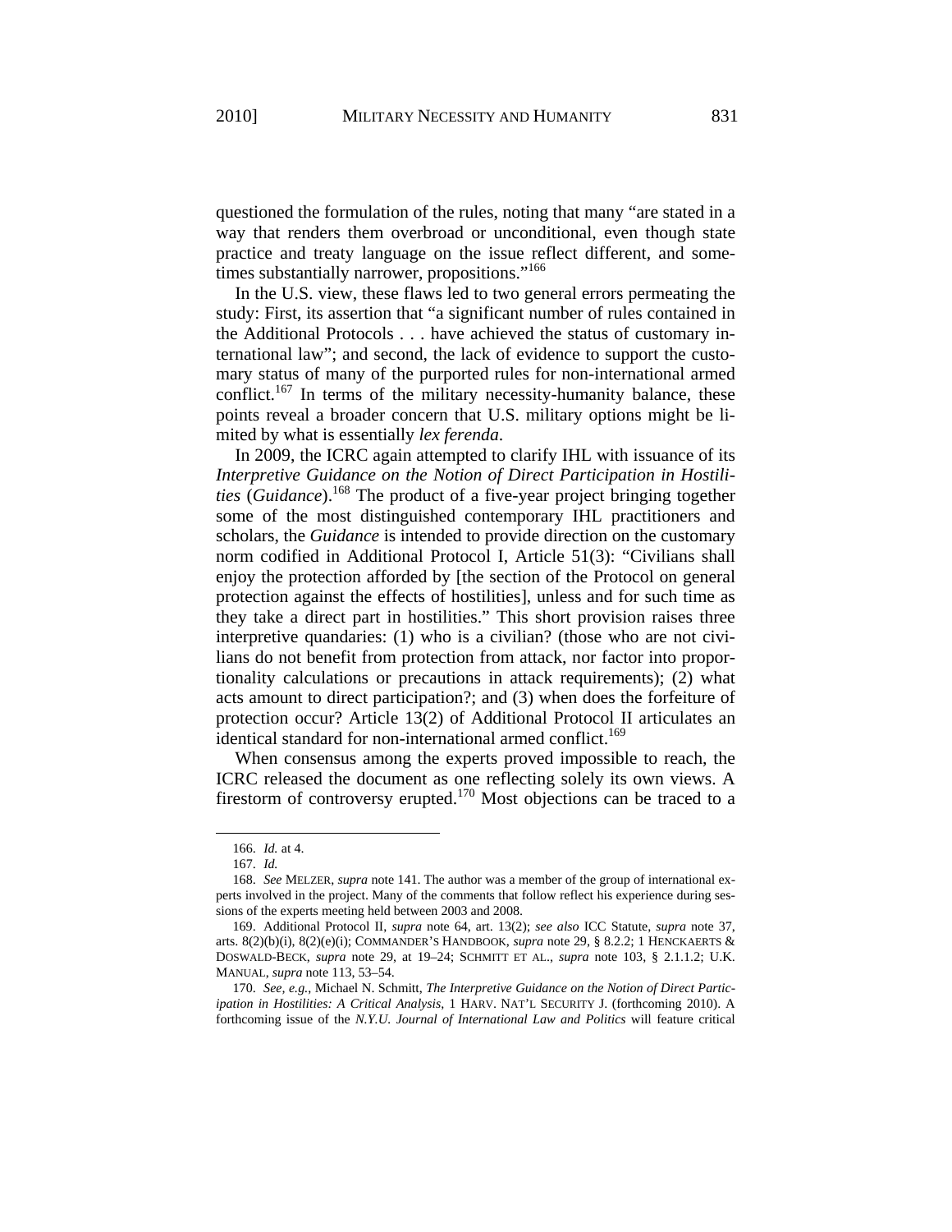questioned the formulation of the rules, noting that many "are stated in a way that renders them overbroad or unconditional, even though state practice and treaty language on the issue reflect different, and sometimes substantially narrower, propositions."[166]

In the U.S. view, these flaws led to two general errors permeating the study: First, its assertion that "a significant number of rules contained in the Additional Protocols . . . have achieved the status of customary international law"; and second, the lack of evidence to support the customary status of many of the purported rules for non-international armed conflict.[167] In terms of the military necessity-humanity balance, these points reveal a broader concern that U.S. military options might be limited by what is essentially *lex ferenda*.

In 2009, the ICRC again attempted to clarify IHL with issuance of its *Interpretive Guidance on the Notion of Direct Participation in Hostilities* (*Guidance*).[168] The product of a five-year project bringing together some of the most distinguished contemporary IHL practitioners and scholars, the *Guidance* is intended to provide direction on the customary norm codified in Additional Protocol I, Article 51(3): "Civilians shall enjoy the protection afforded by [the section of the Protocol on general protection against the effects of hostilities], unless and for such time as they take a direct part in hostilities." This short provision raises three interpretive quandaries: (1) who is a civilian? (those who are not civilians do not benefit from protection from attack, nor factor into proportionality calculations or precautions in attack requirements); (2) what acts amount to direct participation?; and (3) when does the forfeiture of protection occur? Article 13(2) of Additional Protocol II articulates an identical standard for non-international armed conflict.[169]

When consensus among the experts proved impossible to reach, the ICRC released the document as one reflecting solely its own views. A firestorm of controversy erupted.[170] Most objections can be traced to a

---

166. *Id.* at 4.

167. *Id.*

168. *See* MELZER, *supra* note 141. The author was a member of the group of international experts involved in the project. Many of the comments that follow reflect his experience during sessions of the experts meeting held between 2003 and 2008.

169. Additional Protocol II, *supra* note 64, art. 13(2); *see also* ICC Statute, *supra* note 37, arts. 8(2)(b)(i), 8(2)(e)(i); COMMANDER'S HANDBOOK, *supra* note 29, § 8.2.2; 1 HENCKAERTS & DOSWALD-BECK, *supra* note 29, at 19–24; SCHMITT ET AL., *supra* note 103, § 2.1.1.2; U.K. MANUAL, *supra* note 113, 53–54.

170. *See, e.g.*, Michael N. Schmitt, *The Interpretive Guidance on the Notion of Direct Participation in Hostilities: A Critical Analysis*, 1 HARV. NAT'L SECURITY J. (forthcoming 2010). A forthcoming issue of the *N.Y.U. Journal of International Law and Politics* will feature critical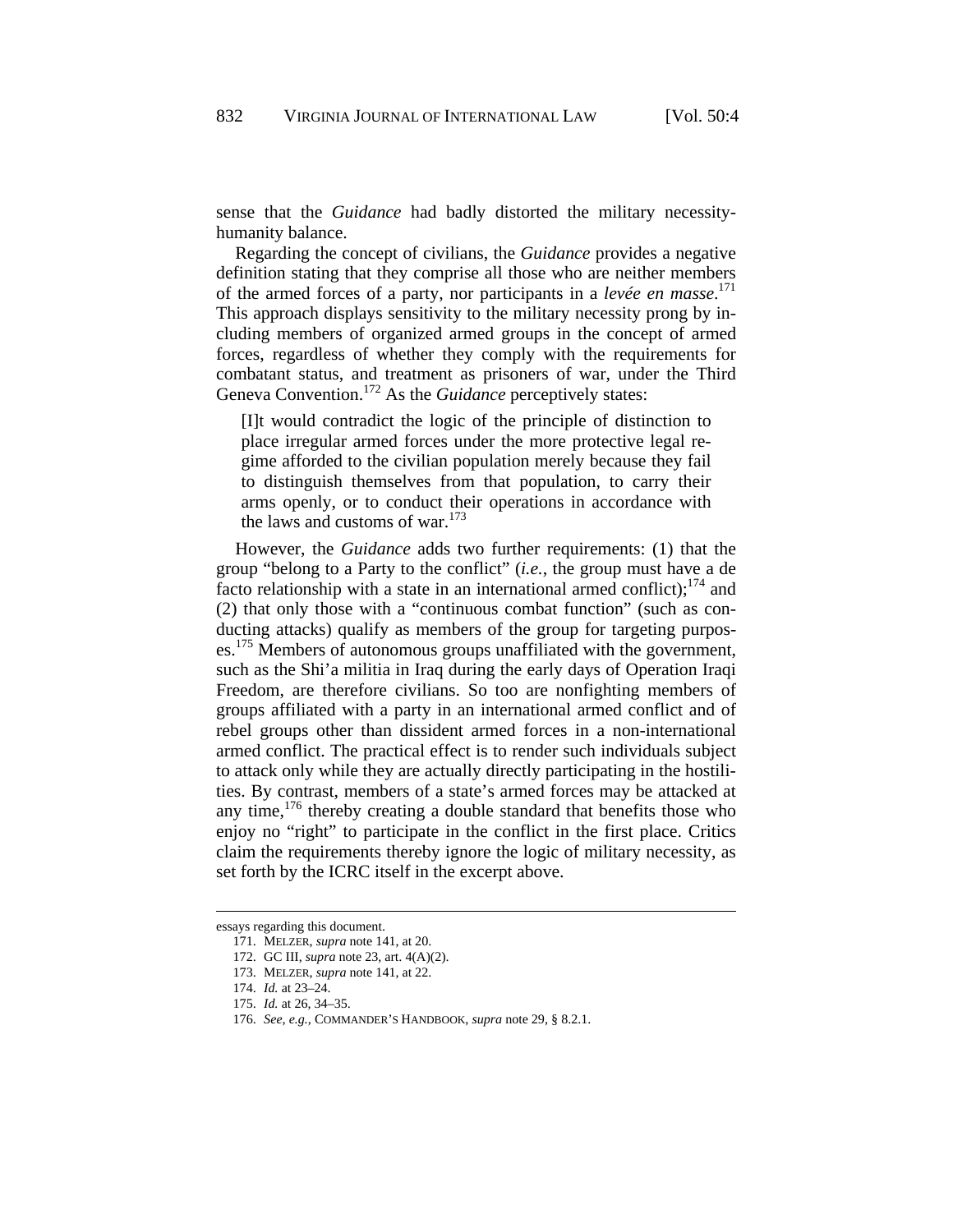sense that the *Guidance* had badly distorted the military necessity-humanity balance.

Regarding the concept of civilians, the *Guidance* provides a negative definition stating that they comprise all those who are neither members of the armed forces of a party, nor participants in a *levée en masse*.[171] This approach displays sensitivity to the military necessity prong by including members of organized armed groups in the concept of armed forces, regardless of whether they comply with the requirements for combatant status, and treatment as prisoners of war, under the Third Geneva Convention.[172] As the *Guidance* perceptively states:

> [I]t would contradict the logic of the principle of distinction to place irregular armed forces under the more protective legal regime afforded to the civilian population merely because they fail to distinguish themselves from that population, to carry their arms openly, or to conduct their operations in accordance with the laws and customs of war.[173]

However, the *Guidance* adds two further requirements: (1) that the group "belong to a Party to the conflict" (*i.e.*, the group must have a de facto relationship with a state in an international armed conflict);[174] and (2) that only those with a "continuous combat function" (such as conducting attacks) qualify as members of the group for targeting purposes.[175] Members of autonomous groups unaffiliated with the government, such as the Shi'a militia in Iraq during the early days of Operation Iraqi Freedom, are therefore civilians. So too are nonfighting members of groups affiliated with a party in an international armed conflict and of rebel groups other than dissident armed forces in a non-international armed conflict. The practical effect is to render such individuals subject to attack only while they are actually directly participating in the hostilities. By contrast, members of a state's armed forces may be attacked at any time,[176] thereby creating a double standard that benefits those who enjoy no "right" to participate in the conflict in the first place. Critics claim the requirements thereby ignore the logic of military necessity, as set forth by the ICRC itself in the excerpt above.

---

essays regarding this document.

171. MELZER, *supra* note 141, at 20.

172. GC III, *supra* note 23, art. 4(A)(2).

173. MELZER, *supra* note 141, at 22.

174. *Id.* at 23–24.

175. *Id.* at 26, 34–35.

176. *See, e.g.*, COMMANDER'S HANDBOOK, *supra* note 29, § 8.2.1.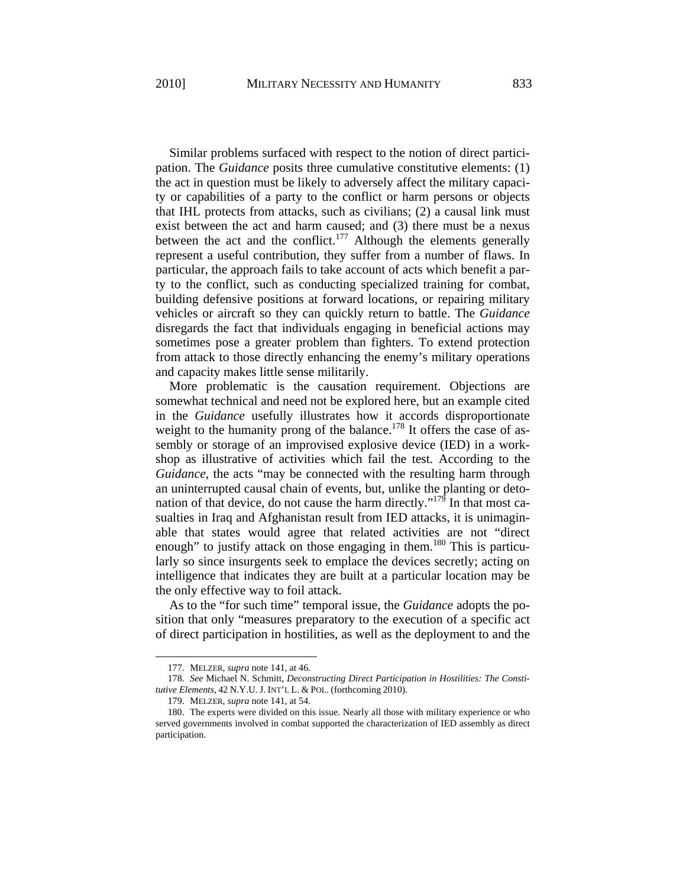Similar problems surfaced with respect to the notion of direct participation. The *Guidance* posits three cumulative constitutive elements: (1) the act in question must be likely to adversely affect the military capacity or capabilities of a party to the conflict or harm persons or objects that IHL protects from attacks, such as civilians; (2) a causal link must exist between the act and harm caused; and (3) there must be a nexus between the act and the conflict.[177] Although the elements generally represent a useful contribution, they suffer from a number of flaws. In particular, the approach fails to take account of acts which benefit a party to the conflict, such as conducting specialized training for combat, building defensive positions at forward locations, or repairing military vehicles or aircraft so they can quickly return to battle. The *Guidance* disregards the fact that individuals engaging in beneficial actions may sometimes pose a greater problem than fighters. To extend protection from attack to those directly enhancing the enemy's military operations and capacity makes little sense militarily.

More problematic is the causation requirement. Objections are somewhat technical and need not be explored here, but an example cited in the *Guidance* usefully illustrates how it accords disproportionate weight to the humanity prong of the balance.[178] It offers the case of assembly or storage of an improvised explosive device (IED) in a workshop as illustrative of activities which fail the test. According to the *Guidance*, the acts "may be connected with the resulting harm through an uninterrupted causal chain of events, but, unlike the planting or detonation of that device, do not cause the harm directly."[179] In that most casualties in Iraq and Afghanistan result from IED attacks, it is unimaginable that states would agree that related activities are not "direct enough" to justify attack on those engaging in them.[180] This is particularly so since insurgents seek to emplace the devices secretly; acting on intelligence that indicates they are built at a particular location may be the only effective way to foil attack.

As to the "for such time" temporal issue, the *Guidance* adopts the position that only "measures preparatory to the execution of a specific act of direct participation in hostilities, as well as the deployment to and the

177. MELZER, *supra* note 141, at 46.

178. *See* Michael N. Schmitt, *Deconstructing Direct Participation in Hostilities: The Constitutive Elements*, 42 N.Y.U. J. INT'L L. & POL. (forthcoming 2010).

179. MELZER, *supra* note 141, at 54.

180. The experts were divided on this issue. Nearly all those with military experience or who served governments involved in combat supported the characterization of IED assembly as direct participation.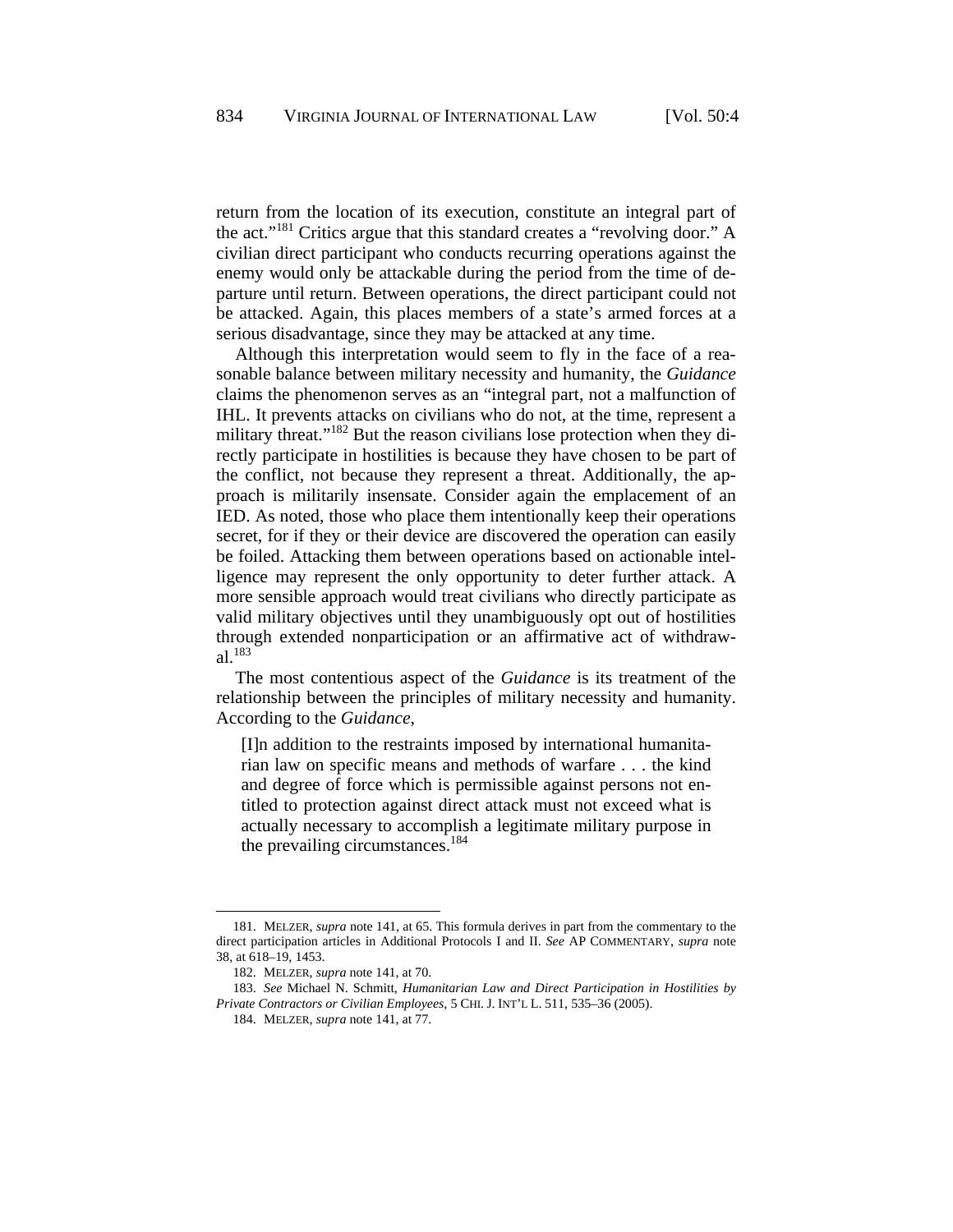return from the location of its execution, constitute an integral part of the act."[181] Critics argue that this standard creates a "revolving door." A civilian direct participant who conducts recurring operations against the enemy would only be attackable during the period from the time of departure until return. Between operations, the direct participant could not be attacked. Again, this places members of a state's armed forces at a serious disadvantage, since they may be attacked at any time.

Although this interpretation would seem to fly in the face of a reasonable balance between military necessity and humanity, the *Guidance* claims the phenomenon serves as an "integral part, not a malfunction of IHL. It prevents attacks on civilians who do not, at the time, represent a military threat."[182] But the reason civilians lose protection when they directly participate in hostilities is because they have chosen to be part of the conflict, not because they represent a threat. Additionally, the approach is militarily insensate. Consider again the emplacement of an IED. As noted, those who place them intentionally keep their operations secret, for if they or their device are discovered the operation can easily be foiled. Attacking them between operations based on actionable intelligence may represent the only opportunity to deter further attack. A more sensible approach would treat civilians who directly participate as valid military objectives until they unambiguously opt out of hostilities through extended nonparticipation or an affirmative act of withdrawal.[183]

The most contentious aspect of the *Guidance* is its treatment of the relationship between the principles of military necessity and humanity. According to the *Guidance*,

> [I]n addition to the restraints imposed by international humanitarian law on specific means and methods of warfare . . . the kind and degree of force which is permissible against persons not entitled to protection against direct attack must not exceed what is actually necessary to accomplish a legitimate military purpose in the prevailing circumstances.[184]

---

181. MELZER, *supra* note 141, at 65. This formula derives in part from the commentary to the direct participation articles in Additional Protocols I and II. *See* AP COMMENTARY, *supra* note 38, at 618–19, 1453.

182. MELZER, *supra* note 141, at 70.

183. *See* Michael N. Schmitt, *Humanitarian Law and Direct Participation in Hostilities by Private Contractors or Civilian Employees*, 5 CHI. J. INT'L L. 511, 535–36 (2005).

184. MELZER, *supra* note 141, at 77.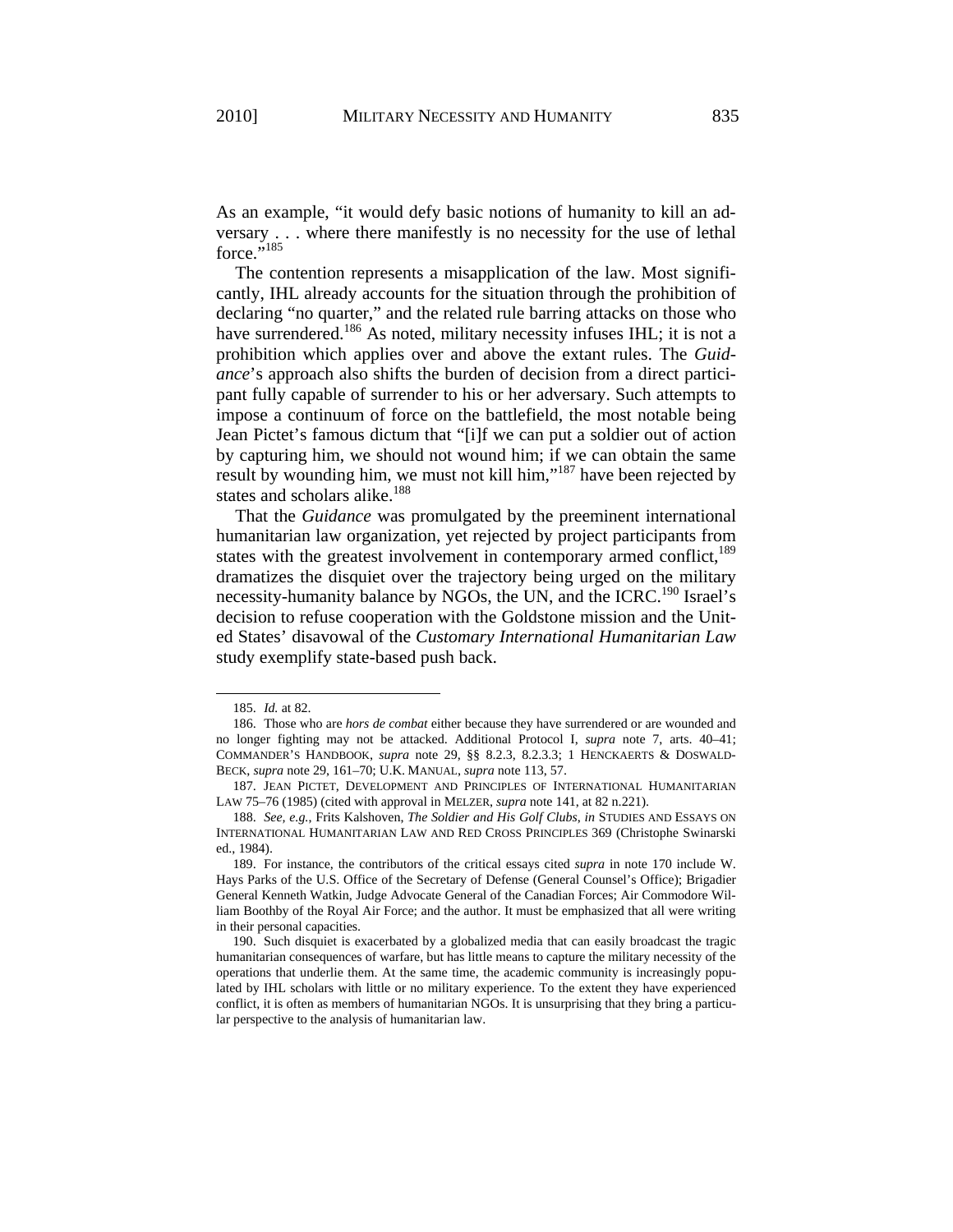As an example, "it would defy basic notions of humanity to kill an adversary . . . where there manifestly is no necessity for the use of lethal force."[185]

The contention represents a misapplication of the law. Most significantly, IHL already accounts for the situation through the prohibition of declaring "no quarter," and the related rule barring attacks on those who have surrendered.[186] As noted, military necessity infuses IHL; it is not a prohibition which applies over and above the extant rules. The *Guidance*'s approach also shifts the burden of decision from a direct participant fully capable of surrender to his or her adversary. Such attempts to impose a continuum of force on the battlefield, the most notable being Jean Pictet's famous dictum that "[i]f we can put a soldier out of action by capturing him, we should not wound him; if we can obtain the same result by wounding him, we must not kill him,"[187] have been rejected by states and scholars alike.[188]

That the *Guidance* was promulgated by the preeminent international humanitarian law organization, yet rejected by project participants from states with the greatest involvement in contemporary armed conflict,[189] dramatizes the disquiet over the trajectory being urged on the military necessity-humanity balance by NGOs, the UN, and the ICRC.[190] Israel's decision to refuse cooperation with the Goldstone mission and the United States' disavowal of the *Customary International Humanitarian Law* study exemplify state-based push back.

---

185. *Id.* at 82.

186. Those who are *hors de combat* either because they have surrendered or are wounded and no longer fighting may not be attacked. Additional Protocol I, *supra* note 7, arts. 40–41; COMMANDER'S HANDBOOK, *supra* note 29, §§ 8.2.3, 8.2.3.3; 1 HENCKAERTS & DOSWALD-BECK, *supra* note 29, 161–70; U.K. MANUAL, *supra* note 113, 57.

187. JEAN PICTET, DEVELOPMENT AND PRINCIPLES OF INTERNATIONAL HUMANITARIAN LAW 75–76 (1985) (cited with approval in MELZER, *supra* note 141, at 82 n.221).

188. *See, e.g.*, Frits Kalshoven, *The Soldier and His Golf Clubs*, *in* STUDIES AND ESSAYS ON INTERNATIONAL HUMANITARIAN LAW AND RED CROSS PRINCIPLES 369 (Christophe Swinarski ed., 1984).

189. For instance, the contributors of the critical essays cited *supra* in note 170 include W. Hays Parks of the U.S. Office of the Secretary of Defense (General Counsel's Office); Brigadier General Kenneth Watkin, Judge Advocate General of the Canadian Forces; Air Commodore William Boothby of the Royal Air Force; and the author. It must be emphasized that all were writing in their personal capacities.

190. Such disquiet is exacerbated by a globalized media that can easily broadcast the tragic humanitarian consequences of warfare, but has little means to capture the military necessity of the operations that underlie them. At the same time, the academic community is increasingly populated by IHL scholars with little or no military experience. To the extent they have experienced conflict, it is often as members of humanitarian NGOs. It is unsurprising that they bring a particular perspective to the analysis of humanitarian law.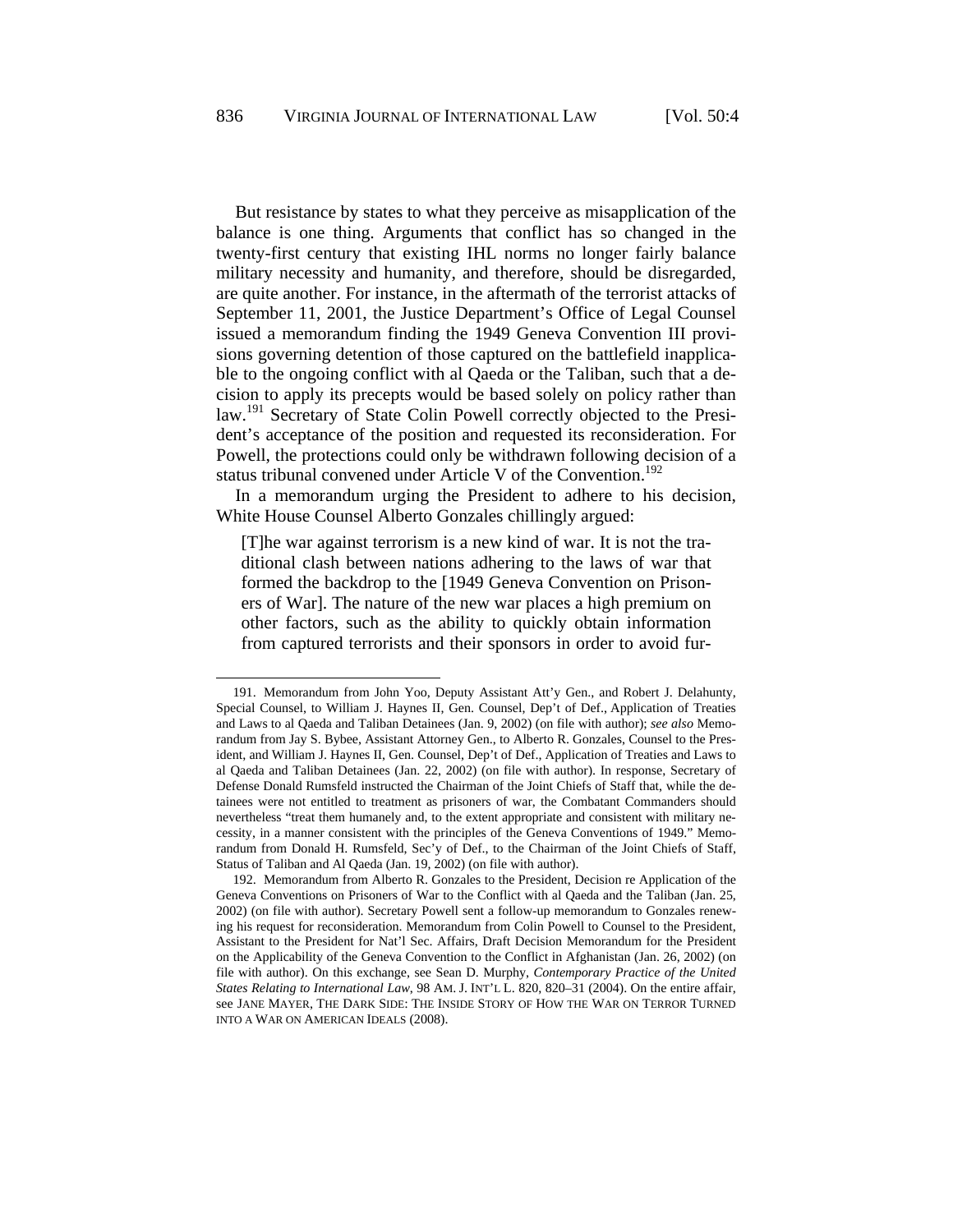But resistance by states to what they perceive as misapplication of the balance is one thing. Arguments that conflict has so changed in the twenty-first century that existing IHL norms no longer fairly balance military necessity and humanity, and therefore, should be disregarded, are quite another. For instance, in the aftermath of the terrorist attacks of September 11, 2001, the Justice Department's Office of Legal Counsel issued a memorandum finding the 1949 Geneva Convention III provisions governing detention of those captured on the battlefield inapplicable to the ongoing conflict with al Qaeda or the Taliban, such that a decision to apply its precepts would be based solely on policy rather than law.[191] Secretary of State Colin Powell correctly objected to the President's acceptance of the position and requested its reconsideration. For Powell, the protections could only be withdrawn following decision of a status tribunal convened under Article V of the Convention.[192]

In a memorandum urging the President to adhere to his decision, White House Counsel Alberto Gonzales chillingly argued:

> [T]he war against terrorism is a new kind of war. It is not the traditional clash between nations adhering to the laws of war that formed the backdrop to the [1949 Geneva Convention on Prisoners of War]. The nature of the new war places a high premium on other factors, such as the ability to quickly obtain information from captured terrorists and their sponsors in order to avoid fur-

---

191. Memorandum from John Yoo, Deputy Assistant Att'y Gen., and Robert J. Delahunty, Special Counsel, to William J. Haynes II, Gen. Counsel, Dep't of Def., Application of Treaties and Laws to al Qaeda and Taliban Detainees (Jan. 9, 2002) (on file with author); *see also* Memorandum from Jay S. Bybee, Assistant Attorney Gen., to Alberto R. Gonzales, Counsel to the President, and William J. Haynes II, Gen. Counsel, Dep't of Def., Application of Treaties and Laws to al Qaeda and Taliban Detainees (Jan. 22, 2002) (on file with author). In response, Secretary of Defense Donald Rumsfeld instructed the Chairman of the Joint Chiefs of Staff that, while the detainees were not entitled to treatment as prisoners of war, the Combatant Commanders should nevertheless "treat them humanely and, to the extent appropriate and consistent with military necessity, in a manner consistent with the principles of the Geneva Conventions of 1949." Memorandum from Donald H. Rumsfeld, Sec'y of Def., to the Chairman of the Joint Chiefs of Staff, Status of Taliban and Al Qaeda (Jan. 19, 2002) (on file with author).

192. Memorandum from Alberto R. Gonzales to the President, Decision re Application of the Geneva Conventions on Prisoners of War to the Conflict with al Qaeda and the Taliban (Jan. 25, 2002) (on file with author). Secretary Powell sent a follow-up memorandum to Gonzales renewing his request for reconsideration. Memorandum from Colin Powell to Counsel to the President, Assistant to the President for Nat'l Sec. Affairs, Draft Decision Memorandum for the President on the Applicability of the Geneva Convention to the Conflict in Afghanistan (Jan. 26, 2002) (on file with author). On this exchange, see Sean D. Murphy, *Contemporary Practice of the United States Relating to International Law*, 98 AM. J. INT'L L. 820, 820–31 (2004). On the entire affair, see JANE MAYER, THE DARK SIDE: THE INSIDE STORY OF HOW THE WAR ON TERROR TURNED INTO A WAR ON AMERICAN IDEALS (2008).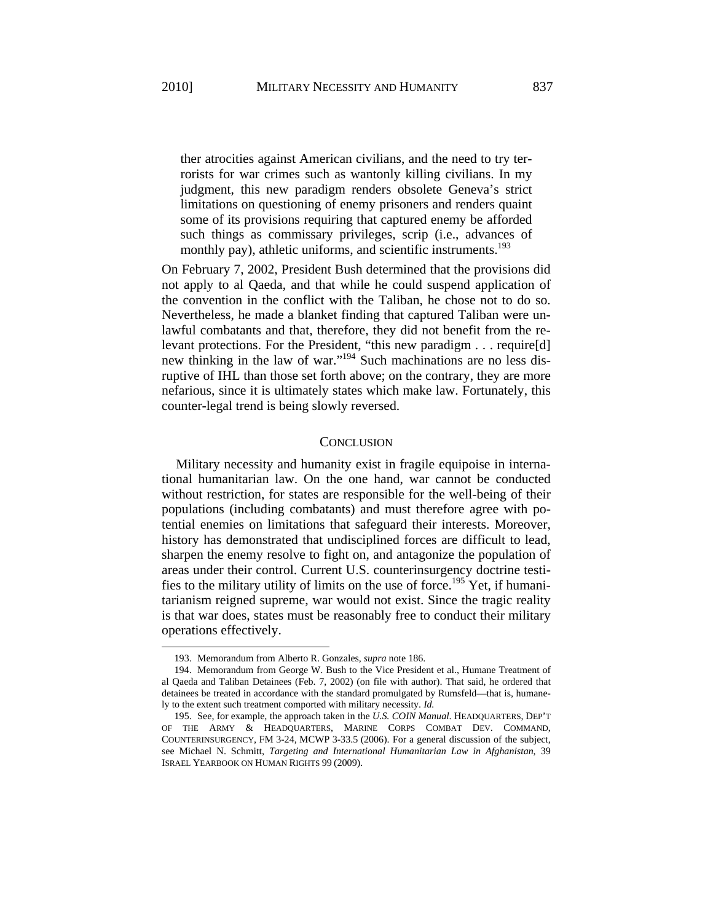> ther atrocities against American civilians, and the need to try terrorists for war crimes such as wantonly killing civilians. In my judgment, this new paradigm renders obsolete Geneva's strict limitations on questioning of enemy prisoners and renders quaint some of its provisions requiring that captured enemy be afforded such things as commissary privileges, scrip (i.e., advances of monthly pay), athletic uniforms, and scientific instruments.[193]

On February 7, 2002, President Bush determined that the provisions did not apply to al Qaeda, and that while he could suspend application of the convention in the conflict with the Taliban, he chose not to do so. Nevertheless, he made a blanket finding that captured Taliban were unlawful combatants and that, therefore, they did not benefit from the relevant protections. For the President, "this new paradigm . . . require[d] new thinking in the law of war."[194] Such machinations are no less disruptive of IHL than those set forth above; on the contrary, they are more nefarious, since it is ultimately states which make law. Fortunately, this counter-legal trend is being slowly reversed.

## CONCLUSION

Military necessity and humanity exist in fragile equipoise in international humanitarian law. On the one hand, war cannot be conducted without restriction, for states are responsible for the well-being of their populations (including combatants) and must therefore agree with potential enemies on limitations that safeguard their interests. Moreover, history has demonstrated that undisciplined forces are difficult to lead, sharpen the enemy resolve to fight on, and antagonize the population of areas under their control. Current U.S. counterinsurgency doctrine testifies to the military utility of limits on the use of force.[195] Yet, if humanitarianism reigned supreme, war would not exist. Since the tragic reality is that war does, states must be reasonably free to conduct their military operations effectively.

---

193. Memorandum from Alberto R. Gonzales, *supra* note 186.

194. Memorandum from George W. Bush to the Vice President et al., Humane Treatment of al Qaeda and Taliban Detainees (Feb. 7, 2002) (on file with author). That said, he ordered that detainees be treated in accordance with the standard promulgated by Rumsfeld—that is, humanely to the extent such treatment comported with military necessity. *Id.*

195. See, for example, the approach taken in the *U.S. COIN Manual*. HEADQUARTERS, DEP'T OF THE ARMY & HEADQUARTERS, MARINE CORPS COMBAT DEV. COMMAND, COUNTERINSURGENCY, FM 3-24, MCWP 3-33.5 (2006). For a general discussion of the subject, see Michael N. Schmitt, *Targeting and International Humanitarian Law in Afghanistan*, 39 ISRAEL YEARBOOK ON HUMAN RIGHTS 99 (2009).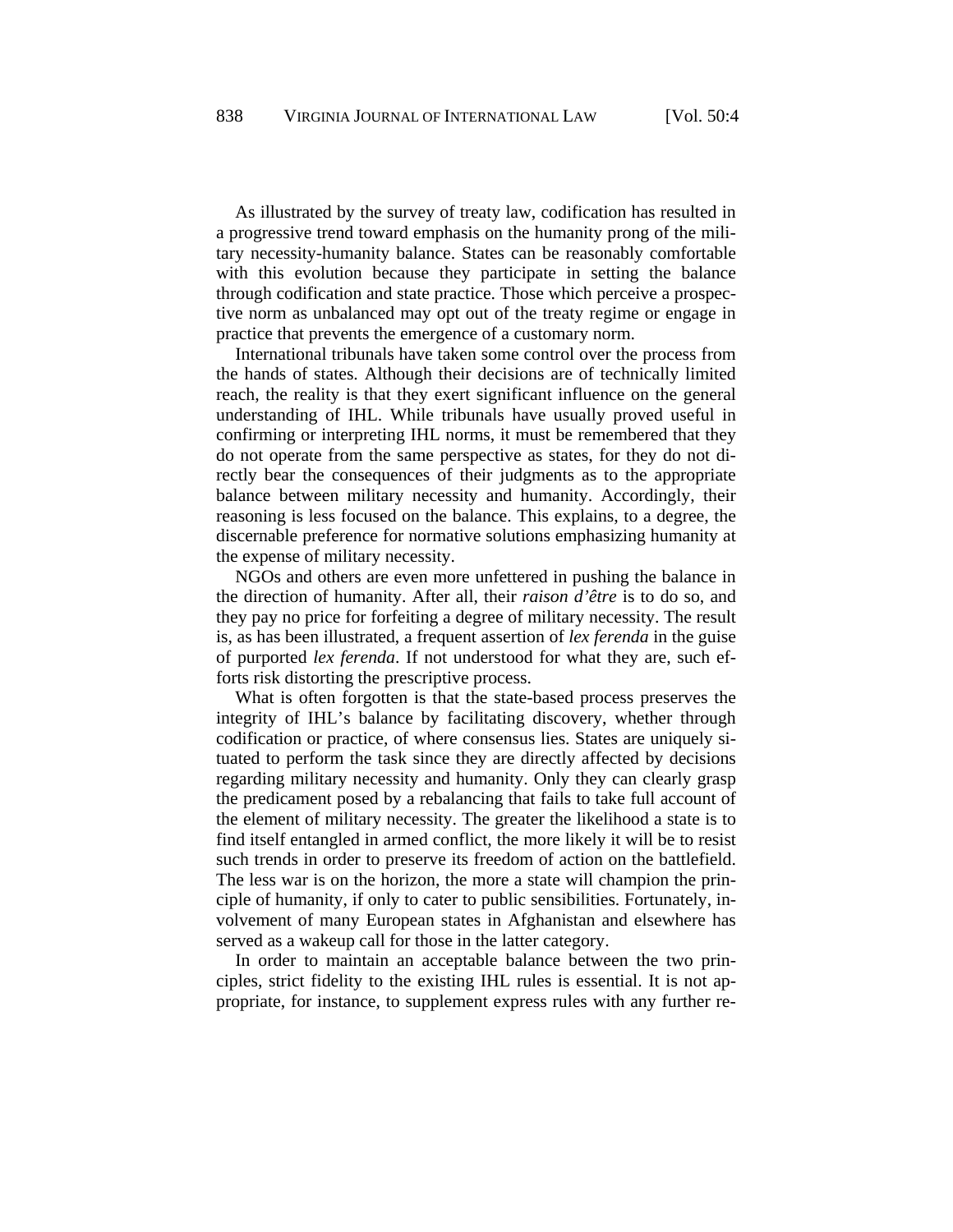As illustrated by the survey of treaty law, codification has resulted in a progressive trend toward emphasis on the humanity prong of the military necessity-humanity balance. States can be reasonably comfortable with this evolution because they participate in setting the balance through codification and state practice. Those which perceive a prospective norm as unbalanced may opt out of the treaty regime or engage in practice that prevents the emergence of a customary norm.

International tribunals have taken some control over the process from the hands of states. Although their decisions are of technically limited reach, the reality is that they exert significant influence on the general understanding of IHL. While tribunals have usually proved useful in confirming or interpreting IHL norms, it must be remembered that they do not operate from the same perspective as states, for they do not directly bear the consequences of their judgments as to the appropriate balance between military necessity and humanity. Accordingly, their reasoning is less focused on the balance. This explains, to a degree, the discernable preference for normative solutions emphasizing humanity at the expense of military necessity.

NGOs and others are even more unfettered in pushing the balance in the direction of humanity. After all, their *raison d'être* is to do so, and they pay no price for forfeiting a degree of military necessity. The result is, as has been illustrated, a frequent assertion of *lex ferenda* in the guise of purported *lex ferenda*. If not understood for what they are, such efforts risk distorting the prescriptive process.

What is often forgotten is that the state-based process preserves the integrity of IHL's balance by facilitating discovery, whether through codification or practice, of where consensus lies. States are uniquely situated to perform the task since they are directly affected by decisions regarding military necessity and humanity. Only they can clearly grasp the predicament posed by a rebalancing that fails to take full account of the element of military necessity. The greater the likelihood a state is to find itself entangled in armed conflict, the more likely it will be to resist such trends in order to preserve its freedom of action on the battlefield. The less war is on the horizon, the more a state will champion the principle of humanity, if only to cater to public sensibilities. Fortunately, involvement of many European states in Afghanistan and elsewhere has served as a wakeup call for those in the latter category.

In order to maintain an acceptable balance between the two principles, strict fidelity to the existing IHL rules is essential. It is not appropriate, for instance, to supplement express rules with any further re-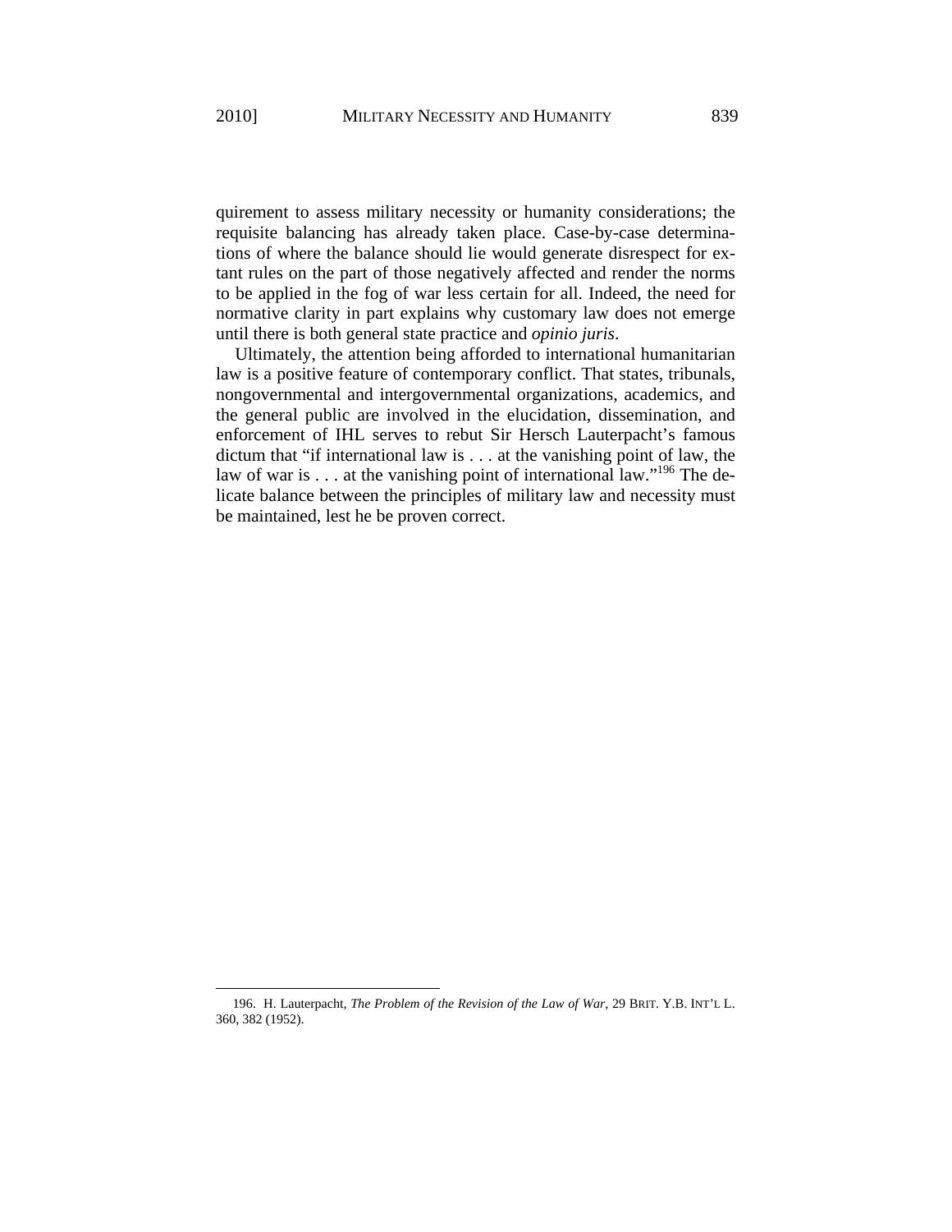quirement to assess military necessity or humanity considerations; the requisite balancing has already taken place. Case-by-case determinations of where the balance should lie would generate disrespect for extant rules on the part of those negatively affected and render the norms to be applied in the fog of war less certain for all. Indeed, the need for normative clarity in part explains why customary law does not emerge until there is both general state practice and *opinio juris*.

Ultimately, the attention being afforded to international humanitarian law is a positive feature of contemporary conflict. That states, tribunals, nongovernmental and intergovernmental organizations, academics, and the general public are involved in the elucidation, dissemination, and enforcement of IHL serves to rebut Sir Hersch Lauterpacht's famous dictum that "if international law is . . . at the vanishing point of law, the law of war is . . . at the vanishing point of international law."[196] The delicate balance between the principles of military law and necessity must be maintained, lest he be proven correct.

---

196. H. Lauterpacht, *The Problem of the Revision of the Law of War*, 29 BRIT. Y.B. INT'L L. 360, 382 (1952).